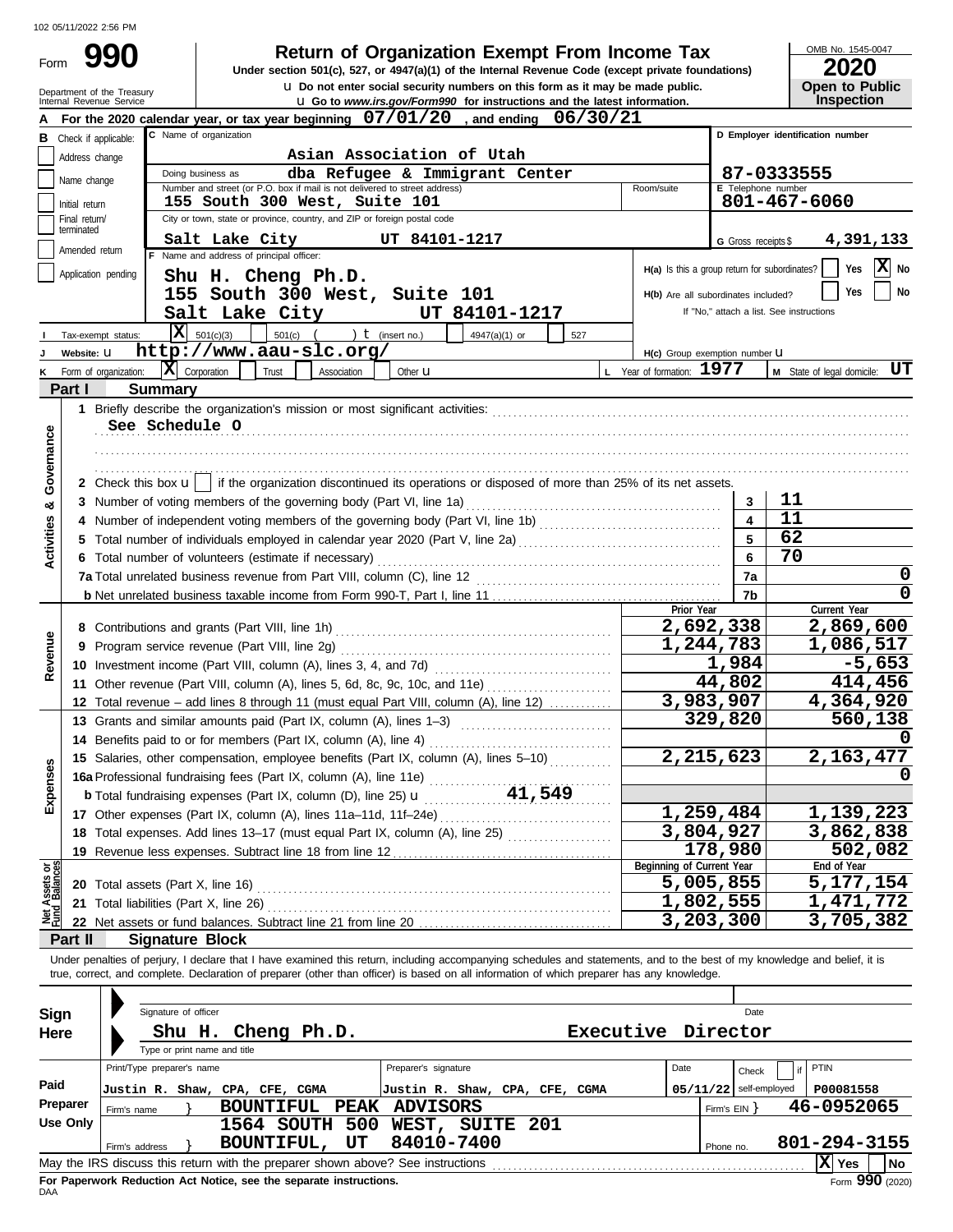102 05/11/2022 2:56 PM

# Form 990 — Return of Organization Exempt From Income Tax

Under section 501(c), 527, or 4947(a)(1) of the Internal Revenue Code (except private foundations)

u Do not enter social security numbers on this form as it may be made public.

u Go to *www.irs.gov/Form990* for instructions and the latest information.

Department of the Treasury
Internal Revenue Service

OMB No. 1545-0047

**2020**

**Open to Public Inspection**

**A** For the 2020 calendar year, or tax year beginning **07/01/20**, and ending **06/30/21**

**B** Check if applicable:
- Address change
- Name change
- Initial return
- Final return/terminated
- Amended return
- Application pending

**C** Name of organization: **Asian Association of Utah**

Doing business as: **dba Refugee & Immigrant Center**

Number and street (or P.O. box if mail is not delivered to street address): **155 South 300 West, Suite 101** Room/suite

City or town, state or province, country, and ZIP or foreign postal code: **Salt Lake City UT 84101-1217**

**D** Employer identification number: **87-0333555**

**E** Telephone number: **801-467-6060**

**G** Gross receipts $ **4,391,133**

**F** Name and address of principal officer:
**Shu H. Cheng Ph.D.**
**155 South 300 West, Suite 101**
**Salt Lake City UT 84101-1217**

H(a) Is this a group return for subordinates? Yes [X] No

H(b) Are all subordinates included? Yes No
If "No," attach a list. See instructions

**I** Tax-exempt status: [X] 501(c)(3) 501(c) ( ) t (insert no.) 4947(a)(1) or 527

**J** Website: u **http://www.aau-slc.org/**

H(c) Group exemption number u

**K** Form of organization: [X] Corporation Trust Association Other u

**L** Year of formation: **1977**

**M** State of legal domicile: **UT**

## Part I Summary

**Activities & Governance**

1 Briefly describe the organization's mission or most significant activities:
**See Schedule O**

2 Check this box u [ ] if the organization discontinued its operations or disposed of more than 25% of its net assets.

| | | | |
|---|---|---|---|
| 3 | Number of voting members of the governing body (Part VI, line 1a) | 3 | 11 |
| 4 | Number of independent voting members of the governing body (Part VI, line 1b) | 4 | 11 |
| 5 | Total number of individuals employed in calendar year 2020 (Part V, line 2a) | 5 | 62 |
| 6 | Total number of volunteers (estimate if necessary) | 6 | 70 |
| 7a | Total unrelated business revenue from Part VIII, column (C), line 12 | 7a | 0 |
| b | Net unrelated business taxable income from Form 990-T, Part I, line 11 | 7b | 0 |

| | | | Prior Year | Current Year |
|---|---|---|---|---|
| **Revenue** | 8 | Contributions and grants (Part VIII, line 1h) | 2,692,338 | 2,869,600 |
| | 9 | Program service revenue (Part VIII, line 2g) | 1,244,783 | 1,086,517 |
| | 10 | Investment income (Part VIII, column (A), lines 3, 4, and 7d) | 1,984 | -5,653 |
| | 11 | Other revenue (Part VIII, column (A), lines 5, 6d, 8c, 9c, 10c, and 11e) | 44,802 | 414,456 |
| | 12 | Total revenue – add lines 8 through 11 (must equal Part VIII, column (A), line 12) | 3,983,907 | 4,364,920 |
| **Expenses** | 13 | Grants and similar amounts paid (Part IX, column (A), lines 1–3) | 329,820 | 560,138 |
| | 14 | Benefits paid to or for members (Part IX, column (A), line 4) | | 0 |
| | 15 | Salaries, other compensation, employee benefits (Part IX, column (A), lines 5–10) | 2,215,623 | 2,163,477 |
| | 16a | Professional fundraising fees (Part IX, column (A), line 11e) | | 0 |
| | b | Total fundraising expenses (Part IX, column (D), line 25) u 41,549 | | |
| | 17 | Other expenses (Part IX, column (A), lines 11a–11d, 11f–24e) | 1,259,484 | 1,139,223 |
| | 18 | Total expenses. Add lines 13–17 (must equal Part IX, column (A), line 25) | 3,804,927 | 3,862,838 |
| | 19 | Revenue less expenses. Subtract line 18 from line 12 | 178,980 | 502,082 |
| | | | **Beginning of Current Year** | **End of Year** |
| **Net Assets or Fund Balances** | 20 | Total assets (Part X, line 16) | 5,005,855 | 5,177,154 |
| | 21 | Total liabilities (Part X, line 26) | 1,802,555 | 1,471,772 |
| | 22 | Net assets or fund balances. Subtract line 21 from line 20 | 3,203,300 | 3,705,382 |

## Part II Signature Block

Under penalties of perjury, I declare that I have examined this return, including accompanying schedules and statements, and to the best of my knowledge and belief, it is true, correct, and complete. Declaration of preparer (other than officer) is based on all information of which preparer has any knowledge.

**Sign Here**

Signature of officer — Date

**Shu H. Cheng Ph.D. — Executive Director**

Type or print name and title

**Paid Preparer Use Only**

| Print/Type preparer's name | Preparer's signature | Date | Check if self-employed | PTIN |
|---|---|---|---|---|
| Justin R. Shaw, CPA, CFE, CGMA | Justin R. Shaw, CPA, CFE, CGMA | 05/11/22 | | P00081558 |

Firm's name } **BOUNTIFUL PEAK ADVISORS** — Firm's EIN } **46-0952065**

Firm's address } **1564 SOUTH 500 WEST, SUITE 201, BOUNTIFUL, UT 84010-7400** — Phone no. **801-294-3155**

May the IRS discuss this return with the preparer shown above? See instructions [X] Yes [ ] No

**For Paperwork Reduction Act Notice, see the separate instructions.**

DAA

Form **990** (2020)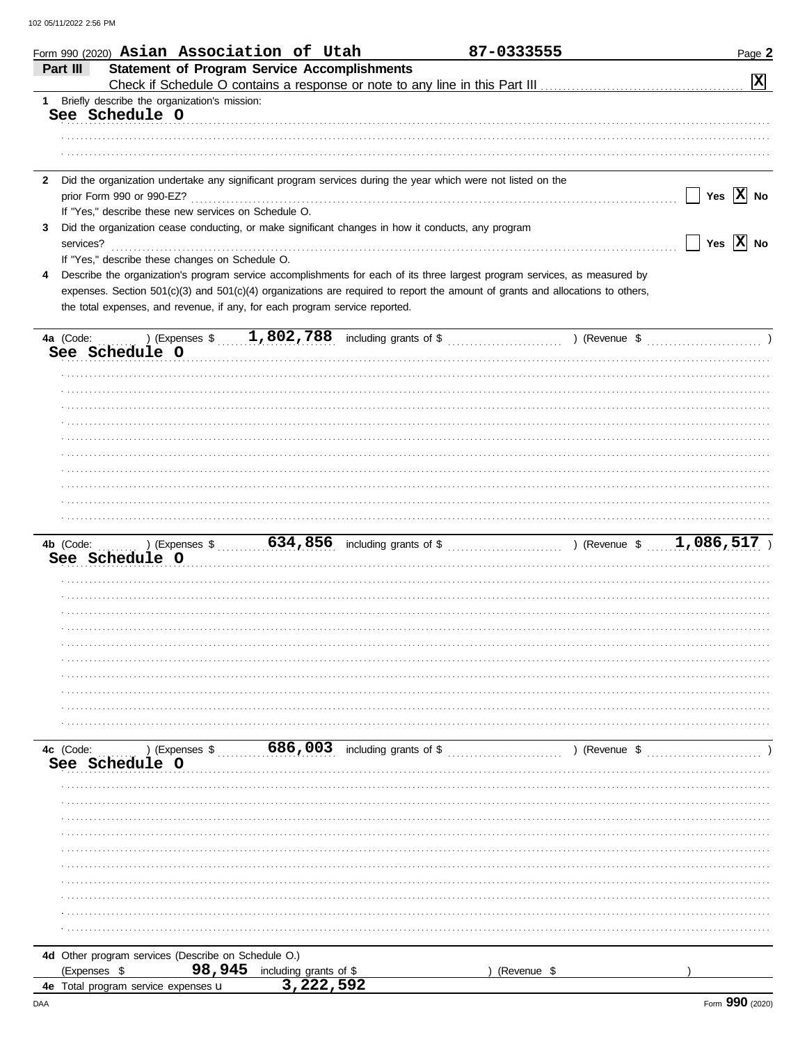Form 990 (2020) **Asian Association of Utah** **87-0333555**

## Part III Statement of Program Service Accomplishments

Check if Schedule O contains a response or note to any line in this Part III .......... **X**

**1** Briefly describe the organization's mission:

See Schedule O

**2** Did the organization undertake any significant program services during the year which were not listed on the prior Form 990 or 990-EZ? .......... Yes **X** No

If "Yes," describe these new services on Schedule O.

**3** Did the organization cease conducting, or make significant changes in how it conducts, any program services? .......... Yes **X** No

If "Yes," describe these changes on Schedule O.

**4** Describe the organization's program service accomplishments for each of its three largest program services, as measured by expenses. Section 501(c)(3) and 501(c)(4) organizations are required to report the amount of grants and allocations to others, the total expenses, and revenue, if any, for each program service reported.

**4a** (Code: ) (Expenses $ 1,802,788 including grants of $ ) (Revenue $ )

See Schedule O

**4b** (Code: ) (Expenses $ 634,856 including grants of $ ) (Revenue $ 1,086,517 )

See Schedule O

**4c** (Code: ) (Expenses $ 686,003 including grants of $ ) (Revenue $ )

See Schedule O

**4d** Other program services (Describe on Schedule O.)

(Expenses $ 98,945 including grants of $ ) (Revenue $ )

**4e** Total program service expenses u 3,222,592

Form **990** (2020)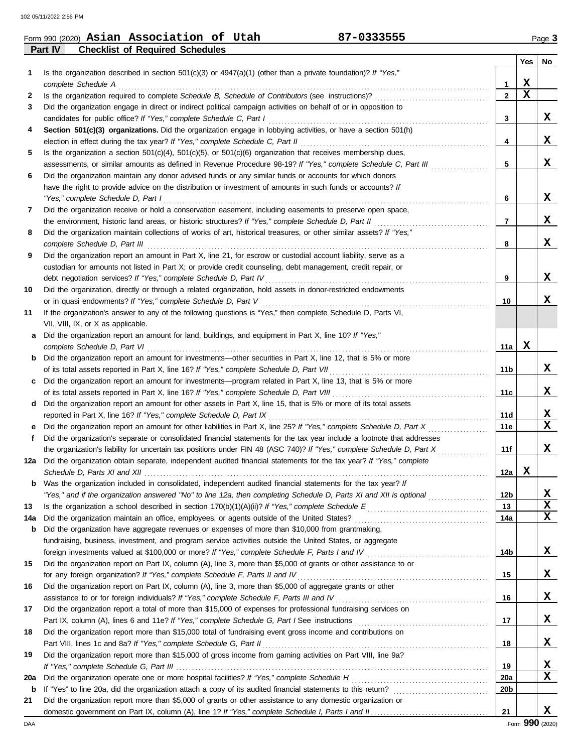Form 990 (2020) **Asian Association of Utah** **87-0333555** Page **3**

**Part IV Checklist of Required Schedules**

| | | | Yes | No |
|---|---|---|---|---|
| **1** | Is the organization described in section 501(c)(3) or 4947(a)(1) (other than a private foundation)? *If "Yes," complete Schedule A* | 1 | X | |
| **2** | Is the organization required to complete *Schedule B, Schedule of Contributors* (see instructions)? | 2 | X | |
| **3** | Did the organization engage in direct or indirect political campaign activities on behalf of or in opposition to candidates for public office? *If "Yes," complete Schedule C, Part I* | 3 | | X |
| **4** | **Section 501(c)(3) organizations.** Did the organization engage in lobbying activities, or have a section 501(h) election in effect during the tax year? *If "Yes," complete Schedule C, Part II* | 4 | | X |
| **5** | Is the organization a section 501(c)(4), 501(c)(5), or 501(c)(6) organization that receives membership dues, assessments, or similar amounts as defined in Revenue Procedure 98-19? *If "Yes," complete Schedule C, Part III* | 5 | | X |
| **6** | Did the organization maintain any donor advised funds or any similar funds or accounts for which donors have the right to provide advice on the distribution or investment of amounts in such funds or accounts? *If "Yes," complete Schedule D, Part I* | 6 | | X |
| **7** | Did the organization receive or hold a conservation easement, including easements to preserve open space, the environment, historic land areas, or historic structures? *If "Yes," complete Schedule D, Part II* | 7 | | X |
| **8** | Did the organization maintain collections of works of art, historical treasures, or other similar assets? *If "Yes," complete Schedule D, Part III* | 8 | | X |
| **9** | Did the organization report an amount in Part X, line 21, for escrow or custodial account liability, serve as a custodian for amounts not listed in Part X; or provide credit counseling, debt management, credit repair, or debt negotiation services? *If "Yes," complete Schedule D, Part IV* | 9 | | X |
| **10** | Did the organization, directly or through a related organization, hold assets in donor-restricted endowments or in quasi endowments? *If "Yes," complete Schedule D, Part V* | 10 | | X |
| **11** | If the organization's answer to any of the following questions is "Yes," then complete Schedule D, Parts VI, VII, VIII, IX, or X as applicable. | | | |
| **a** | Did the organization report an amount for land, buildings, and equipment in Part X, line 10? *If "Yes," complete Schedule D, Part VI* | 11a | X | |
| **b** | Did the organization report an amount for investments—other securities in Part X, line 12, that is 5% or more of its total assets reported in Part X, line 16? *If "Yes," complete Schedule D, Part VII* | 11b | | X |
| **c** | Did the organization report an amount for investments—program related in Part X, line 13, that is 5% or more of its total assets reported in Part X, line 16? *If "Yes," complete Schedule D, Part VIII* | 11c | | X |
| **d** | Did the organization report an amount for other assets in Part X, line 15, that is 5% or more of its total assets reported in Part X, line 16? *If "Yes," complete Schedule D, Part IX* | 11d | | X |
| **e** | Did the organization report an amount for other liabilities in Part X, line 25? *If "Yes," complete Schedule D, Part X* | 11e | | X |
| **f** | Did the organization's separate or consolidated financial statements for the tax year include a footnote that addresses the organization's liability for uncertain tax positions under FIN 48 (ASC 740)? *If "Yes," complete Schedule D, Part X* | 11f | | X |
| **12a** | Did the organization obtain separate, independent audited financial statements for the tax year? *If "Yes," complete Schedule D, Parts XI and XII* | 12a | X | |
| **b** | Was the organization included in consolidated, independent audited financial statements for the tax year? *If "Yes," and if the organization answered "No" to line 12a, then completing Schedule D, Parts XI and XII is optional* | 12b | | X |
| **13** | Is the organization a school described in section 170(b)(1)(A)(ii)? *If "Yes," complete Schedule E* | 13 | | X |
| **14a** | Did the organization maintain an office, employees, or agents outside of the United States? | 14a | | X |
| **b** | Did the organization have aggregate revenues or expenses of more than $10,000 from grantmaking, fundraising, business, investment, and program service activities outside the United States, or aggregate foreign investments valued at $100,000 or more? *If "Yes," complete Schedule F, Parts I and IV* | 14b | | X |
| **15** | Did the organization report on Part IX, column (A), line 3, more than $5,000 of grants or other assistance to or for any foreign organization? *If "Yes," complete Schedule F, Parts II and IV* | 15 | | X |
| **16** | Did the organization report on Part IX, column (A), line 3, more than $5,000 of aggregate grants or other assistance to or for foreign individuals? *If "Yes," complete Schedule F, Parts III and IV* | 16 | | X |
| **17** | Did the organization report a total of more than $15,000 of expenses for professional fundraising services on Part IX, column (A), lines 6 and 11e? *If "Yes," complete Schedule G, Part I* See instructions | 17 | | X |
| **18** | Did the organization report more than $15,000 total of fundraising event gross income and contributions on Part VIII, lines 1c and 8a? *If "Yes," complete Schedule G, Part II* | 18 | | X |
| **19** | Did the organization report more than $15,000 of gross income from gaming activities on Part VIII, line 9a? *If "Yes," complete Schedule G, Part III* | 19 | | X |
| **20a** | Did the organization operate one or more hospital facilities? *If "Yes," complete Schedule H* | 20a | | X |
| **b** | If "Yes" to line 20a, did the organization attach a copy of its audited financial statements to this return? | 20b | | |
| **21** | Did the organization report more than $5,000 of grants or other assistance to any domestic organization or domestic government on Part IX, column (A), line 1? *If "Yes," complete Schedule I, Parts I and II* | 21 | | X |

Form **990** (2020)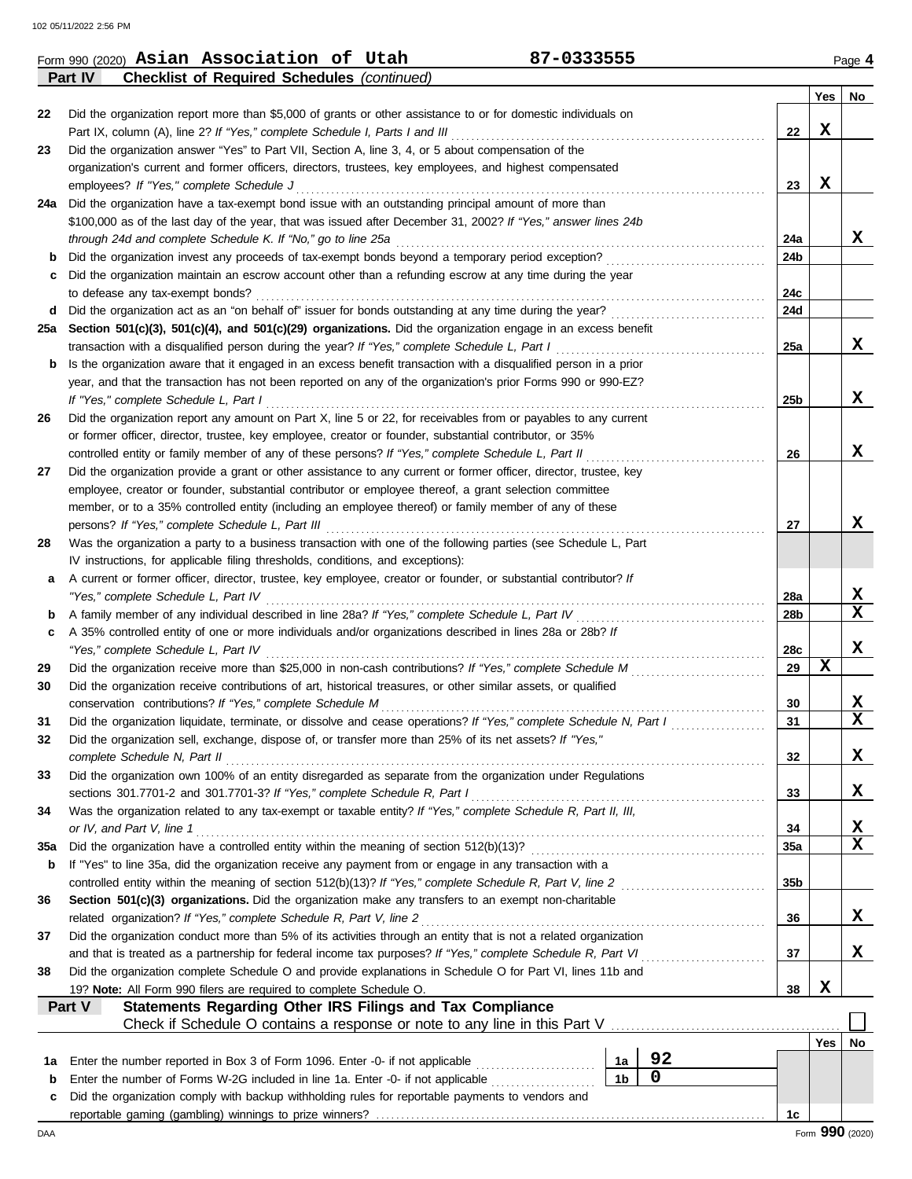Form 990 (2020) **Asian Association of Utah** **87-0333555** Page **4**

**Part IV** **Checklist of Required Schedules** *(continued)*

| | | | Yes | No |
|---|---|---|---|---|
| 22 | Did the organization report more than $5,000 of grants or other assistance to or for domestic individuals on Part IX, column (A), line 2? *If "Yes," complete Schedule I, Parts I and III* | 22 | X | |
| 23 | Did the organization answer "Yes" to Part VII, Section A, line 3, 4, or 5 about compensation of the organization's current and former officers, directors, trustees, key employees, and highest compensated employees? *If "Yes," complete Schedule J* | 23 | X | |
| 24a | Did the organization have a tax-exempt bond issue with an outstanding principal amount of more than $100,000 as of the last day of the year, that was issued after December 31, 2002? *If "Yes," answer lines 24b through 24d and complete Schedule K. If "No," go to line 25a* | 24a | | X |
| b | Did the organization invest any proceeds of tax-exempt bonds beyond a temporary period exception? | 24b | | |
| c | Did the organization maintain an escrow account other than a refunding escrow at any time during the year to defease any tax-exempt bonds? | 24c | | |
| d | Did the organization act as an "on behalf of" issuer for bonds outstanding at any time during the year? | 24d | | |
| 25a | **Section 501(c)(3), 501(c)(4), and 501(c)(29) organizations.** Did the organization engage in an excess benefit transaction with a disqualified person during the year? *If "Yes," complete Schedule L, Part I* | 25a | | X |
| b | Is the organization aware that it engaged in an excess benefit transaction with a disqualified person in a prior year, and that the transaction has not been reported on any of the organization's prior Forms 990 or 990-EZ? *If "Yes," complete Schedule L, Part I* | 25b | | X |
| 26 | Did the organization report any amount on Part X, line 5 or 22, for receivables from or payables to any current or former officer, director, trustee, key employee, creator or founder, substantial contributor, or 35% controlled entity or family member of any of these persons? *If "Yes," complete Schedule L, Part II* | 26 | | X |
| 27 | Did the organization provide a grant or other assistance to any current or former officer, director, trustee, key employee, creator or founder, substantial contributor or employee thereof, a grant selection committee member, or to a 35% controlled entity (including an employee thereof) or family member of any of these persons? *If "Yes," complete Schedule L, Part III* | 27 | | X |
| 28 | Was the organization a party to a business transaction with one of the following parties (see Schedule L, Part IV instructions, for applicable filing thresholds, conditions, and exceptions): | | | |
| a | A current or former officer, director, trustee, key employee, creator or founder, or substantial contributor? *If "Yes," complete Schedule L, Part IV* | 28a | | X |
| b | A family member of any individual described in line 28a? *If "Yes," complete Schedule L, Part IV* | 28b | | X |
| c | A 35% controlled entity of one or more individuals and/or organizations described in lines 28a or 28b? *If "Yes," complete Schedule L, Part IV* | 28c | | X |
| 29 | Did the organization receive more than $25,000 in non-cash contributions? *If "Yes," complete Schedule M* | 29 | X | |
| 30 | Did the organization receive contributions of art, historical treasures, or other similar assets, or qualified conservation contributions? *If "Yes," complete Schedule M* | 30 | | X |
| 31 | Did the organization liquidate, terminate, or dissolve and cease operations? *If "Yes," complete Schedule N, Part I* | 31 | | X |
| 32 | Did the organization sell, exchange, dispose of, or transfer more than 25% of its net assets? *If "Yes," complete Schedule N, Part II* | 32 | | X |
| 33 | Did the organization own 100% of an entity disregarded as separate from the organization under Regulations sections 301.7701-2 and 301.7701-3? *If "Yes," complete Schedule R, Part I* | 33 | | X |
| 34 | Was the organization related to any tax-exempt or taxable entity? *If "Yes," complete Schedule R, Part II, III, or IV, and Part V, line 1* | 34 | | X |
| 35a | Did the organization have a controlled entity within the meaning of section 512(b)(13)? | 35a | | X |
| b | If "Yes" to line 35a, did the organization receive any payment from or engage in any transaction with a controlled entity within the meaning of section 512(b)(13)? *If "Yes," complete Schedule R, Part V, line 2* | 35b | | |
| 36 | **Section 501(c)(3) organizations.** Did the organization make any transfers to an exempt non-charitable related organization? *If "Yes," complete Schedule R, Part V, line 2* | 36 | | X |
| 37 | Did the organization conduct more than 5% of its activities through an entity that is not a related organization and that is treated as a partnership for federal income tax purposes? *If "Yes," complete Schedule R, Part VI* | 37 | | X |
| 38 | Did the organization complete Schedule O and provide explanations in Schedule O for Part VI, lines 11b and 19? **Note:** All Form 990 filers are required to complete Schedule O. | 38 | X | |

**Part V** **Statements Regarding Other IRS Filings and Tax Compliance**

Check if Schedule O contains a response or note to any line in this Part V ☐

| | | | | | Yes | No |
|---|---|---|---|---|---|---|
| 1a | Enter the number reported in Box 3 of Form 1096. Enter -0- if not applicable | 1a | 92 | | | |
| b | Enter the number of Forms W-2G included in line 1a. Enter -0- if not applicable | 1b | 0 | | | |
| c | Did the organization comply with backup withholding rules for reportable payments to vendors and reportable gaming (gambling) winnings to prize winners? | | | 1c | | |

DAA Form **990** (2020)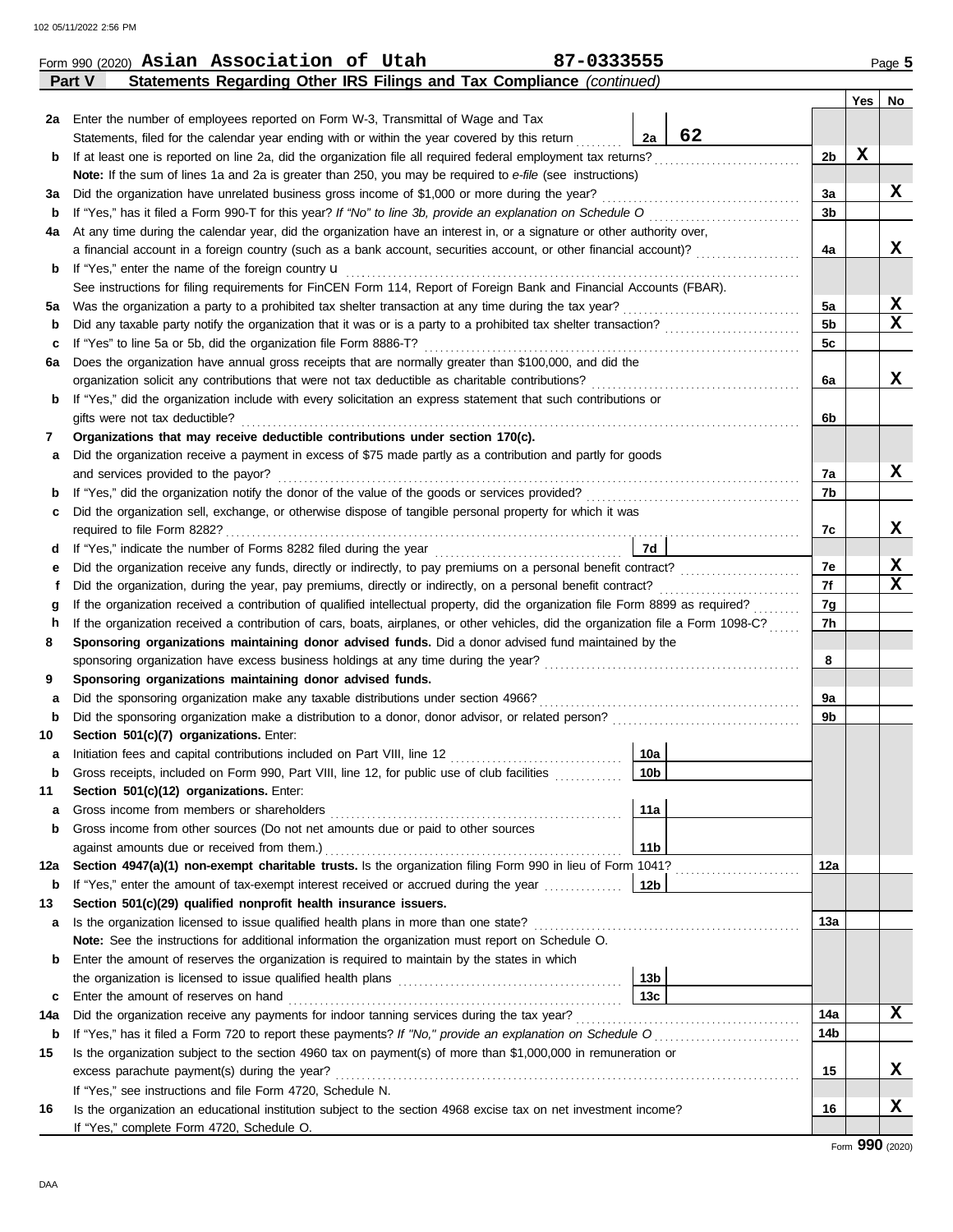Form 990 (2020) **Asian Association of Utah** **87-0333555** Page **5**

## Part V — Statements Regarding Other IRS Filings and Tax Compliance *(continued)*

| | | | | Yes | No |
|---|---|---|---|---|---|
| **2a** | Enter the number of employees reported on Form W-3, Transmittal of Wage and Tax Statements, filed for the calendar year ending with or within the year covered by this return | **2a** 62 | | | |
| **b** | If at least one is reported on line 2a, did the organization file all required federal employment tax returns? | | **2b** | X | |
| | **Note:** If the sum of lines 1a and 2a is greater than 250, you may be required to *e-file* (see instructions) | | | | |
| **3a** | Did the organization have unrelated business gross income of $1,000 or more during the year? | | **3a** | | X |
| **b** | If "Yes," has it filed a Form 990-T for this year? *If "No" to line 3b, provide an explanation on Schedule O* | | **3b** | | |
| **4a** | At any time during the calendar year, did the organization have an interest in, or a signature or other authority over, a financial account in a foreign country (such as a bank account, securities account, or other financial account)? | | **4a** | | X |
| **b** | If "Yes," enter the name of the foreign country u | | | | |
| | See instructions for filing requirements for FinCEN Form 114, Report of Foreign Bank and Financial Accounts (FBAR). | | | | |
| **5a** | Was the organization a party to a prohibited tax shelter transaction at any time during the tax year? | | **5a** | | X |
| **b** | Did any taxable party notify the organization that it was or is a party to a prohibited tax shelter transaction? | | **5b** | | X |
| **c** | If "Yes" to line 5a or 5b, did the organization file Form 8886-T? | | **5c** | | |
| **6a** | Does the organization have annual gross receipts that are normally greater than $100,000, and did the organization solicit any contributions that were not tax deductible as charitable contributions? | | **6a** | | X |
| **b** | If "Yes," did the organization include with every solicitation an express statement that such contributions or gifts were not tax deductible? | | **6b** | | |
| **7** | **Organizations that may receive deductible contributions under section 170(c).** | | | | |
| **a** | Did the organization receive a payment in excess of $75 made partly as a contribution and partly for goods and services provided to the payor? | | **7a** | | X |
| **b** | If "Yes," did the organization notify the donor of the value of the goods or services provided? | | **7b** | | |
| **c** | Did the organization sell, exchange, or otherwise dispose of tangible personal property for which it was required to file Form 8282? | | **7c** | | X |
| **d** | If "Yes," indicate the number of Forms 8282 filed during the year | **7d** | | | |
| **e** | Did the organization receive any funds, directly or indirectly, to pay premiums on a personal benefit contract? | | **7e** | | X |
| **f** | Did the organization, during the year, pay premiums, directly or indirectly, on a personal benefit contract? | | **7f** | | X |
| **g** | If the organization received a contribution of qualified intellectual property, did the organization file Form 8899 as required? | | **7g** | | |
| **h** | If the organization received a contribution of cars, boats, airplanes, or other vehicles, did the organization file a Form 1098-C? | | **7h** | | |
| **8** | **Sponsoring organizations maintaining donor advised funds.** Did a donor advised fund maintained by the sponsoring organization have excess business holdings at any time during the year? | | **8** | | |
| **9** | **Sponsoring organizations maintaining donor advised funds.** | | | | |
| **a** | Did the sponsoring organization make any taxable distributions under section 4966? | | **9a** | | |
| **b** | Did the sponsoring organization make a distribution to a donor, donor advisor, or related person? | | **9b** | | |
| **10** | **Section 501(c)(7) organizations.** Enter: | | | | |
| **a** | Initiation fees and capital contributions included on Part VIII, line 12 | **10a** | | | |
| **b** | Gross receipts, included on Form 990, Part VIII, line 12, for public use of club facilities | **10b** | | | |
| **11** | **Section 501(c)(12) organizations.** Enter: | | | | |
| **a** | Gross income from members or shareholders | **11a** | | | |
| **b** | Gross income from other sources (Do not net amounts due or paid to other sources against amounts due or received from them.) | **11b** | | | |
| **12a** | **Section 4947(a)(1) non-exempt charitable trusts.** Is the organization filing Form 990 in lieu of Form 1041? | | **12a** | | |
| **b** | If "Yes," enter the amount of tax-exempt interest received or accrued during the year | **12b** | | | |
| **13** | **Section 501(c)(29) qualified nonprofit health insurance issuers.** | | | | |
| **a** | Is the organization licensed to issue qualified health plans in more than one state? | | **13a** | | |
| | **Note:** See the instructions for additional information the organization must report on Schedule O. | | | | |
| **b** | Enter the amount of reserves the organization is required to maintain by the states in which the organization is licensed to issue qualified health plans | **13b** | | | |
| **c** | Enter the amount of reserves on hand | **13c** | | | |
| **14a** | Did the organization receive any payments for indoor tanning services during the tax year? | | **14a** | | X |
| **b** | If "Yes," has it filed a Form 720 to report these payments? *If "No," provide an explanation on Schedule O* | | **14b** | | |
| **15** | Is the organization subject to the section 4960 tax on payment(s) of more than $1,000,000 in remuneration or excess parachute payment(s) during the year? | | **15** | | X |
| | If "Yes," see instructions and file Form 4720, Schedule N. | | | | |
| **16** | Is the organization an educational institution subject to the section 4968 excise tax on net investment income? | | **16** | | X |
| | If "Yes," complete Form 4720, Schedule O. | | | | |

Form **990** (2020)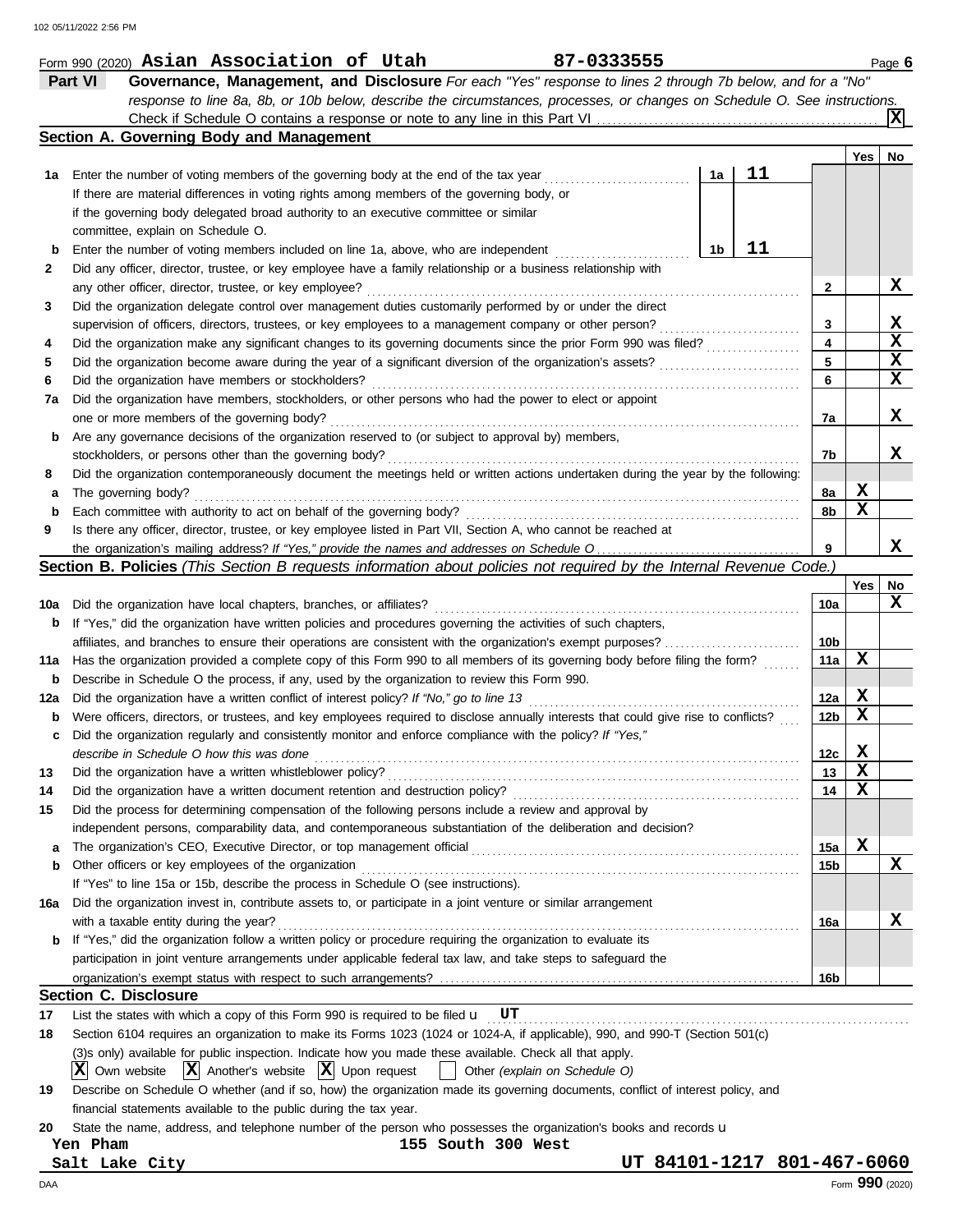Form 990 (2020) **Asian Association of Utah** **87-0333555** Page **6**

## Part VI Governance, Management, and Disclosure

*For each "Yes" response to lines 2 through 7b below, and for a "No" response to line 8a, 8b, or 10b below, describe the circumstances, processes, or changes on Schedule O. See instructions.*

Check if Schedule O contains a response or note to any line in this Part VI .......... [X]

### Section A. Governing Body and Management

| | | | | Yes | No |
|---|---|---|---|---|---|
| **1a** | Enter the number of voting members of the governing body at the end of the tax year ..... **1a** **11**<br>If there are material differences in voting rights among members of the governing body, or if the governing body delegated broad authority to an executive committee or similar committee, explain on Schedule O. | | | | |
| **b** | Enter the number of voting members included on line 1a, above, who are independent ..... **1b** **11** | | | | |
| **2** | Did any officer, director, trustee, or key employee have a family relationship or a business relationship with any other officer, director, trustee, or key employee? | | 2 | | X |
| **3** | Did the organization delegate control over management duties customarily performed by or under the direct supervision of officers, directors, trustees, or key employees to a management company or other person? | | 3 | | X |
| **4** | Did the organization make any significant changes to its governing documents since the prior Form 990 was filed? | | 4 | | X |
| **5** | Did the organization become aware during the year of a significant diversion of the organization's assets? | | 5 | | X |
| **6** | Did the organization have members or stockholders? | | 6 | | X |
| **7a** | Did the organization have members, stockholders, or other persons who had the power to elect or appoint one or more members of the governing body? | | 7a | | X |
| **b** | Are any governance decisions of the organization reserved to (or subject to approval by) members, stockholders, or persons other than the governing body? | | 7b | | X |
| **8** | Did the organization contemporaneously document the meetings held or written actions undertaken during the year by the following: | | | | |
| **a** | The governing body? | | 8a | X | |
| **b** | Each committee with authority to act on behalf of the governing body? | | 8b | X | |
| **9** | Is there any officer, director, trustee, or key employee listed in Part VII, Section A, who cannot be reached at the organization's mailing address? *If "Yes," provide the names and addresses on Schedule O* | | 9 | | X |

### Section B. Policies *(This Section B requests information about policies not required by the Internal Revenue Code.)*

| | | | Yes | No |
|---|---|---|---|---|
| **10a** | Did the organization have local chapters, branches, or affiliates? | 10a | | X |
| **b** | If "Yes," did the organization have written policies and procedures governing the activities of such chapters, affiliates, and branches to ensure their operations are consistent with the organization's exempt purposes? | 10b | | |
| **11a** | Has the organization provided a complete copy of this Form 990 to all members of its governing body before filing the form? | 11a | X | |
| **b** | Describe in Schedule O the process, if any, used by the organization to review this Form 990. | | | |
| **12a** | Did the organization have a written conflict of interest policy? *If "No," go to line 13* | 12a | X | |
| **b** | Were officers, directors, or trustees, and key employees required to disclose annually interests that could give rise to conflicts? | 12b | X | |
| **c** | Did the organization regularly and consistently monitor and enforce compliance with the policy? *If "Yes," describe in Schedule O how this was done* | 12c | X | |
| **13** | Did the organization have a written whistleblower policy? | 13 | X | |
| **14** | Did the organization have a written document retention and destruction policy? | 14 | X | |
| **15** | Did the process for determining compensation of the following persons include a review and approval by independent persons, comparability data, and contemporaneous substantiation of the deliberation and decision? | | | |
| **a** | The organization's CEO, Executive Director, or top management official | 15a | X | |
| **b** | Other officers or key employees of the organization | 15b | | X |
| | If "Yes" to line 15a or 15b, describe the process in Schedule O (see instructions). | | | |
| **16a** | Did the organization invest in, contribute assets to, or participate in a joint venture or similar arrangement with a taxable entity during the year? | 16a | | X |
| **b** | If "Yes," did the organization follow a written policy or procedure requiring the organization to evaluate its participation in joint venture arrangements under applicable federal tax law, and take steps to safeguard the organization's exempt status with respect to such arrangements? | 16b | | |

### Section C. Disclosure

**17** List the states with which a copy of this Form 990 is required to be filed **UT**

**18** Section 6104 requires an organization to make its Forms 1023 (1024 or 1024-A, if applicable), 990, and 990-T (Section 501(c)(3)s only) available for public inspection. Indicate how you made these available. Check all that apply.

[X] Own website [X] Another's website [X] Upon request [ ] Other *(explain on Schedule O)*

**19** Describe on Schedule O whether (and if so, how) the organization made its governing documents, conflict of interest policy, and financial statements available to the public during the tax year.

**20** State the name, address, and telephone number of the person who possesses the organization's books and records

Yen Pham 155 South 300 West
Salt Lake City UT 84101-1217 801-467-6060

Form **990** (2020)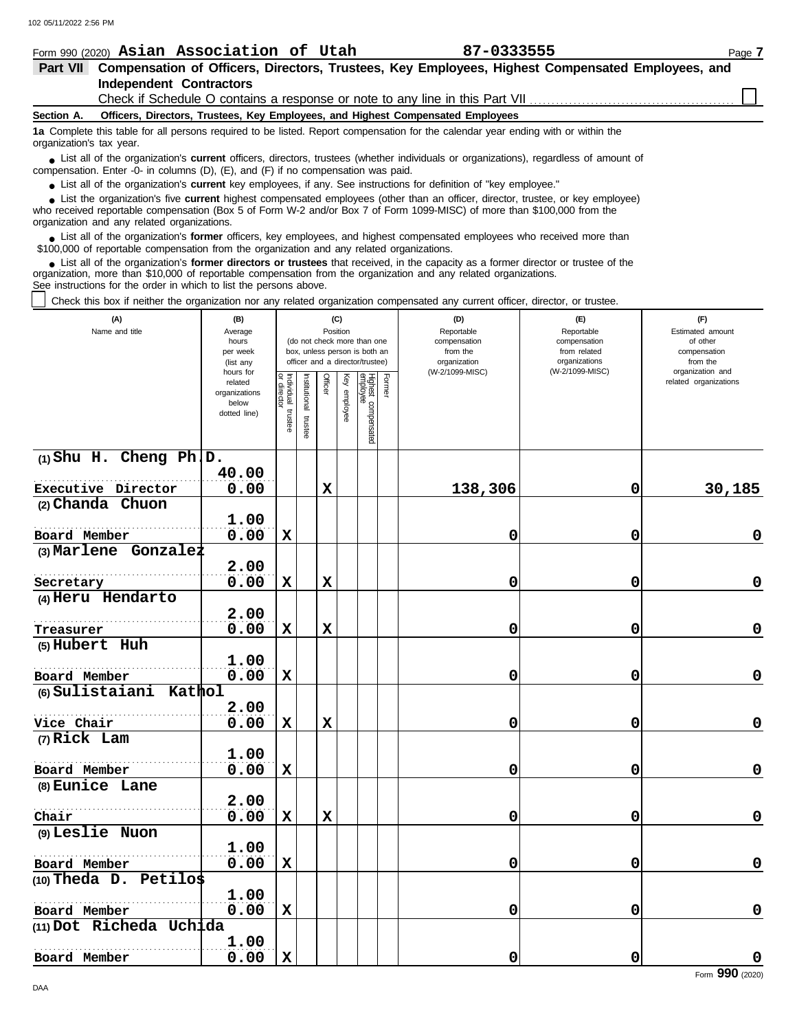Form 990 (2020) **Asian Association of Utah** **87-0333555**

## Part VII Compensation of Officers, Directors, Trustees, Key Employees, Highest Compensated Employees, and Independent Contractors

Check if Schedule O contains a response or note to any line in this Part VII ☐

### Section A. Officers, Directors, Trustees, Key Employees, and Highest Compensated Employees

**1a** Complete this table for all persons required to be listed. Report compensation for the calendar year ending with or within the organization's tax year.

- List all of the organization's **current** officers, directors, trustees (whether individuals or organizations), regardless of amount of compensation. Enter -0- in columns (D), (E), and (F) if no compensation was paid.
- List all of the organization's **current** key employees, if any. See instructions for definition of "key employee."
- List the organization's five **current** highest compensated employees (other than an officer, director, trustee, or key employee) who received reportable compensation (Box 5 of Form W-2 and/or Box 7 of Form 1099-MISC) of more than $100,000 from the organization and any related organizations.
- List all of the organization's **former** officers, key employees, and highest compensated employees who received more than $100,000 of reportable compensation from the organization and any related organizations.
- List all of the organization's **former directors or trustees** that received, in the capacity as a former director or trustee of the organization, more than $10,000 of reportable compensation from the organization and any related organizations.

See instructions for the order in which to list the persons above.

☐ Check this box if neither the organization nor any related organization compensated any current officer, director, or trustee.

| (A) Name and title | (B) Average hours per week (list any hours for related organizations below dotted line) | (C) Individual trustee or director | Institutional trustee | Officer | Key employee | Highest compensated employee | Former | (D) Reportable compensation from the organization (W-2/1099-MISC) | (E) Reportable compensation from related organizations (W-2/1099-MISC) | (F) Estimated amount of other compensation from the organization and related organizations |
|---|---|---|---|---|---|---|---|---|---|---|
| (1) **Shu H. Cheng Ph.D.** Executive Director | 40.00 / 0.00 | | | X | | | | 138,306 | 0 | 30,185 |
| (2) **Chanda Chuon** Board Member | 1.00 / 0.00 | X | | | | | | 0 | 0 | 0 |
| (3) **Marlene Gonzalez** Secretary | 2.00 / 0.00 | X | | X | | | | 0 | 0 | 0 |
| (4) **Heru Hendarto** Treasurer | 2.00 / 0.00 | X | | X | | | | 0 | 0 | 0 |
| (5) **Hubert Huh** Board Member | 1.00 / 0.00 | X | | | | | | 0 | 0 | 0 |
| (6) **Sulistaiani Kathol** Vice Chair | 2.00 / 0.00 | X | | X | | | | 0 | 0 | 0 |
| (7) **Rick Lam** Board Member | 1.00 / 0.00 | X | | | | | | 0 | 0 | 0 |
| (8) **Eunice Lane** Chair | 2.00 / 0.00 | X | | X | | | | 0 | 0 | 0 |
| (9) **Leslie Nuon** Board Member | 1.00 / 0.00 | X | | | | | | 0 | 0 | 0 |
| (10) **Theda D. Petilos** Board Member | 1.00 / 0.00 | X | | | | | | 0 | 0 | 0 |
| (11) **Dot Richeda Uchida** Board Member | 1.00 / 0.00 | X | | | | | | 0 | 0 | 0 |

Form **990** (2020)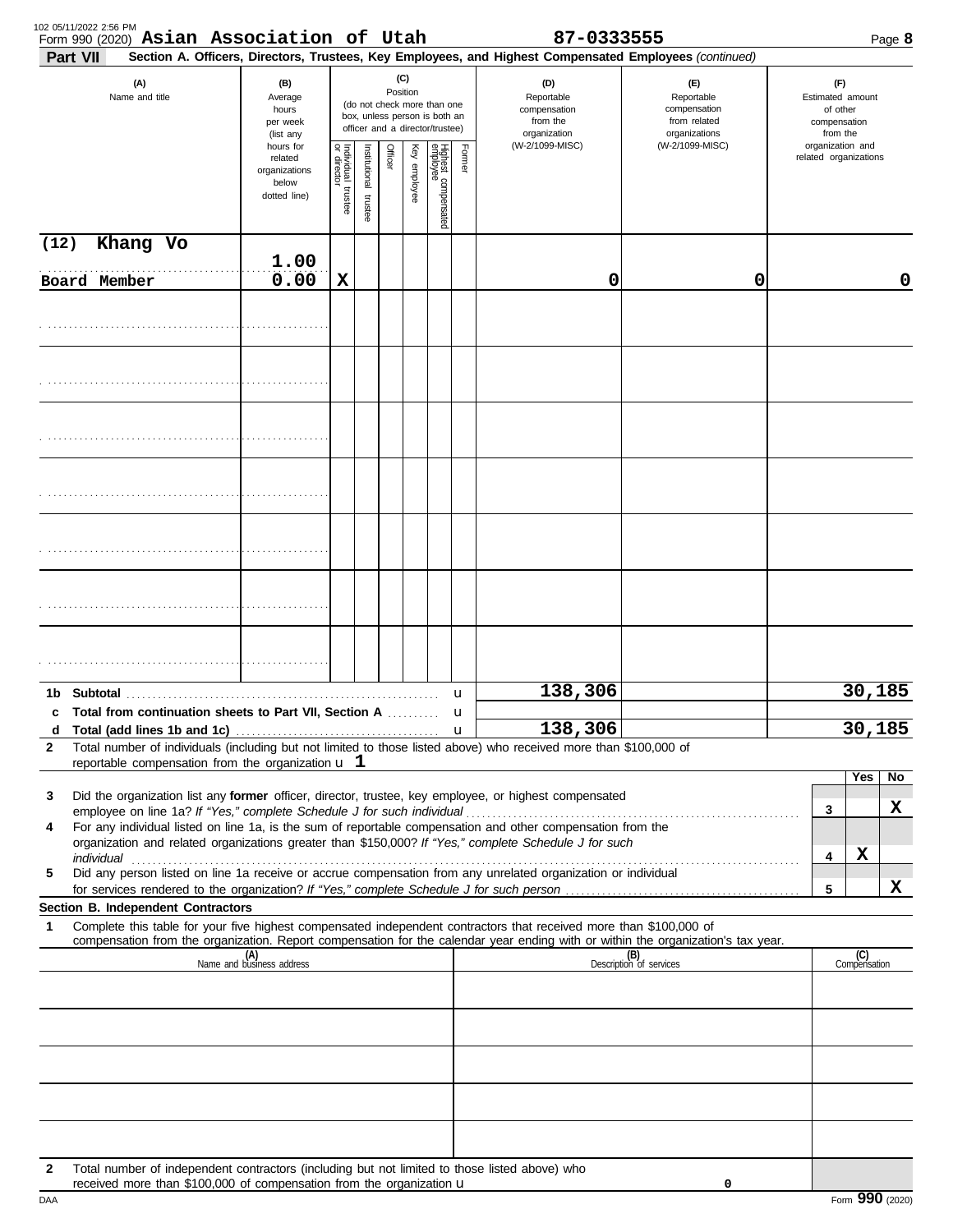Form 990 (2020) **Asian Association of Utah** **87-0333555**

**Part VII** **Section A. Officers, Directors, Trustees, Key Employees, and Highest Compensated Employees** *(continued)*

| (A) Name and title | (B) Average hours per week (list any hours for related organizations below dotted line) | (C) Position: Individual trustee or director | Institutional trustee | Officer | Key employee | Highest compensated employee | Former | (D) Reportable compensation from the organization (W-2/1099-MISC) | (E) Reportable compensation from related organizations (W-2/1099-MISC) | (F) Estimated amount of other compensation from the organization and related organizations |
|---|---|---|---|---|---|---|---|---|---|---|
| (12) Khang Vo<br>Board Member | 1.00<br>0.00 | X | | | | | | 0 | 0 | 0 |
| | | | | | | | | | | |
| | | | | | | | | | | |
| | | | | | | | | | | |
| | | | | | | | | | | |
| | | | | | | | | | | |
| | | | | | | | | | | |
| | | | | | | | | | | |

| | | (D) | (E) | (F) |
|---|---|---|---|---|
| 1b | Subtotal | 138,306 | | 30,185 |
| c | Total from continuation sheets to Part VII, Section A | | | |
| d | Total (add lines 1b and 1c) | 138,306 | | 30,185 |

**2** Total number of individuals (including but not limited to those listed above) who received more than $100,000 of reportable compensation from the organization u **1**

| | | | Yes | No |
|---|---|---|---|---|
| 3 | Did the organization list any **former** officer, director, trustee, key employee, or highest compensated employee on line 1a? *If "Yes," complete Schedule J for such individual* | 3 | | X |
| 4 | For any individual listed on line 1a, is the sum of reportable compensation and other compensation from the organization and related organizations greater than $150,000? *If "Yes," complete Schedule J for such individual* | 4 | X | |
| 5 | Did any person listed on line 1a receive or accrue compensation from any unrelated organization or individual for services rendered to the organization? *If "Yes," complete Schedule J for such person* | 5 | | X |

**Section B. Independent Contractors**

**1** Complete this table for your five highest compensated independent contractors that received more than $100,000 of compensation from the organization. Report compensation for the calendar year ending with or within the organization's tax year.

| (A) Name and business address | (B) Description of services | (C) Compensation |
|---|---|---|
| | | |
| | | |
| | | |
| | | |
| | | |

**2** Total number of independent contractors (including but not limited to those listed above) who received more than $100,000 of compensation from the organization u **0**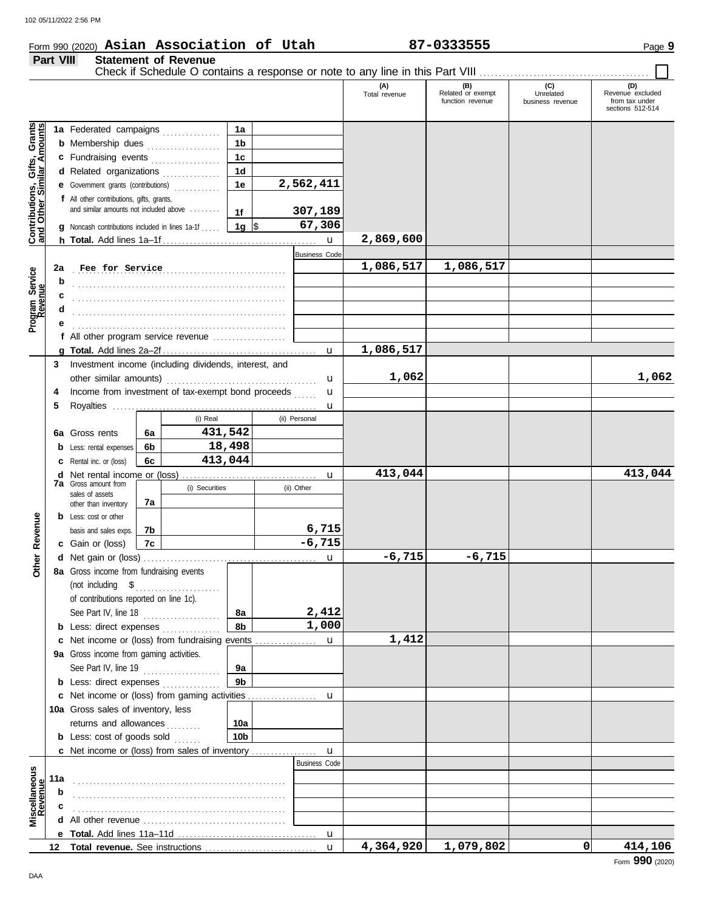Form 990 (2020) **Asian Association of Utah** **87-0333555** Page **9**

## Part VIII Statement of Revenue

Check if Schedule O contains a response or note to any line in this Part VIII ☐

| | | | (A) Total revenue | (B) Related or exempt function revenue | (C) Unrelated business revenue | (D) Revenue excluded from tax under sections 512-514 |
|---|---|---|---|---|---|---|
| **Contributions, Gifts, Grants and Other Similar Amounts** | **1a** Federated campaigns | 1a | | | | |
| | **b** Membership dues | 1b | | | | |
| | **c** Fundraising events | 1c | | | | |
| | **d** Related organizations | 1d | | | | |
| | **e** Government grants (contributions) | 1e 2,562,411 | | | | |
| | **f** All other contributions, gifts, grants, and similar amounts not included above | 1f 307,189 | | | | |
| | **g** Noncash contributions included in lines 1a-1f | 1g $ 67,306 | | | | |
| | **h Total.** Add lines 1a–1f | | 2,869,600 | | | |
| **Program Service Revenue** | | Business Code | | | | |
| | **2a** Fee for Service | | 1,086,517 | 1,086,517 | | |
| | **b** | | | | | |
| | **c** | | | | | |
| | **d** | | | | | |
| | **e** | | | | | |
| | **f** All other program service revenue | | | | | |
| | **g Total.** Add lines 2a–2f | | 1,086,517 | | | |
| **Other Revenue** | **3** Investment income (including dividends, interest, and other similar amounts) | | 1,062 | | | 1,062 |
| | **4** Income from investment of tax-exempt bond proceeds | | | | | |
| | **5** Royalties | | | | | |
| | **6a** Gross rents | 6a (i) Real 431,542 / (ii) Personal | | | | |
| | **b** Less: rental expenses | 6b (i) Real 18,498 / (ii) Personal | | | | |
| | **c** Rental inc. or (loss) | 6c (i) Real 413,044 / (ii) Personal | | | | |
| | **d** Net rental income or (loss) | | 413,044 | | | 413,044 |
| | **7a** Gross amount from sales of assets other than inventory | 7a (i) Securities / (ii) Other | | | | |
| | **b** Less: cost or other basis and sales exps. | 7b (i) Securities / (ii) Other 6,715 | | | | |
| | **c** Gain or (loss) | 7c (i) Securities / (ii) Other -6,715 | | | | |
| | **d** Net gain or (loss) | | -6,715 | -6,715 | | |
| | **8a** Gross income from fundraising events (not including $ of contributions reported on line 1c). See Part IV, line 18 | 8a 2,412 | | | | |
| | **b** Less: direct expenses | 8b 1,000 | | | | |
| | **c** Net income or (loss) from fundraising events | | 1,412 | | | |
| | **9a** Gross income from gaming activities. See Part IV, line 19 | 9a | | | | |
| | **b** Less: direct expenses | 9b | | | | |
| | **c** Net income or (loss) from gaming activities | | | | | |
| | **10a** Gross sales of inventory, less returns and allowances | 10a | | | | |
| | **b** Less: cost of goods sold | 10b | | | | |
| | **c** Net income or (loss) from sales of inventory | | | | | |
| **Miscellaneous Revenue** | | Business Code | | | | |
| | **11a** | | | | | |
| | **b** | | | | | |
| | **c** | | | | | |
| | **d** All other revenue | | | | | |
| | **e Total.** Add lines 11a–11d | | | | | |
| | **12 Total revenue.** See instructions | | 4,364,920 | 1,079,802 | 0 | 414,106 |

Form **990** (2020)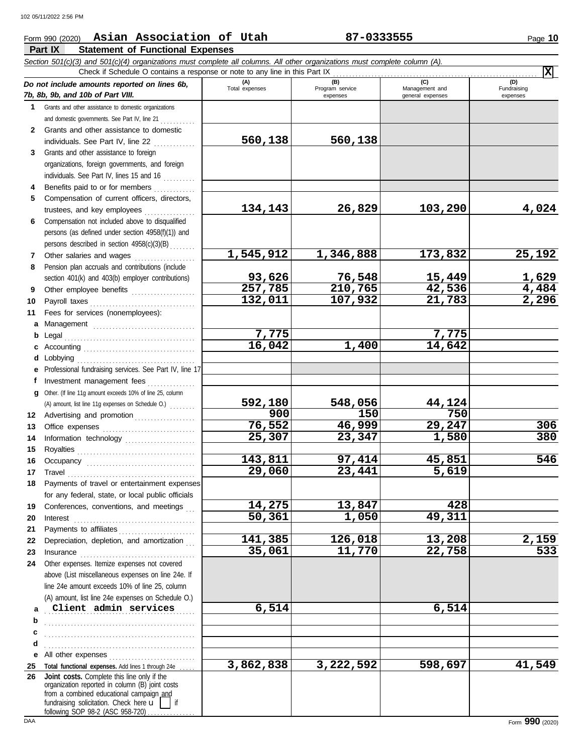Form 990 (2020) **Asian Association of Utah** **87-0333555** Page **10**

## Part IX Statement of Functional Expenses

*Section 501(c)(3) and 501(c)(4) organizations must complete all columns. All other organizations must complete column (A).*

Check if Schedule O contains a response or note to any line in this Part IX . . . . . . **X**

| *Do not include amounts reported on lines 6b, 7b, 8b, 9b, and 10b of Part VIII.* | (A) Total expenses | (B) Program service expenses | (C) Management and general expenses | (D) Fundraising expenses |
|---|---|---|---|---|
| **1** Grants and other assistance to domestic organizations and domestic governments. See Part IV, line 21 | | | | |
| **2** Grants and other assistance to domestic individuals. See Part IV, line 22 | **560,138** | **560,138** | | |
| **3** Grants and other assistance to foreign organizations, foreign governments, and foreign individuals. See Part IV, lines 15 and 16 | | | | |
| **4** Benefits paid to or for members | | | | |
| **5** Compensation of current officers, directors, trustees, and key employees | **134,143** | **26,829** | **103,290** | **4,024** |
| **6** Compensation not included above to disqualified persons (as defined under section 4958(f)(1)) and persons described in section 4958(c)(3)(B) | | | | |
| **7** Other salaries and wages | **1,545,912** | **1,346,888** | **173,832** | **25,192** |
| **8** Pension plan accruals and contributions (include section 401(k) and 403(b) employer contributions) | **93,626** | **76,548** | **15,449** | **1,629** |
| **9** Other employee benefits | **257,785** | **210,765** | **42,536** | **4,484** |
| **10** Payroll taxes | **132,011** | **107,932** | **21,783** | **2,296** |
| **11** Fees for services (nonemployees): | | | | |
| **a** Management | | | | |
| **b** Legal | **7,775** | | **7,775** | |
| **c** Accounting | **16,042** | **1,400** | **14,642** | |
| **d** Lobbying | | | | |
| **e** Professional fundraising services. See Part IV, line 17 | | | | |
| **f** Investment management fees | | | | |
| **g** Other. (If line 11g amount exceeds 10% of line 25, column (A) amount, list line 11g expenses on Schedule O.) | **592,180** | **548,056** | **44,124** | |
| **12** Advertising and promotion | **900** | **150** | **750** | |
| **13** Office expenses | **76,552** | **46,999** | **29,247** | **306** |
| **14** Information technology | **25,307** | **23,347** | **1,580** | **380** |
| **15** Royalties | | | | |
| **16** Occupancy | **143,811** | **97,414** | **45,851** | **546** |
| **17** Travel | **29,060** | **23,441** | **5,619** | |
| **18** Payments of travel or entertainment expenses for any federal, state, or local public officials | | | | |
| **19** Conferences, conventions, and meetings | **14,275** | **13,847** | **428** | |
| **20** Interest | **50,361** | **1,050** | **49,311** | |
| **21** Payments to affiliates | | | | |
| **22** Depreciation, depletion, and amortization | **141,385** | **126,018** | **13,208** | **2,159** |
| **23** Insurance | **35,061** | **11,770** | **22,758** | **533** |
| **24** Other expenses. Itemize expenses not covered above (List miscellaneous expenses on line 24e. If line 24e amount exceeds 10% of line 25, column (A) amount, list line 24e expenses on Schedule O.) | | | | |
| **a** Client admin services | **6,514** | | **6,514** | |
| **b** | | | | |
| **c** | | | | |
| **d** | | | | |
| **e** All other expenses | | | | |
| **25 Total functional expenses.** Add lines 1 through 24e | **3,862,838** | **3,222,592** | **598,697** | **41,549** |
| **26 Joint costs.** Complete this line only if the organization reported in column (B) joint costs from a combined educational campaign and fundraising solicitation. Check here ☐ if following SOP 98-2 (ASC 958-720) | | | | |

Form **990** (2020)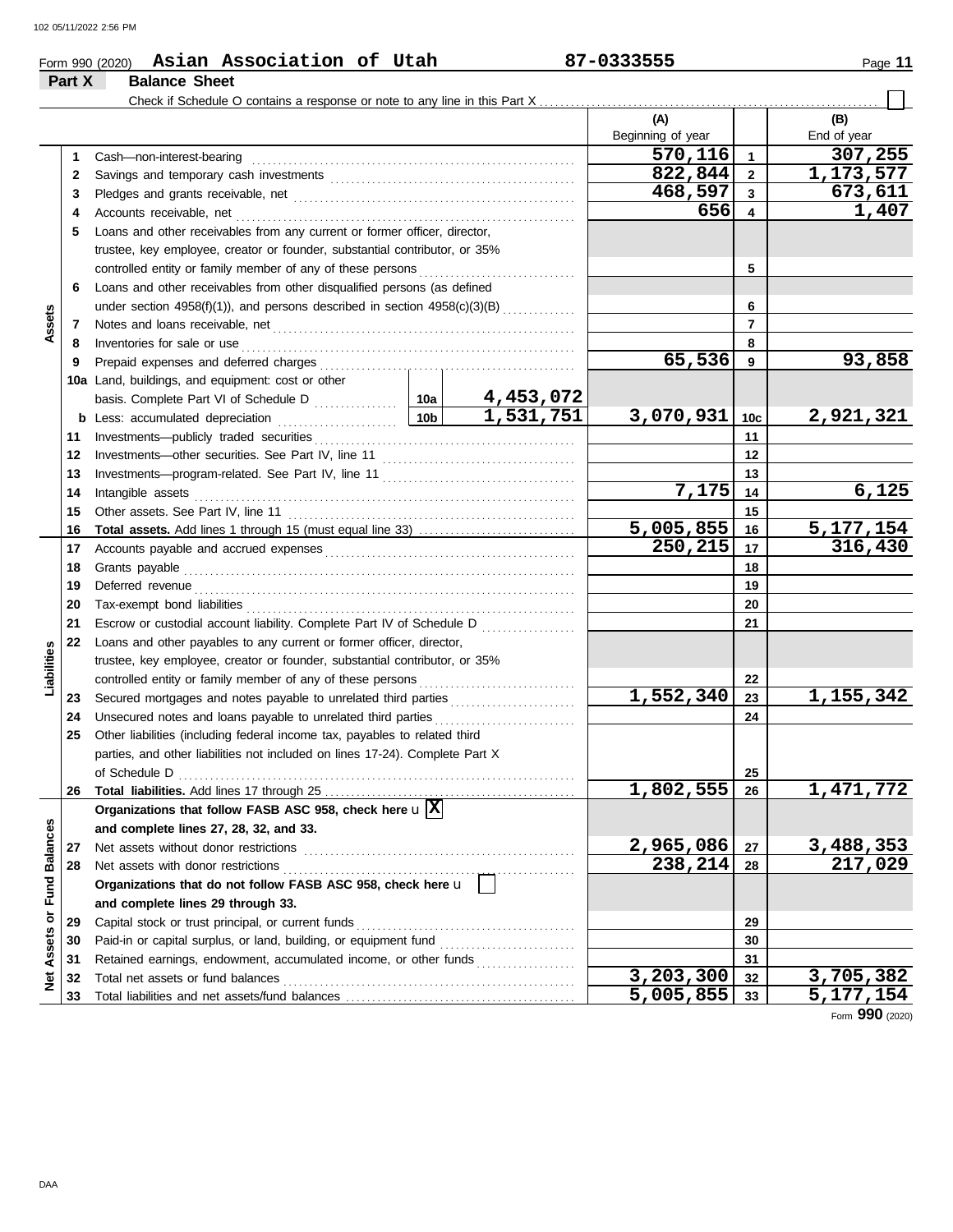Form 990 (2020) **Asian Association of Utah** **87-0333555**

## Part X Balance Sheet

Check if Schedule O contains a response or note to any line in this Part X ☐

| | | | | (A) Beginning of year | | (B) End of year |
|---|---|---|---|---|---|---|
| **Assets** | 1 | Cash—non-interest-bearing | | 570,116 | 1 | 307,255 |
| | 2 | Savings and temporary cash investments | | 822,844 | 2 | 1,173,577 |
| | 3 | Pledges and grants receivable, net | | 468,597 | 3 | 673,611 |
| | 4 | Accounts receivable, net | | 656 | 4 | 1,407 |
| | 5 | Loans and other receivables from any current or former officer, director, trustee, key employee, creator or founder, substantial contributor, or 35% controlled entity or family member of any of these persons | | | 5 | |
| | 6 | Loans and other receivables from other disqualified persons (as defined under section 4958(f)(1)), and persons described in section 4958(c)(3)(B) | | | 6 | |
| | 7 | Notes and loans receivable, net | | | 7 | |
| | 8 | Inventories for sale or use | | | 8 | |
| | 9 | Prepaid expenses and deferred charges | | 65,536 | 9 | 93,858 |
| | 10a | Land, buildings, and equipment: cost or other basis. Complete Part VI of Schedule D | 10a 4,453,072 | | | |
| | b | Less: accumulated depreciation | 10b 1,531,751 | 3,070,931 | 10c | 2,921,321 |
| | 11 | Investments—publicly traded securities | | | 11 | |
| | 12 | Investments—other securities. See Part IV, line 11 | | | 12 | |
| | 13 | Investments—program-related. See Part IV, line 11 | | | 13 | |
| | 14 | Intangible assets | | 7,175 | 14 | 6,125 |
| | 15 | Other assets. See Part IV, line 11 | | | 15 | |
| | 16 | **Total assets.** Add lines 1 through 15 (must equal line 33) | | 5,005,855 | 16 | 5,177,154 |
| **Liabilities** | 17 | Accounts payable and accrued expenses | | 250,215 | 17 | 316,430 |
| | 18 | Grants payable | | | 18 | |
| | 19 | Deferred revenue | | | 19 | |
| | 20 | Tax-exempt bond liabilities | | | 20 | |
| | 21 | Escrow or custodial account liability. Complete Part IV of Schedule D | | | 21 | |
| | 22 | Loans and other payables to any current or former officer, director, trustee, key employee, creator or founder, substantial contributor, or 35% controlled entity or family member of any of these persons | | | 22 | |
| | 23 | Secured mortgages and notes payable to unrelated third parties | | 1,552,340 | 23 | 1,155,342 |
| | 24 | Unsecured notes and loans payable to unrelated third parties | | | 24 | |
| | 25 | Other liabilities (including federal income tax, payables to related third parties, and other liabilities not included on lines 17-24). Complete Part X of Schedule D | | | 25 | |
| | 26 | **Total liabilities.** Add lines 17 through 25 | | 1,802,555 | 26 | 1,471,772 |
| **Net Assets or Fund Balances** | | **Organizations that follow FASB ASC 958, check here** ☒ **and complete lines 27, 28, 32, and 33.** | | | | |
| | 27 | Net assets without donor restrictions | | 2,965,086 | 27 | 3,488,353 |
| | 28 | Net assets with donor restrictions | | 238,214 | 28 | 217,029 |
| | | **Organizations that do not follow FASB ASC 958, check here** ☐ **and complete lines 29 through 33.** | | | | |
| | 29 | Capital stock or trust principal, or current funds | | | 29 | |
| | 30 | Paid-in or capital surplus, or land, building, or equipment fund | | | 30 | |
| | 31 | Retained earnings, endowment, accumulated income, or other funds | | | 31 | |
| | 32 | Total net assets or fund balances | | 3,203,300 | 32 | 3,705,382 |
| | 33 | Total liabilities and net assets/fund balances | | 5,005,855 | 33 | 5,177,154 |

Form **990** (2020)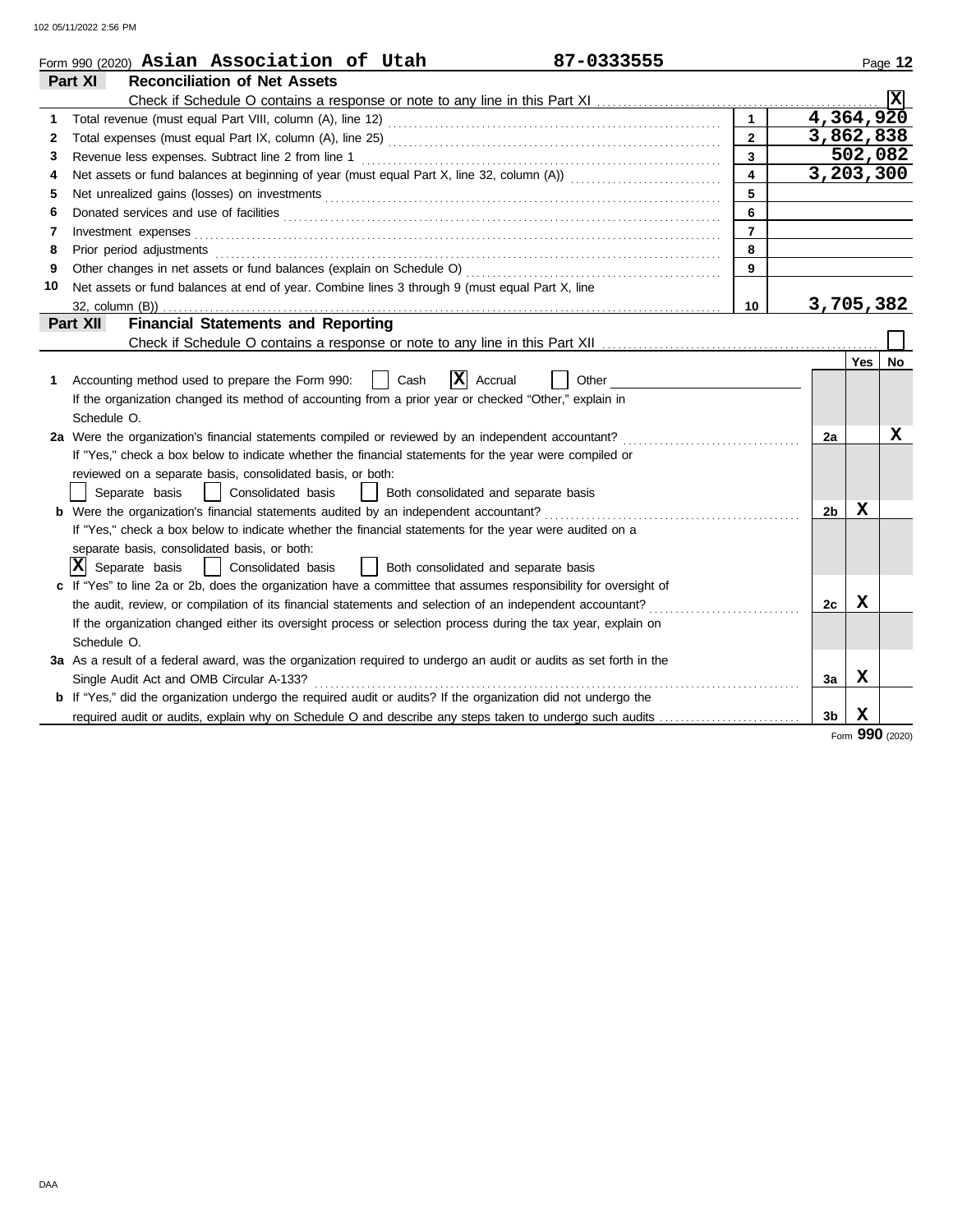Form 990 (2020) **Asian Association of Utah** **87-0333555** Page **12**

## Part XI Reconciliation of Net Assets

Check if Schedule O contains a response or note to any line in this Part XI .......... [X]

| | | | |
|---|---|---|---|
| 1 | Total revenue (must equal Part VIII, column (A), line 12) | 1 | 4,364,920 |
| 2 | Total expenses (must equal Part IX, column (A), line 25) | 2 | 3,862,838 |
| 3 | Revenue less expenses. Subtract line 2 from line 1 | 3 | 502,082 |
| 4 | Net assets or fund balances at beginning of year (must equal Part X, line 32, column (A)) | 4 | 3,203,300 |
| 5 | Net unrealized gains (losses) on investments | 5 | |
| 6 | Donated services and use of facilities | 6 | |
| 7 | Investment expenses | 7 | |
| 8 | Prior period adjustments | 8 | |
| 9 | Other changes in net assets or fund balances (explain on Schedule O) | 9 | |
| 10 | Net assets or fund balances at end of year. Combine lines 3 through 9 (must equal Part X, line 32, column (B)) | 10 | 3,705,382 |

## Part XII Financial Statements and Reporting

Check if Schedule O contains a response or note to any line in this Part XII .......... [ ]

| | | | Yes | No |
|---|---|---|---|---|
| 1 | Accounting method used to prepare the Form 990: [ ] Cash [X] Accrual [ ] Other<br>If the organization changed its method of accounting from a prior year or checked "Other," explain in Schedule O. | | | |
| 2a | Were the organization's financial statements compiled or reviewed by an independent accountant?<br>If "Yes," check a box below to indicate whether the financial statements for the year were compiled or reviewed on a separate basis, consolidated basis, or both:<br>[ ] Separate basis [ ] Consolidated basis [ ] Both consolidated and separate basis | 2a | | X |
| b | Were the organization's financial statements audited by an independent accountant?<br>If "Yes," check a box below to indicate whether the financial statements for the year were audited on a separate basis, consolidated basis, or both:<br>[X] Separate basis [ ] Consolidated basis [ ] Both consolidated and separate basis | 2b | X | |
| c | If "Yes" to line 2a or 2b, does the organization have a committee that assumes responsibility for oversight of the audit, review, or compilation of its financial statements and selection of an independent accountant?<br>If the organization changed either its oversight process or selection process during the tax year, explain on Schedule O. | 2c | X | |
| 3a | As a result of a federal award, was the organization required to undergo an audit or audits as set forth in the Single Audit Act and OMB Circular A-133? | 3a | X | |
| b | If "Yes," did the organization undergo the required audit or audits? If the organization did not undergo the required audit or audits, explain why on Schedule O and describe any steps taken to undergo such audits | 3b | X | |

Form **990** (2020)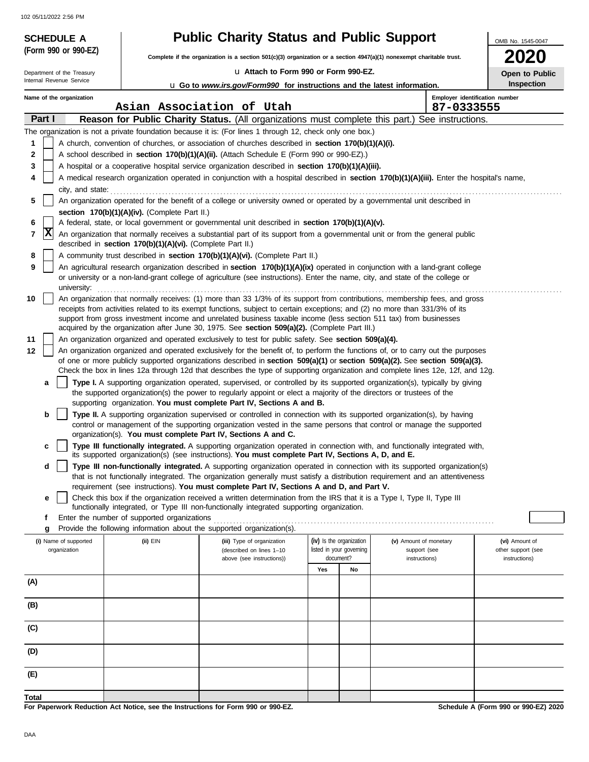**SCHEDULE A (Form 990 or 990-EZ)**

Department of the Treasury
Internal Revenue Service

# Public Charity Status and Public Support

**Complete if the organization is a section 501(c)(3) organization or a section 4947(a)(1) nonexempt charitable trust.**

u **Attach to Form 990 or Form 990-EZ.**

u **Go to *www.irs.gov/Form990* for instructions and the latest information.**

OMB No. 1545-0047

**2020**

**Open to Public Inspection**

Name of the organization: Asian Association of Utah

Employer identification number: 87-0333555

**Part I** **Reason for Public Charity Status.** (All organizations must complete this part.) See instructions.

The organization is not a private foundation because it is: (For lines 1 through 12, check only one box.)

1 [ ] A church, convention of churches, or association of churches described in **section 170(b)(1)(A)(i).**

2 [ ] A school described in **section 170(b)(1)(A)(ii).** (Attach Schedule E (Form 990 or 990-EZ).)

3 [ ] A hospital or a cooperative hospital service organization described in **section 170(b)(1)(A)(iii).**

4 [ ] A medical research organization operated in conjunction with a hospital described in **section 170(b)(1)(A)(iii).** Enter the hospital's name, city, and state:

5 [ ] An organization operated for the benefit of a college or university owned or operated by a governmental unit described in **section 170(b)(1)(A)(iv).** (Complete Part II.)

6 [ ] A federal, state, or local government or governmental unit described in **section 170(b)(1)(A)(v).**

7 [X] An organization that normally receives a substantial part of its support from a governmental unit or from the general public described in **section 170(b)(1)(A)(vi).** (Complete Part II.)

8 [ ] A community trust described in **section 170(b)(1)(A)(vi).** (Complete Part II.)

9 [ ] An agricultural research organization described in **section 170(b)(1)(A)(ix)** operated in conjunction with a land-grant college or university or a non-land-grant college of agriculture (see instructions). Enter the name, city, and state of the college or university:

10 [ ] An organization that normally receives: (1) more than 33 1/3% of its support from contributions, membership fees, and gross receipts from activities related to its exempt functions, subject to certain exceptions; and (2) no more than 331/3% of its support from gross investment income and unrelated business taxable income (less section 511 tax) from businesses acquired by the organization after June 30, 1975. See **section 509(a)(2).** (Complete Part III.)

11 [ ] An organization organized and operated exclusively to test for public safety. See **section 509(a)(4).**

12 [ ] An organization organized and operated exclusively for the benefit of, to perform the functions of, or to carry out the purposes of one or more publicly supported organizations described in **section 509(a)(1)** or **section 509(a)(2).** See **section 509(a)(3).** Check the box in lines 12a through 12d that describes the type of supporting organization and complete lines 12e, 12f, and 12g.

a [ ] **Type I.** A supporting organization operated, supervised, or controlled by its supported organization(s), typically by giving the supported organization(s) the power to regularly appoint or elect a majority of the directors or trustees of the supporting organization. **You must complete Part IV, Sections A and B.**

b [ ] **Type II.** A supporting organization supervised or controlled in connection with its supported organization(s), by having control or management of the supporting organization vested in the same persons that control or manage the supported organization(s). **You must complete Part IV, Sections A and C.**

c [ ] **Type III functionally integrated.** A supporting organization operated in connection with, and functionally integrated with, its supported organization(s) (see instructions). **You must complete Part IV, Sections A, D, and E.**

d [ ] **Type III non-functionally integrated.** A supporting organization operated in connection with its supported organization(s) that is not functionally integrated. The organization generally must satisfy a distribution requirement and an attentiveness requirement (see instructions). **You must complete Part IV, Sections A and D, and Part V.**

e [ ] Check this box if the organization received a written determination from the IRS that it is a Type I, Type II, Type III functionally integrated, or Type III non-functionally integrated supporting organization.

f Enter the number of supported organizations

g Provide the following information about the supported organization(s).

| (i) Name of supported organization | (ii) EIN | (iii) Type of organization (described on lines 1–10 above (see instructions)) | (iv) Is the organization listed in your governing document? Yes | No | (v) Amount of monetary support (see instructions) | (vi) Amount of other support (see instructions) |
|---|---|---|---|---|---|---|
| (A) | | | | | | |
| (B) | | | | | | |
| (C) | | | | | | |
| (D) | | | | | | |
| (E) | | | | | | |
| Total | | | | | | |

**For Paperwork Reduction Act Notice, see the Instructions for Form 990 or 990-EZ.**

**Schedule A (Form 990 or 990-EZ) 2020**

DAA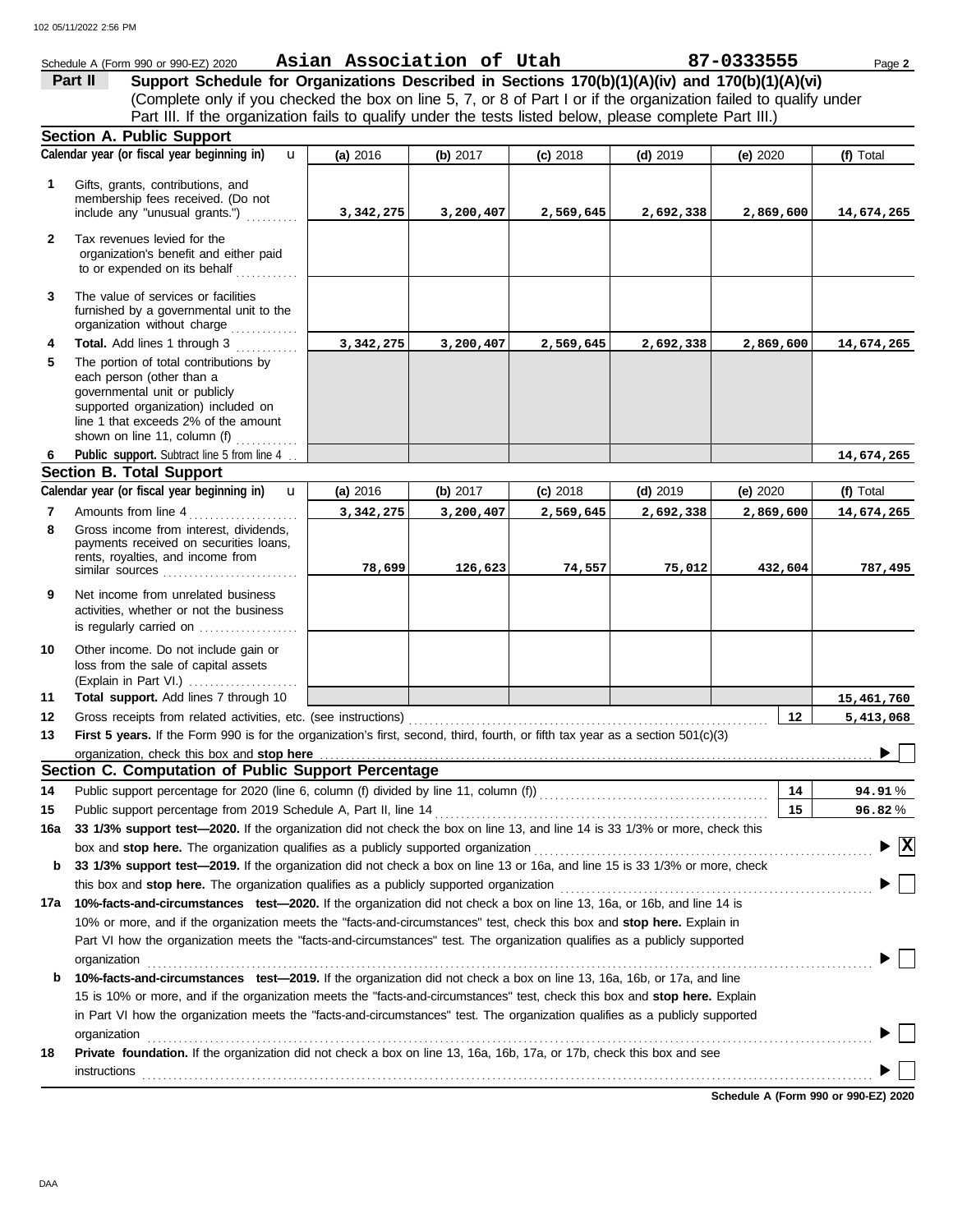Schedule A (Form 990 or 990-EZ) 2020 **Asian Association of Utah** **87-0333555** Page **2**

## Part II Support Schedule for Organizations Described in Sections 170(b)(1)(A)(iv) and 170(b)(1)(A)(vi)

(Complete only if you checked the box on line 5, 7, or 8 of Part I or if the organization failed to qualify under Part III. If the organization fails to qualify under the tests listed below, please complete Part III.)

### Section A. Public Support

| | Calendar year (or fiscal year beginning in) | (a) 2016 | (b) 2017 | (c) 2018 | (d) 2019 | (e) 2020 | (f) Total |
|---|---|---|---|---|---|---|---|
| 1 | Gifts, grants, contributions, and membership fees received. (Do not include any "unusual grants.") | 3,342,275 | 3,200,407 | 2,569,645 | 2,692,338 | 2,869,600 | 14,674,265 |
| 2 | Tax revenues levied for the organization's benefit and either paid to or expended on its behalf | | | | | | |
| 3 | The value of services or facilities furnished by a governmental unit to the organization without charge | | | | | | |
| 4 | **Total.** Add lines 1 through 3 | 3,342,275 | 3,200,407 | 2,569,645 | 2,692,338 | 2,869,600 | 14,674,265 |
| 5 | The portion of total contributions by each person (other than a governmental unit or publicly supported organization) included on line 1 that exceeds 2% of the amount shown on line 11, column (f) | | | | | | |
| 6 | **Public support.** Subtract line 5 from line 4 | | | | | | 14,674,265 |

### Section B. Total Support

| | Calendar year (or fiscal year beginning in) | (a) 2016 | (b) 2017 | (c) 2018 | (d) 2019 | (e) 2020 | (f) Total |
|---|---|---|---|---|---|---|---|
| 7 | Amounts from line 4 | 3,342,275 | 3,200,407 | 2,569,645 | 2,692,338 | 2,869,600 | 14,674,265 |
| 8 | Gross income from interest, dividends, payments received on securities loans, rents, royalties, and income from similar sources | 78,699 | 126,623 | 74,557 | 75,012 | 432,604 | 787,495 |
| 9 | Net income from unrelated business activities, whether or not the business is regularly carried on | | | | | | |
| 10 | Other income. Do not include gain or loss from the sale of capital assets (Explain in Part VI.) | | | | | | |
| 11 | **Total support.** Add lines 7 through 10 | | | | | | 15,461,760 |

**12** Gross receipts from related activities, etc. (see instructions) — **12** — 5,413,068

**13** **First 5 years.** If the Form 990 is for the organization's first, second, third, fourth, or fifth tax year as a section 501(c)(3) organization, check this box and **stop here** ☐

### Section C. Computation of Public Support Percentage

**14** Public support percentage for 2020 (line 6, column (f) divided by line 11, column (f)) — **14** — 94.91 %

**15** Public support percentage from 2019 Schedule A, Part II, line 14 — **15** — 96.82 %

**16a** **33 1/3% support test—2020.** If the organization did not check the box on line 13, and line 14 is 33 1/3% or more, check this box and **stop here.** The organization qualifies as a publicly supported organization ☒

**b** **33 1/3% support test—2019.** If the organization did not check a box on line 13 or 16a, and line 15 is 33 1/3% or more, check this box and **stop here.** The organization qualifies as a publicly supported organization ☐

**17a** **10%-facts-and-circumstances test—2020.** If the organization did not check a box on line 13, 16a, or 16b, and line 14 is 10% or more, and if the organization meets the "facts-and-circumstances" test, check this box and **stop here.** Explain in Part VI how the organization meets the "facts-and-circumstances" test. The organization qualifies as a publicly supported organization ☐

**b** **10%-facts-and-circumstances test—2019.** If the organization did not check a box on line 13, 16a, 16b, or 17a, and line 15 is 10% or more, and if the organization meets the "facts-and-circumstances" test, check this box and **stop here.** Explain in Part VI how the organization meets the "facts-and-circumstances" test. The organization qualifies as a publicly supported organization ☐

**18** **Private foundation.** If the organization did not check a box on line 13, 16a, 16b, 17a, or 17b, check this box and see instructions ☐

**Schedule A (Form 990 or 990-EZ) 2020**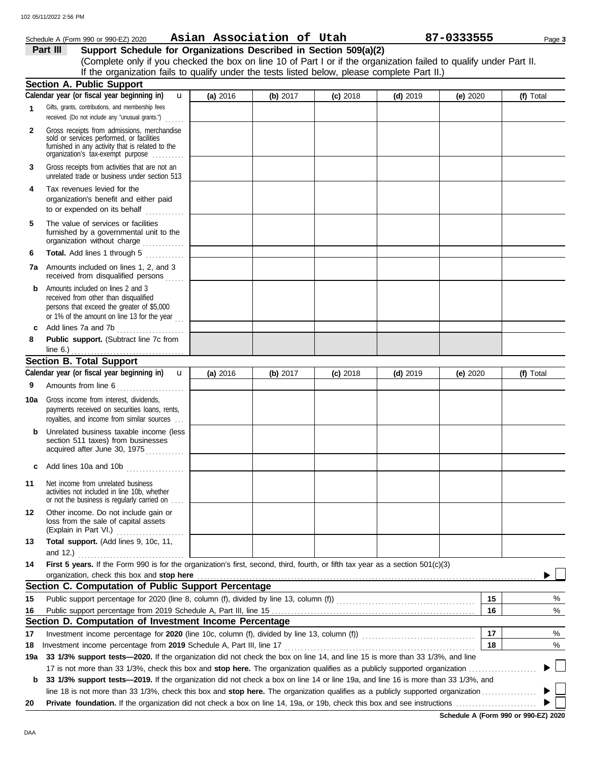Schedule A (Form 990 or 990-EZ) 2020 **Asian Association of Utah** **87-0333555** Page **3**

## Part III Support Schedule for Organizations Described in Section 509(a)(2)

(Complete only if you checked the box on line 10 of Part I or if the organization failed to qualify under Part II. If the organization fails to qualify under the tests listed below, please complete Part II.)

### Section A. Public Support

| Calendar year (or fiscal year beginning in) | (a) 2016 | (b) 2017 | (c) 2018 | (d) 2019 | (e) 2020 | (f) Total |
|---|---|---|---|---|---|---|
| **1** Gifts, grants, contributions, and membership fees received. (Do not include any "unusual grants.") | | | | | | |
| **2** Gross receipts from admissions, merchandise sold or services performed, or facilities furnished in any activity that is related to the organization's tax-exempt purpose | | | | | | |
| **3** Gross receipts from activities that are not an unrelated trade or business under section 513 | | | | | | |
| **4** Tax revenues levied for the organization's benefit and either paid to or expended on its behalf | | | | | | |
| **5** The value of services or facilities furnished by a governmental unit to the organization without charge | | | | | | |
| **6** **Total.** Add lines 1 through 5 | | | | | | |
| **7a** Amounts included on lines 1, 2, and 3 received from disqualified persons | | | | | | |
| **b** Amounts included on lines 2 and 3 received from other than disqualified persons that exceed the greater of $5,000 or 1% of the amount on line 13 for the year | | | | | | |
| **c** Add lines 7a and 7b | | | | | | |
| **8** **Public support.** (Subtract line 7c from line 6.) | | | | | | |

### Section B. Total Support

| Calendar year (or fiscal year beginning in) | (a) 2016 | (b) 2017 | (c) 2018 | (d) 2019 | (e) 2020 | (f) Total |
|---|---|---|---|---|---|---|
| **9** Amounts from line 6 | | | | | | |
| **10a** Gross income from interest, dividends, payments received on securities loans, rents, royalties, and income from similar sources | | | | | | |
| **b** Unrelated business taxable income (less section 511 taxes) from businesses acquired after June 30, 1975 | | | | | | |
| **c** Add lines 10a and 10b | | | | | | |
| **11** Net income from unrelated business activities not included in line 10b, whether or not the business is regularly carried on | | | | | | |
| **12** Other income. Do not include gain or loss from the sale of capital assets (Explain in Part VI.) | | | | | | |
| **13** **Total support.** (Add lines 9, 10c, 11, and 12.) | | | | | | |

**14** **First 5 years.** If the Form 990 is for the organization's first, second, third, fourth, or fifth tax year as a section 501(c)(3) organization, check this box and **stop here** ▶ ☐

### Section C. Computation of Public Support Percentage

| | | | |
|---|---|---|---|
| **15** | Public support percentage for 2020 (line 8, column (f), divided by line 13, column (f)) | 15 | % |
| **16** | Public support percentage from 2019 Schedule A, Part III, line 15 | 16 | % |

### Section D. Computation of Investment Income Percentage

| | | | |
|---|---|---|---|
| **17** | Investment income percentage for **2020** (line 10c, column (f), divided by line 13, column (f)) | 17 | % |
| **18** | Investment income percentage from **2019** Schedule A, Part III, line 17 | 18 | % |

**19a** **33 1/3% support tests—2020.** If the organization did not check the box on line 14, and line 15 is more than 33 1/3%, and line 17 is not more than 33 1/3%, check this box and **stop here.** The organization qualifies as a publicly supported organization ▶ ☐

**b** **33 1/3% support tests—2019.** If the organization did not check a box on line 14 or line 19a, and line 16 is more than 33 1/3%, and line 18 is not more than 33 1/3%, check this box and **stop here.** The organization qualifies as a publicly supported organization ▶ ☐

**20** **Private foundation.** If the organization did not check a box on line 14, 19a, or 19b, check this box and see instructions ▶ ☐

**Schedule A (Form 990 or 990-EZ) 2020**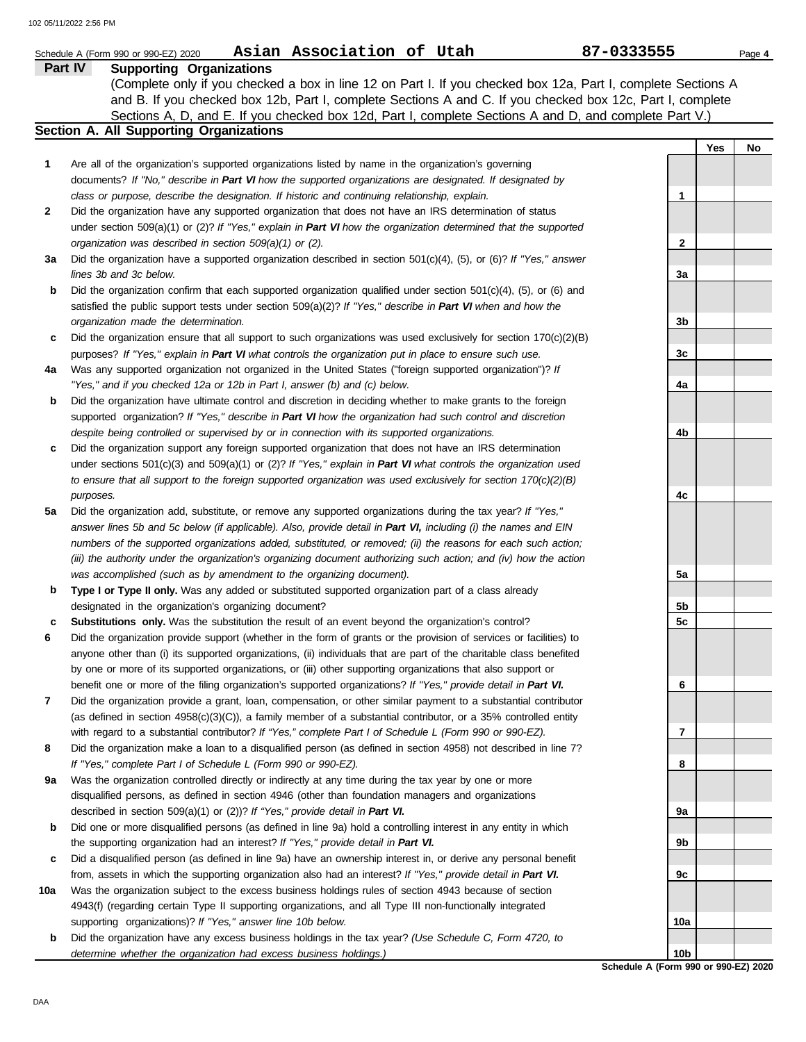Schedule A (Form 990 or 990-EZ) 2020 **Asian Association of Utah** **87-0333555**

## Part IV Supporting Organizations

(Complete only if you checked a box in line 12 on Part I. If you checked box 12a, Part I, complete Sections A and B. If you checked box 12b, Part I, complete Sections A and C. If you checked box 12c, Part I, complete Sections A, D, and E. If you checked box 12d, Part I, complete Sections A and D, and complete Part V.)

### Section A. All Supporting Organizations

| | | | Yes | No |
|---|---|---|---|---|
| **1** | Are all of the organization's supported organizations listed by name in the organization's governing documents? *If "No," describe in **Part VI** how the supported organizations are designated. If designated by class or purpose, describe the designation. If historic and continuing relationship, explain.* | 1 | | |
| **2** | Did the organization have any supported organization that does not have an IRS determination of status under section 509(a)(1) or (2)? *If "Yes," explain in **Part VI** how the organization determined that the supported organization was described in section 509(a)(1) or (2).* | 2 | | |
| **3a** | Did the organization have a supported organization described in section 501(c)(4), (5), or (6)? *If "Yes," answer lines 3b and 3c below.* | 3a | | |
| **b** | Did the organization confirm that each supported organization qualified under section 501(c)(4), (5), or (6) and satisfied the public support tests under section 509(a)(2)? *If "Yes," describe in **Part VI** when and how the organization made the determination.* | 3b | | |
| **c** | Did the organization ensure that all support to such organizations was used exclusively for section 170(c)(2)(B) purposes? *If "Yes," explain in **Part VI** what controls the organization put in place to ensure such use.* | 3c | | |
| **4a** | Was any supported organization not organized in the United States ("foreign supported organization")? *If "Yes," and if you checked 12a or 12b in Part I, answer (b) and (c) below.* | 4a | | |
| **b** | Did the organization have ultimate control and discretion in deciding whether to make grants to the foreign supported organization? *If "Yes," describe in **Part VI** how the organization had such control and discretion despite being controlled or supervised by or in connection with its supported organizations.* | 4b | | |
| **c** | Did the organization support any foreign supported organization that does not have an IRS determination under sections 501(c)(3) and 509(a)(1) or (2)? *If "Yes," explain in **Part VI** what controls the organization used to ensure that all support to the foreign supported organization was used exclusively for section 170(c)(2)(B) purposes.* | 4c | | |
| **5a** | Did the organization add, substitute, or remove any supported organizations during the tax year? *If "Yes," answer lines 5b and 5c below (if applicable). Also, provide detail in **Part VI,** including (i) the names and EIN numbers of the supported organizations added, substituted, or removed; (ii) the reasons for each such action; (iii) the authority under the organization's organizing document authorizing such action; and (iv) how the action was accomplished (such as by amendment to the organizing document).* | 5a | | |
| **b** | **Type I or Type II only.** Was any added or substituted supported organization part of a class already designated in the organization's organizing document? | 5b | | |
| **c** | **Substitutions only.** Was the substitution the result of an event beyond the organization's control? | 5c | | |
| **6** | Did the organization provide support (whether in the form of grants or the provision of services or facilities) to anyone other than (i) its supported organizations, (ii) individuals that are part of the charitable class benefited by one or more of its supported organizations, or (iii) other supporting organizations that also support or benefit one or more of the filing organization's supported organizations? *If "Yes," provide detail in **Part VI.*** | 6 | | |
| **7** | Did the organization provide a grant, loan, compensation, or other similar payment to a substantial contributor (as defined in section 4958(c)(3)(C)), a family member of a substantial contributor, or a 35% controlled entity with regard to a substantial contributor? *If "Yes," complete Part I of Schedule L (Form 990 or 990-EZ).* | 7 | | |
| **8** | Did the organization make a loan to a disqualified person (as defined in section 4958) not described in line 7? *If "Yes," complete Part I of Schedule L (Form 990 or 990-EZ).* | 8 | | |
| **9a** | Was the organization controlled directly or indirectly at any time during the tax year by one or more disqualified persons, as defined in section 4946 (other than foundation managers and organizations described in section 509(a)(1) or (2))? *If "Yes," provide detail in **Part VI.*** | 9a | | |
| **b** | Did one or more disqualified persons (as defined in line 9a) hold a controlling interest in any entity in which the supporting organization had an interest? *If "Yes," provide detail in **Part VI.*** | 9b | | |
| **c** | Did a disqualified person (as defined in line 9a) have an ownership interest in, or derive any personal benefit from, assets in which the supporting organization also had an interest? *If "Yes," provide detail in **Part VI.*** | 9c | | |
| **10a** | Was the organization subject to the excess business holdings rules of section 4943 because of section 4943(f) (regarding certain Type II supporting organizations, and all Type III non-functionally integrated supporting organizations)? *If "Yes," answer line 10b below.* | 10a | | |
| **b** | Did the organization have any excess business holdings in the tax year? *(Use Schedule C, Form 4720, to determine whether the organization had excess business holdings.)* | 10b | | |

**Schedule A (Form 990 or 990-EZ) 2020**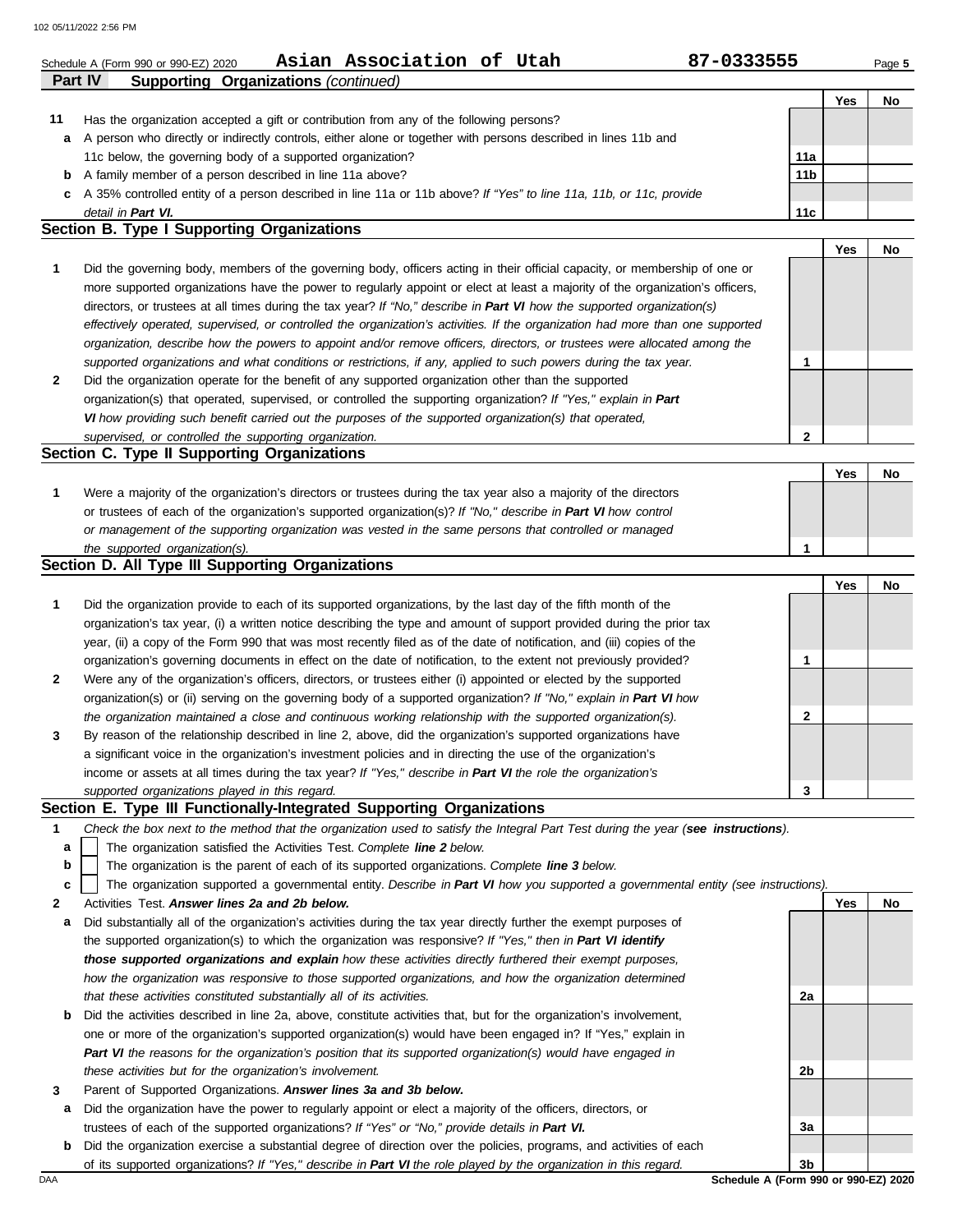Schedule A (Form 990 or 990-EZ) 2020 **Asian Association of Utah** **87-0333555** Page **5**

## Part IV Supporting Organizations *(continued)*

| | | | Yes | No |
|---|---|---|---|---|
| **11** | Has the organization accepted a gift or contribution from any of the following persons? | | | |
| **a** | A person who directly or indirectly controls, either alone or together with persons described in lines 11b and 11c below, the governing body of a supported organization? | **11a** | | |
| **b** | A family member of a person described in line 11a above? | **11b** | | |
| **c** | A 35% controlled entity of a person described in line 11a or 11b above? *If "Yes" to line 11a, 11b, or 11c, provide detail in **Part VI**.* | **11c** | | |

### Section B. Type I Supporting Organizations

| | | | Yes | No |
|---|---|---|---|---|
| **1** | Did the governing body, members of the governing body, officers acting in their official capacity, or membership of one or more supported organizations have the power to regularly appoint or elect at least a majority of the organization's officers, directors, or trustees at all times during the tax year? *If "No," describe in **Part VI** how the supported organization(s) effectively operated, supervised, or controlled the organization's activities. If the organization had more than one supported organization, describe how the powers to appoint and/or remove officers, directors, or trustees were allocated among the supported organizations and what conditions or restrictions, if any, applied to such powers during the tax year.* | **1** | | |
| **2** | Did the organization operate for the benefit of any supported organization other than the supported organization(s) that operated, supervised, or controlled the supporting organization? *If "Yes," explain in **Part VI** how providing such benefit carried out the purposes of the supported organization(s) that operated, supervised, or controlled the supporting organization.* | **2** | | |

### Section C. Type II Supporting Organizations

| | | | Yes | No |
|---|---|---|---|---|
| **1** | Were a majority of the organization's directors or trustees during the tax year also a majority of the directors or trustees of each of the organization's supported organization(s)? *If "No," describe in **Part VI** how control or management of the supporting organization was vested in the same persons that controlled or managed the supported organization(s).* | **1** | | |

### Section D. All Type III Supporting Organizations

| | | | Yes | No |
|---|---|---|---|---|
| **1** | Did the organization provide to each of its supported organizations, by the last day of the fifth month of the organization's tax year, (i) a written notice describing the type and amount of support provided during the prior tax year, (ii) a copy of the Form 990 that was most recently filed as of the date of notification, and (iii) copies of the organization's governing documents in effect on the date of notification, to the extent not previously provided? | **1** | | |
| **2** | Were any of the organization's officers, directors, or trustees either (i) appointed or elected by the supported organization(s) or (ii) serving on the governing body of a supported organization? *If "No," explain in **Part VI** how the organization maintained a close and continuous working relationship with the supported organization(s).* | **2** | | |
| **3** | By reason of the relationship described in line 2, above, did the organization's supported organizations have a significant voice in the organization's investment policies and in directing the use of the organization's income or assets at all times during the tax year? *If "Yes," describe in **Part VI** the role the organization's supported organizations played in this regard.* | **3** | | |

### Section E. Type III Functionally-Integrated Supporting Organizations

**1** *Check the box next to the method that the organization used to satisfy the Integral Part Test during the year (**see instructions**).*

- **a** ☐ The organization satisfied the Activities Test. *Complete **line 2** below.*
- **b** ☐ The organization is the parent of each of its supported organizations. *Complete **line 3** below.*
- **c** ☐ The organization supported a governmental entity. *Describe in **Part VI** how you supported a governmental entity (see instructions).*

| | | | Yes | No |
|---|---|---|---|---|
| **2** | Activities Test. ***Answer lines 2a and 2b below.*** | | | |
| **a** | Did substantially all of the organization's activities during the tax year directly further the exempt purposes of the supported organization(s) to which the organization was responsive? *If "Yes," then in **Part VI identify those supported organizations and explain** how these activities directly furthered their exempt purposes, how the organization was responsive to those supported organizations, and how the organization determined that these activities constituted substantially all of its activities.* | **2a** | | |
| **b** | Did the activities described in line 2a, above, constitute activities that, but for the organization's involvement, one or more of the organization's supported organization(s) would have been engaged in? If "Yes," explain in ***Part VI** the reasons for the organization's position that its supported organization(s) would have engaged in these activities but for the organization's involvement.* | **2b** | | |
| **3** | Parent of Supported Organizations. ***Answer lines 3a and 3b below.*** | | | |
| **a** | Did the organization have the power to regularly appoint or elect a majority of the officers, directors, or trustees of each of the supported organizations? *If "Yes" or "No," provide details in **Part VI.*** | **3a** | | |
| **b** | Did the organization exercise a substantial degree of direction over the policies, programs, and activities of each of its supported organizations? *If "Yes," describe in **Part VI** the role played by the organization in this regard.* | **3b** | | |

DAA **Schedule A (Form 990 or 990-EZ) 2020**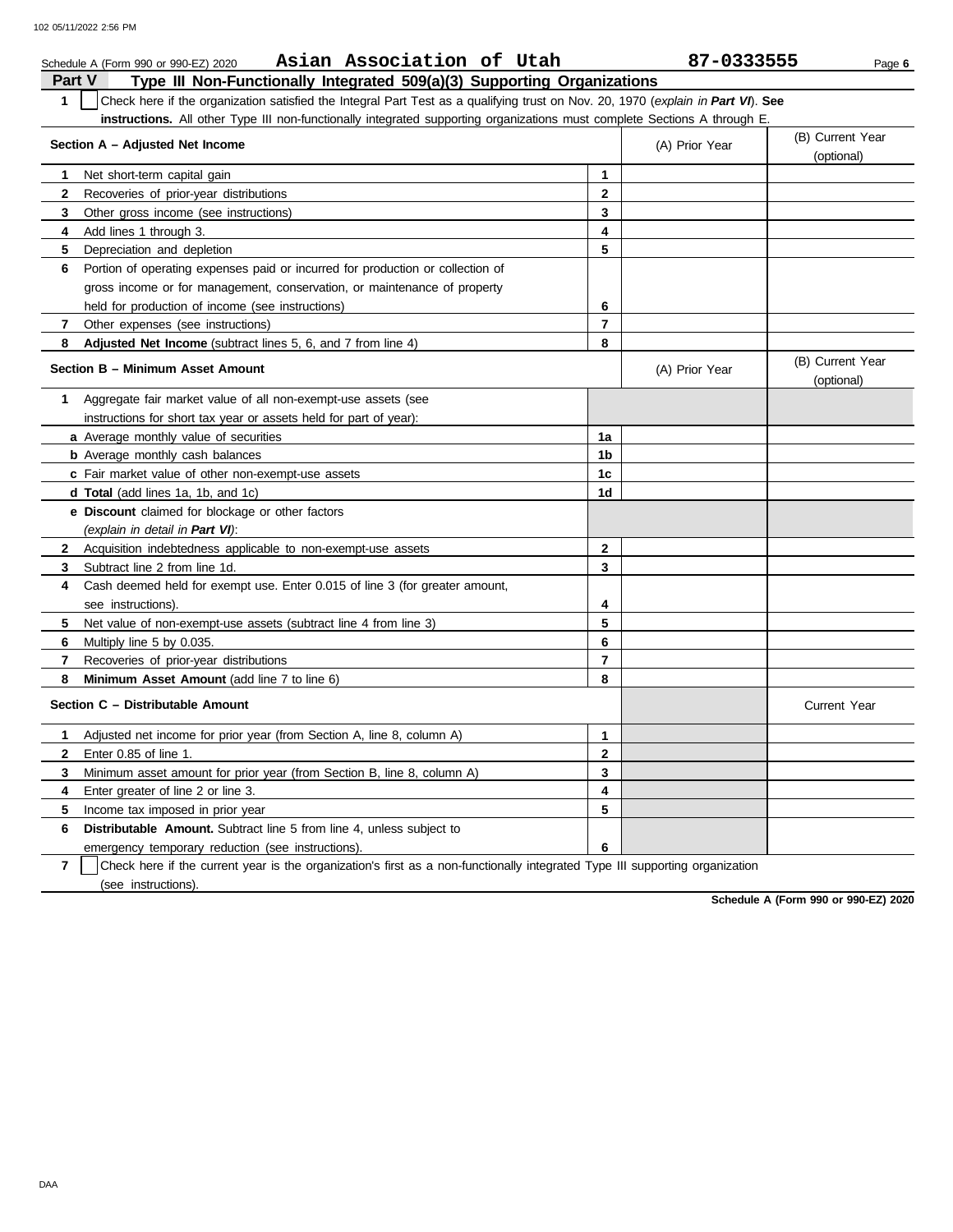Schedule A (Form 990 or 990-EZ) 2020 **Asian Association of Utah** **87-0333555** Page **6**

## Part V Type III Non-Functionally Integrated 509(a)(3) Supporting Organizations

**1** ☐ Check here if the organization satisfied the Integral Part Test as a qualifying trust on Nov. 20, 1970 (*explain in **Part VI***). **See instructions.** All other Type III non-functionally integrated supporting organizations must complete Sections A through E.

| **Section A – Adjusted Net Income** | | (A) Prior Year | (B) Current Year (optional) |
|---|---|---|---|
| **1** Net short-term capital gain | **1** | | |
| **2** Recoveries of prior-year distributions | **2** | | |
| **3** Other gross income (see instructions) | **3** | | |
| **4** Add lines 1 through 3. | **4** | | |
| **5** Depreciation and depletion | **5** | | |
| **6** Portion of operating expenses paid or incurred for production or collection of gross income or for management, conservation, or maintenance of property held for production of income (see instructions) | **6** | | |
| **7** Other expenses (see instructions) | **7** | | |
| **8** **Adjusted Net Income** (subtract lines 5, 6, and 7 from line 4) | **8** | | |

| **Section B – Minimum Asset Amount** | | (A) Prior Year | (B) Current Year (optional) |
|---|---|---|---|
| **1** Aggregate fair market value of all non-exempt-use assets (see instructions for short tax year or assets held for part of year): | | | |
| **a** Average monthly value of securities | **1a** | | |
| **b** Average monthly cash balances | **1b** | | |
| **c** Fair market value of other non-exempt-use assets | **1c** | | |
| **d** **Total** (add lines 1a, 1b, and 1c) | **1d** | | |
| **e** **Discount** claimed for blockage or other factors (*explain in detail in **Part VI***): | | | |
| **2** Acquisition indebtedness applicable to non-exempt-use assets | **2** | | |
| **3** Subtract line 2 from line 1d. | **3** | | |
| **4** Cash deemed held for exempt use. Enter 0.015 of line 3 (for greater amount, see instructions). | **4** | | |
| **5** Net value of non-exempt-use assets (subtract line 4 from line 3) | **5** | | |
| **6** Multiply line 5 by 0.035. | **6** | | |
| **7** Recoveries of prior-year distributions | **7** | | |
| **8** **Minimum Asset Amount** (add line 7 to line 6) | **8** | | |

| **Section C – Distributable Amount** | | | Current Year |
|---|---|---|---|
| **1** Adjusted net income for prior year (from Section A, line 8, column A) | **1** | | |
| **2** Enter 0.85 of line 1. | **2** | | |
| **3** Minimum asset amount for prior year (from Section B, line 8, column A) | **3** | | |
| **4** Enter greater of line 2 or line 3. | **4** | | |
| **5** Income tax imposed in prior year | **5** | | |
| **6** **Distributable Amount.** Subtract line 5 from line 4, unless subject to emergency temporary reduction (see instructions). | **6** | | |

**7** ☐ Check here if the current year is the organization's first as a non-functionally integrated Type III supporting organization (see instructions).

**Schedule A (Form 990 or 990-EZ) 2020**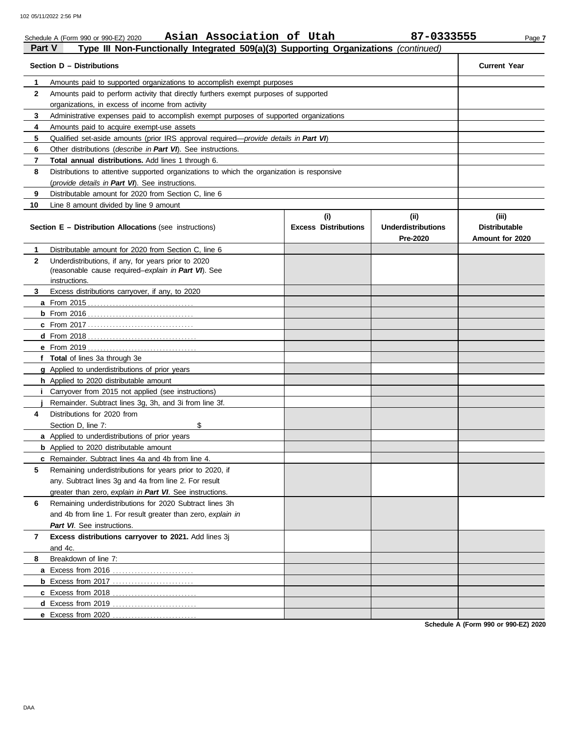Schedule A (Form 990 or 990-EZ) 2020 **Asian Association of Utah** **87-0333555**

## Part V Type III Non-Functionally Integrated 509(a)(3) Supporting Organizations *(continued)*

| **Section D – Distributions** | | **Current Year** |
|---|---|---|
| **1** | Amounts paid to supported organizations to accomplish exempt purposes | |
| **2** | Amounts paid to perform activity that directly furthers exempt purposes of supported organizations, in excess of income from activity | |
| **3** | Administrative expenses paid to accomplish exempt purposes of supported organizations | |
| **4** | Amounts paid to acquire exempt-use assets | |
| **5** | Qualified set-aside amounts (prior IRS approval required—*provide details in* ***Part VI***) | |
| **6** | Other distributions (*describe in* ***Part VI***). See instructions. | |
| **7** | **Total annual distributions.** Add lines 1 through 6. | |
| **8** | Distributions to attentive supported organizations to which the organization is responsive (*provide details in* ***Part VI***). See instructions. | |
| **9** | Distributable amount for 2020 from Section C, line 6 | |
| **10** | Line 8 amount divided by line 9 amount | |

| **Section E – Distribution Allocations** (see instructions) | | **(i) Excess Distributions** | **(ii) Underdistributions Pre-2020** | **(iii) Distributable Amount for 2020** |
|---|---|---|---|---|
| **1** | Distributable amount for 2020 from Section C, line 6 | | | |
| **2** | Underdistributions, if any, for years prior to 2020 (reasonable cause required–*explain in* ***Part VI***). See instructions. | | | |
| **3** | Excess distributions carryover, if any, to 2020 | | | |
| **a** | From 2015 | | | |
| **b** | From 2016 | | | |
| **c** | From 2017 | | | |
| **d** | From 2018 | | | |
| **e** | From 2019 | | | |
| **f** | **Total** of lines 3a through 3e | | | |
| **g** | Applied to underdistributions of prior years | | | |
| **h** | Applied to 2020 distributable amount | | | |
| **i** | Carryover from 2015 not applied (see instructions) | | | |
| **j** | Remainder. Subtract lines 3g, 3h, and 3i from line 3f. | | | |
| **4** | Distributions for 2020 from Section D, line 7: $ | | | |
| **a** | Applied to underdistributions of prior years | | | |
| **b** | Applied to 2020 distributable amount | | | |
| **c** | Remainder. Subtract lines 4a and 4b from line 4. | | | |
| **5** | Remaining underdistributions for years prior to 2020, if any. Subtract lines 3g and 4a from line 2. For result greater than zero, *explain in* ***Part VI***. See instructions. | | | |
| **6** | Remaining underdistributions for 2020 Subtract lines 3h and 4b from line 1. For result greater than zero, *explain in* ***Part VI***. See instructions. | | | |
| **7** | **Excess distributions carryover to 2021.** Add lines 3j and 4c. | | | |
| **8** | Breakdown of line 7: | | | |
| **a** | Excess from 2016 | | | |
| **b** | Excess from 2017 | | | |
| **c** | Excess from 2018 | | | |
| **d** | Excess from 2019 | | | |
| **e** | Excess from 2020 | | | |

**Schedule A (Form 990 or 990-EZ) 2020**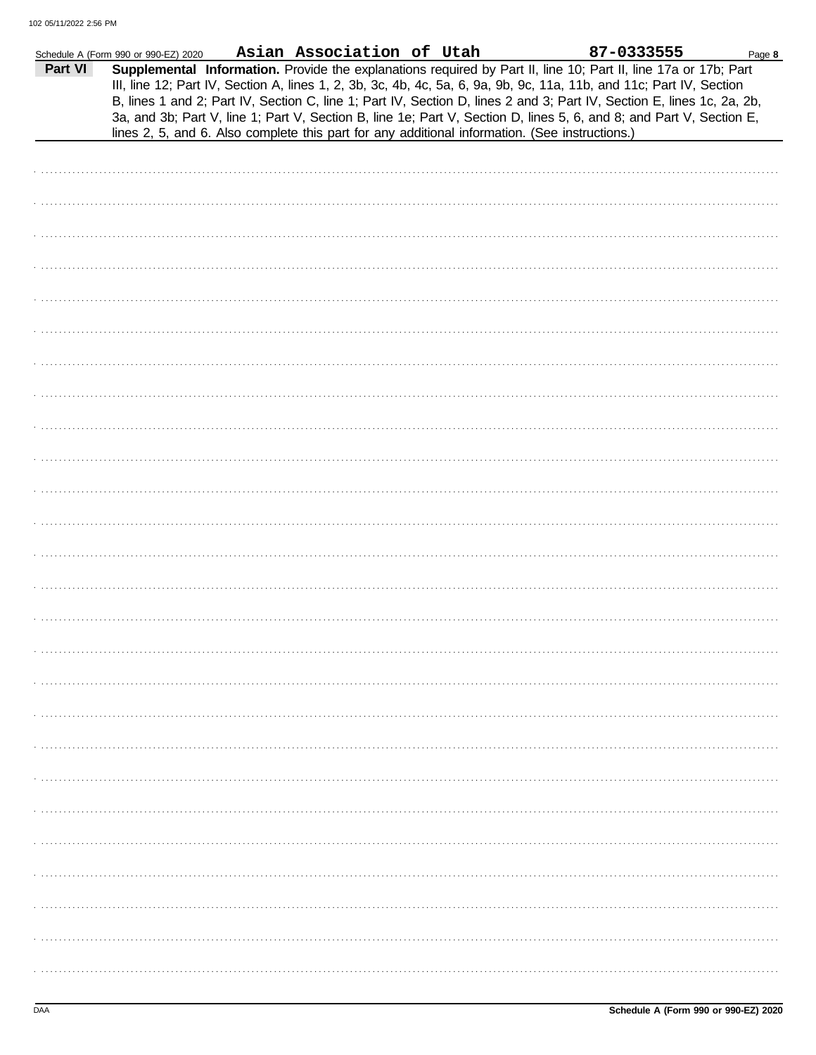Schedule A (Form 990 or 990-EZ) 2020 **Asian Association of Utah** **87-0333555** Page **8**

**Part VI** **Supplemental Information.** Provide the explanations required by Part II, line 10; Part II, line 17a or 17b; Part III, line 12; Part IV, Section A, lines 1, 2, 3b, 3c, 4b, 4c, 5a, 6, 9a, 9b, 9c, 11a, 11b, and 11c; Part IV, Section B, lines 1 and 2; Part IV, Section C, line 1; Part IV, Section D, lines 2 and 3; Part IV, Section E, lines 1c, 2a, 2b, 3a, and 3b; Part V, line 1; Part V, Section B, line 1e; Part V, Section D, lines 5, 6, and 8; and Part V, Section E, lines 2, 5, and 6. Also complete this part for any additional information. (See instructions.)

Schedule A (Form 990 or 990-EZ) 2020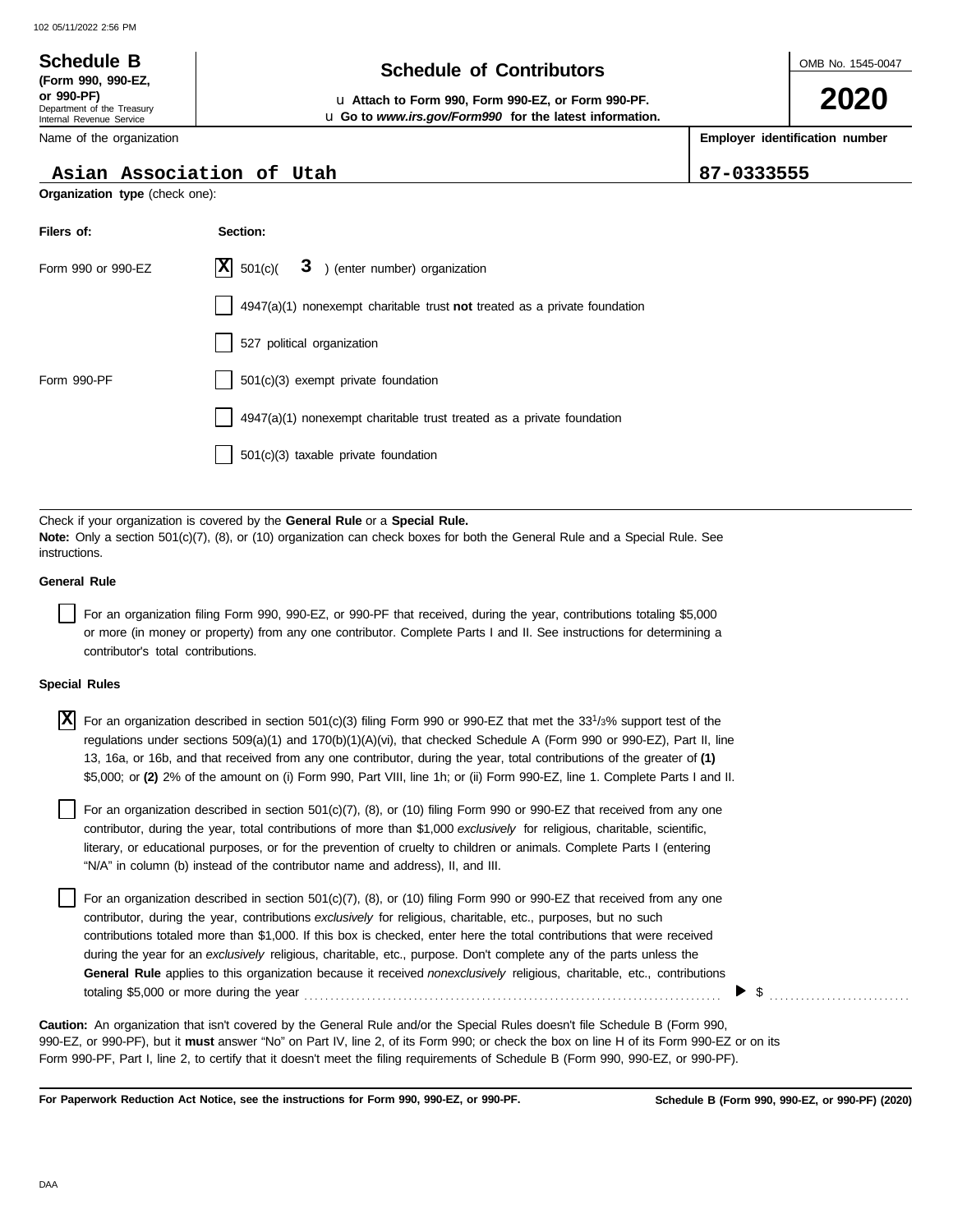# Schedule B

**(Form 990, 990-EZ, or 990-PF)**

Department of the Treasury
Internal Revenue Service

## Schedule of Contributors

u **Attach to Form 990, Form 990-EZ, or Form 990-PF.**
u **Go to *www.irs.gov/Form990* for the latest information.**

OMB No. 1545-0047

**2020**

Name of the organization: **Asian Association of Utah**

**Employer identification number:** 87-0333555

**Organization type** (check one):

| **Filers of:** | **Section:** |
|---|---|
| Form 990 or 990-EZ | [X] 501(c)( **3** ) (enter number) organization |
| | [ ] 4947(a)(1) nonexempt charitable trust **not** treated as a private foundation |
| | [ ] 527 political organization |
| Form 990-PF | [ ] 501(c)(3) exempt private foundation |
| | [ ] 4947(a)(1) nonexempt charitable trust treated as a private foundation |
| | [ ] 501(c)(3) taxable private foundation |

Check if your organization is covered by the **General Rule** or a **Special Rule.**

**Note:** Only a section 501(c)(7), (8), or (10) organization can check boxes for both the General Rule and a Special Rule. See instructions.

**General Rule**

[ ] For an organization filing Form 990, 990-EZ, or 990-PF that received, during the year, contributions totaling $5,000 or more (in money or property) from any one contributor. Complete Parts I and II. See instructions for determining a contributor's total contributions.

**Special Rules**

[X] For an organization described in section 501(c)(3) filing Form 990 or 990-EZ that met the 33 1/3% support test of the regulations under sections 509(a)(1) and 170(b)(1)(A)(vi), that checked Schedule A (Form 990 or 990-EZ), Part II, line 13, 16a, or 16b, and that received from any one contributor, during the year, total contributions of the greater of **(1)** $5,000; or **(2)** 2% of the amount on (i) Form 990, Part VIII, line 1h; or (ii) Form 990-EZ, line 1. Complete Parts I and II.

[ ] For an organization described in section 501(c)(7), (8), or (10) filing Form 990 or 990-EZ that received from any one contributor, during the year, total contributions of more than $1,000 *exclusively* for religious, charitable, scientific, literary, or educational purposes, or for the prevention of cruelty to children or animals. Complete Parts I (entering "N/A" in column (b) instead of the contributor name and address), II, and III.

[ ] For an organization described in section 501(c)(7), (8), or (10) filing Form 990 or 990-EZ that received from any one contributor, during the year, contributions *exclusively* for religious, charitable, etc., purposes, but no such contributions totaled more than $1,000. If this box is checked, enter here the total contributions that were received during the year for an *exclusively* religious, charitable, etc., purpose. Don't complete any of the parts unless the **General Rule** applies to this organization because it received *nonexclusively* religious, charitable, etc., contributions totaling $5,000 or more during the year . . . . . . . . . . . . . . . . . . . . . . . . . . . . ▶ $ . . . . . . . . . . . . . . .

**Caution:** An organization that isn't covered by the General Rule and/or the Special Rules doesn't file Schedule B (Form 990, 990-EZ, or 990-PF), but it **must** answer "No" on Part IV, line 2, of its Form 990; or check the box on line H of its Form 990-EZ or on its Form 990-PF, Part I, line 2, to certify that it doesn't meet the filing requirements of Schedule B (Form 990, 990-EZ, or 990-PF).

**For Paperwork Reduction Act Notice, see the instructions for Form 990, 990-EZ, or 990-PF.** **Schedule B (Form 990, 990-EZ, or 990-PF) (2020)**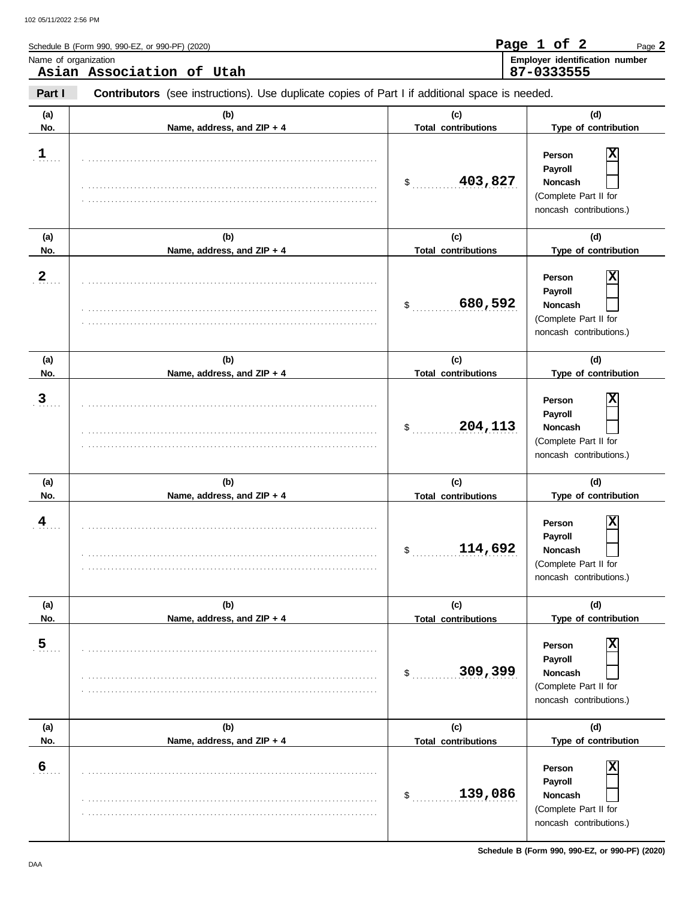Schedule B (Form 990, 990-EZ, or 990-PF) (2020)

Name of organization: **Asian Association of Utah**

Employer identification number: **87-0333555**

**Part I** **Contributors** (see instructions). Use duplicate copies of Part I if additional space is needed.

| (a) No. | (b) Name, address, and ZIP + 4 | (c) Total contributions | (d) Type of contribution |
|---|---|---|---|
| 1 | | $ 403,827 | Person [X] Payroll [ ] Noncash [ ] (Complete Part II for noncash contributions.) |
| 2 | | $ 680,592 | Person [X] Payroll [ ] Noncash [ ] (Complete Part II for noncash contributions.) |
| 3 | | $ 204,113 | Person [X] Payroll [ ] Noncash [ ] (Complete Part II for noncash contributions.) |
| 4 | | $ 114,692 | Person [X] Payroll [ ] Noncash [ ] (Complete Part II for noncash contributions.) |
| 5 | | $ 309,399 | Person [X] Payroll [ ] Noncash [ ] (Complete Part II for noncash contributions.) |
| 6 | | $ 139,086 | Person [X] Payroll [ ] Noncash [ ] (Complete Part II for noncash contributions.) |

Schedule B (Form 990, 990-EZ, or 990-PF) (2020)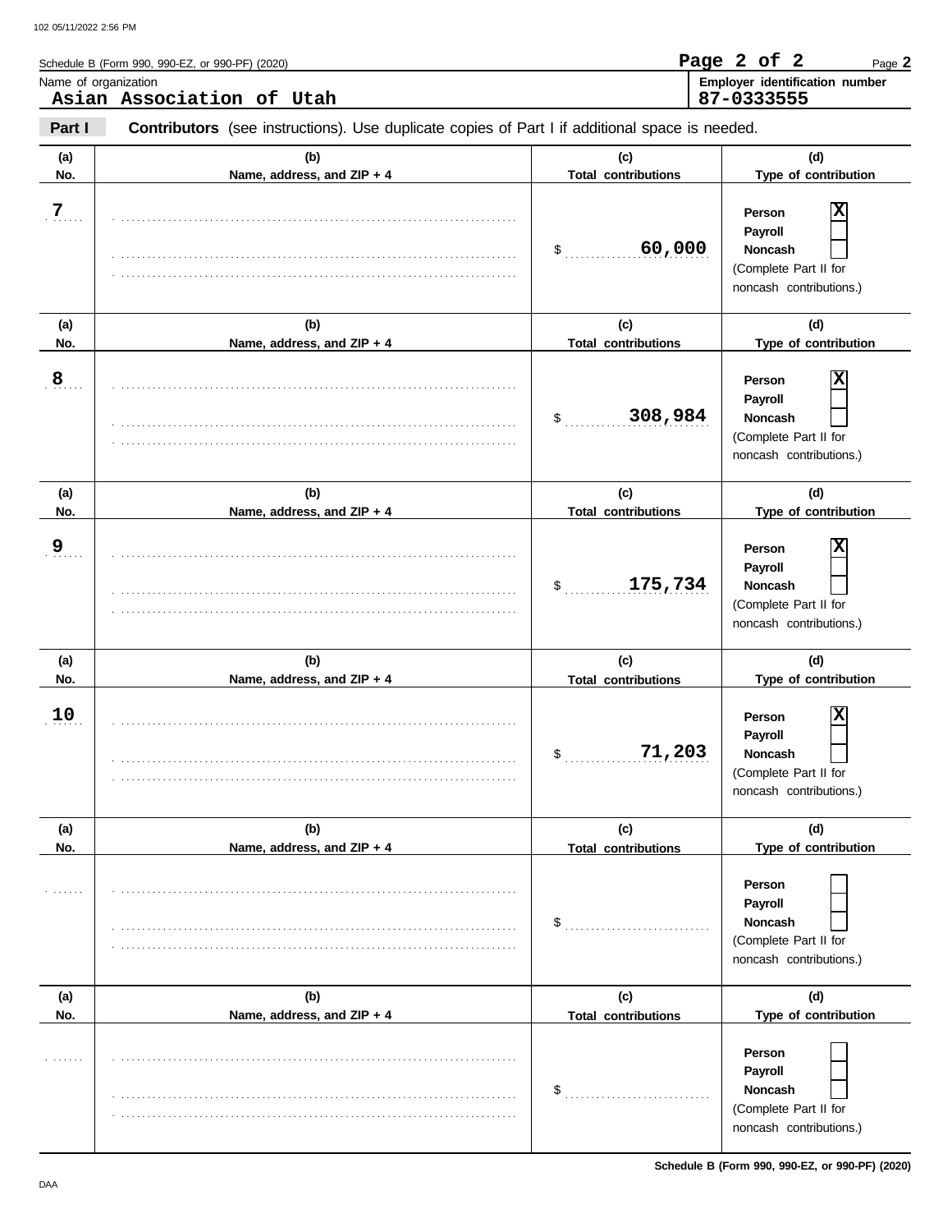Schedule B (Form 990, 990-EZ, or 990-PF) (2020)

Name of organization: **Asian Association of Utah**

Employer identification number: **87-0333555**

**Part I** **Contributors** (see instructions). Use duplicate copies of Part I if additional space is needed.

| (a) No. | (b) Name, address, and ZIP + 4 | (c) Total contributions | (d) Type of contribution |
|---|---|---|---|
| 7 | | $ 60,000 | Person [X] Payroll [ ] Noncash [ ] (Complete Part II for noncash contributions.) |
| 8 | | $ 308,984 | Person [X] Payroll [ ] Noncash [ ] (Complete Part II for noncash contributions.) |
| 9 | | $ 175,734 | Person [X] Payroll [ ] Noncash [ ] (Complete Part II for noncash contributions.) |
| 10 | | $ 71,203 | Person [X] Payroll [ ] Noncash [ ] (Complete Part II for noncash contributions.) |
| | | $ | Person [ ] Payroll [ ] Noncash [ ] (Complete Part II for noncash contributions.) |
| | | $ | Person [ ] Payroll [ ] Noncash [ ] (Complete Part II for noncash contributions.) |

Schedule B (Form 990, 990-EZ, or 990-PF) (2020)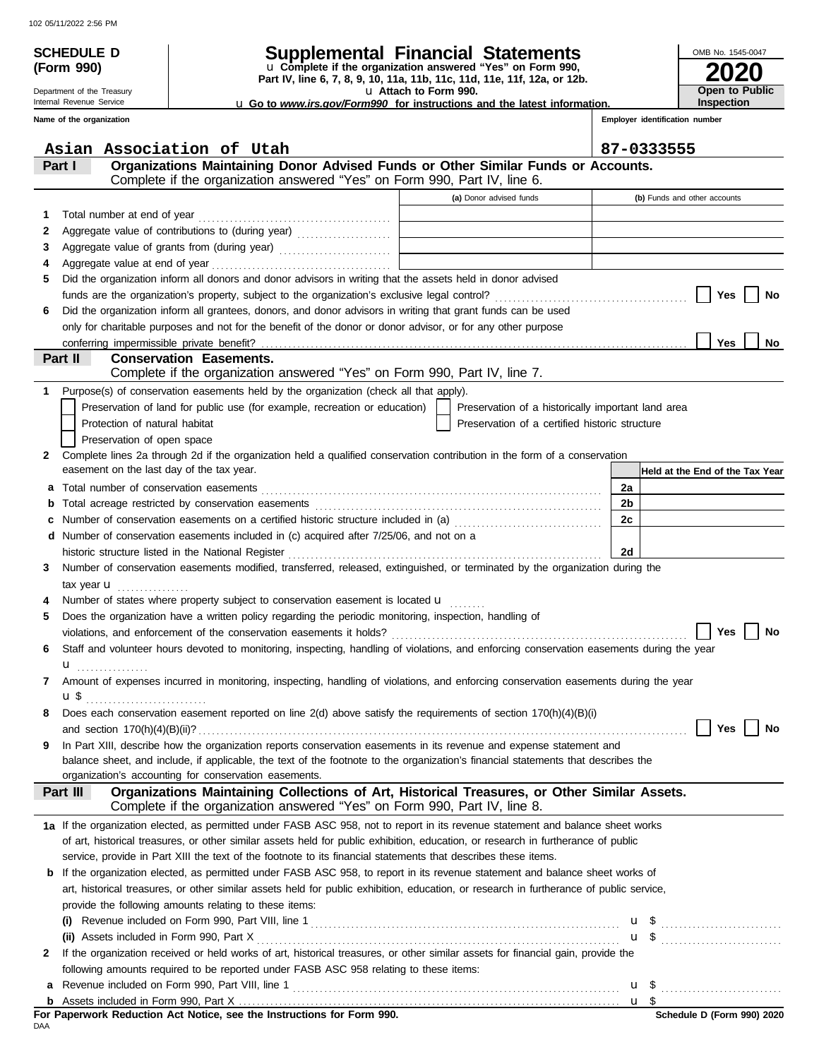102 05/11/2022 2:56 PM

**SCHEDULE D (Form 990)**

Department of the Treasury
Internal Revenue Service

# Supplemental Financial Statements

u Complete if the organization answered "Yes" on Form 990, Part IV, line 6, 7, 8, 9, 10, 11a, 11b, 11c, 11d, 11e, 11f, 12a, or 12b.
u Attach to Form 990.
u Go to *www.irs.gov/Form990* for instructions and the latest information.

OMB No. 1545-0047

**2020**

**Open to Public Inspection**

**Name of the organization**
Asian Association of Utah

**Employer identification number**
87-0333555

## Part I Organizations Maintaining Donor Advised Funds or Other Similar Funds or Accounts.
Complete if the organization answered "Yes" on Form 990, Part IV, line 6.

| | | (a) Donor advised funds | (b) Funds and other accounts |
|---|---|---|---|
| 1 | Total number at end of year | | |
| 2 | Aggregate value of contributions to (during year) | | |
| 3 | Aggregate value of grants from (during year) | | |
| 4 | Aggregate value at end of year | | |

5 Did the organization inform all donors and donor advisors in writing that the assets held in donor advised funds are the organization's property, subject to the organization's exclusive legal control? ☐ Yes ☐ No

6 Did the organization inform all grantees, donors, and donor advisors in writing that grant funds can be used only for charitable purposes and not for the benefit of the donor or donor advisor, or for any other purpose conferring impermissible private benefit? ☐ Yes ☐ No

## Part II Conservation Easements.
Complete if the organization answered "Yes" on Form 990, Part IV, line 7.

1 Purpose(s) of conservation easements held by the organization (check all that apply).
- ☐ Preservation of land for public use (for example, recreation or education)
- ☐ Preservation of a historically important land area
- ☐ Protection of natural habitat
- ☐ Preservation of a certified historic structure
- ☐ Preservation of open space

2 Complete lines 2a through 2d if the organization held a qualified conservation contribution in the form of a conservation easement on the last day of the tax year.

| | | | Held at the End of the Tax Year |
|---|---|---|---|
| a | Total number of conservation easements | 2a | |
| b | Total acreage restricted by conservation easements | 2b | |
| c | Number of conservation easements on a certified historic structure included in (a) | 2c | |
| d | Number of conservation easements included in (c) acquired after 7/25/06, and not on a historic structure listed in the National Register | 2d | |

3 Number of conservation easements modified, transferred, released, extinguished, or terminated by the organization during the tax year u

4 Number of states where property subject to conservation easement is located u

5 Does the organization have a written policy regarding the periodic monitoring, inspection, handling of violations, and enforcement of the conservation easements it holds? ☐ Yes ☐ No

6 Staff and volunteer hours devoted to monitoring, inspecting, handling of violations, and enforcing conservation easements during the year u

7 Amount of expenses incurred in monitoring, inspecting, handling of violations, and enforcing conservation easements during the year u $

8 Does each conservation easement reported on line 2(d) above satisfy the requirements of section 170(h)(4)(B)(i) and section 170(h)(4)(B)(ii)? ☐ Yes ☐ No

9 In Part XIII, describe how the organization reports conservation easements in its revenue and expense statement and balance sheet, and include, if applicable, the text of the footnote to the organization's financial statements that describes the organization's accounting for conservation easements.

## Part III Organizations Maintaining Collections of Art, Historical Treasures, or Other Similar Assets.
Complete if the organization answered "Yes" on Form 990, Part IV, line 8.

1a If the organization elected, as permitted under FASB ASC 958, not to report in its revenue statement and balance sheet works of art, historical treasures, or other similar assets held for public exhibition, education, or research in furtherance of public service, provide in Part XIII the text of the footnote to its financial statements that describes these items.

b If the organization elected, as permitted under FASB ASC 958, to report in its revenue statement and balance sheet works of art, historical treasures, or other similar assets held for public exhibition, education, or research in furtherance of public service, provide the following amounts relating to these items:

(i) Revenue included on Form 990, Part VIII, line 1 u $

(ii) Assets included in Form 990, Part X u $

2 If the organization received or held works of art, historical treasures, or other similar assets for financial gain, provide the following amounts required to be reported under FASB ASC 958 relating to these items:

a Revenue included on Form 990, Part VIII, line 1 u $

b Assets included in Form 990, Part X u $

**For Paperwork Reduction Act Notice, see the Instructions for Form 990.**

DAA

**Schedule D (Form 990) 2020**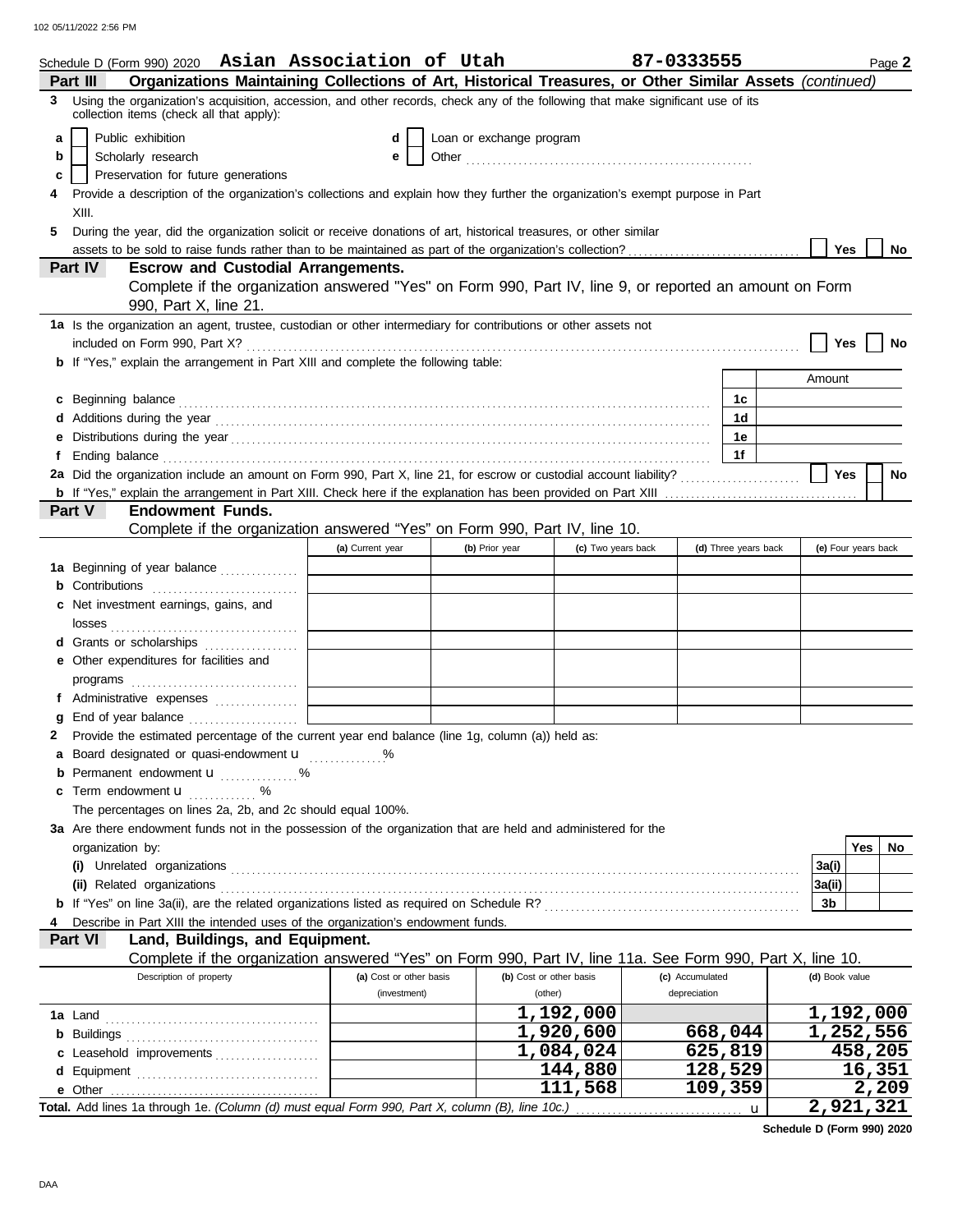Schedule D (Form 990) 2020 **Asian Association of Utah** **87-0333555** Page **2**

## Part III Organizations Maintaining Collections of Art, Historical Treasures, or Other Similar Assets *(continued)*

**3** Using the organization's acquisition, accession, and other records, check any of the following that make significant use of its collection items (check all that apply):

- **a** ☐ Public exhibition
- **b** ☐ Scholarly research
- **c** ☐ Preservation for future generations
- **d** ☐ Loan or exchange program
- **e** ☐ Other

**4** Provide a description of the organization's collections and explain how they further the organization's exempt purpose in Part XIII.

**5** During the year, did the organization solicit or receive donations of art, historical treasures, or other similar assets to be sold to raise funds rather than to be maintained as part of the organization's collection? ☐ Yes ☐ No

## Part IV Escrow and Custodial Arrangements.

Complete if the organization answered "Yes" on Form 990, Part IV, line 9, or reported an amount on Form 990, Part X, line 21.

**1a** Is the organization an agent, trustee, custodian or other intermediary for contributions or other assets not included on Form 990, Part X? ☐ Yes ☐ No

**b** If "Yes," explain the arrangement in Part XIII and complete the following table:

| | | Amount |
|---|---|---|
| **c** Beginning balance | 1c | |
| **d** Additions during the year | 1d | |
| **e** Distributions during the year | 1e | |
| **f** Ending balance | 1f | |

**2a** Did the organization include an amount on Form 990, Part X, line 21, for escrow or custodial account liability? ☐ Yes ☐ No

**b** If "Yes," explain the arrangement in Part XIII. Check here if the explanation has been provided on Part XIII ☐

## Part V Endowment Funds.

Complete if the organization answered "Yes" on Form 990, Part IV, line 10.

| | (a) Current year | (b) Prior year | (c) Two years back | (d) Three years back | (e) Four years back |
|---|---|---|---|---|---|
| **1a** Beginning of year balance | | | | | |
| **b** Contributions | | | | | |
| **c** Net investment earnings, gains, and losses | | | | | |
| **d** Grants or scholarships | | | | | |
| **e** Other expenditures for facilities and programs | | | | | |
| **f** Administrative expenses | | | | | |
| **g** End of year balance | | | | | |

**2** Provide the estimated percentage of the current year end balance (line 1g, column (a)) held as:

- **a** Board designated or quasi-endowment u ______ %
- **b** Permanent endowment u ______ %
- **c** Term endowment u ______ %

The percentages on lines 2a, 2b, and 2c should equal 100%.

**3a** Are there endowment funds not in the possession of the organization that are held and administered for the organization by:

| | | Yes | No |
|---|---|---|---|
| **(i)** Unrelated organizations | 3a(i) | | |
| **(ii)** Related organizations | 3a(ii) | | |
| **b** If "Yes" on line 3a(ii), are the related organizations listed as required on Schedule R? | 3b | | |

**4** Describe in Part XIII the intended uses of the organization's endowment funds.

## Part VI Land, Buildings, and Equipment.

Complete if the organization answered "Yes" on Form 990, Part IV, line 11a. See Form 990, Part X, line 10.

| Description of property | (a) Cost or other basis (investment) | (b) Cost or other basis (other) | (c) Accumulated depreciation | (d) Book value |
|---|---|---|---|---|
| **1a** Land | | 1,192,000 | | 1,192,000 |
| **b** Buildings | | 1,920,600 | 668,044 | 1,252,556 |
| **c** Leasehold improvements | | 1,084,024 | 625,819 | 458,205 |
| **d** Equipment | | 144,880 | 128,529 | 16,351 |
| **e** Other | | 111,568 | 109,359 | 2,209 |
| **Total.** Add lines 1a through 1e. *(Column (d) must equal Form 990, Part X, column (B), line 10c.)* u | | | | 2,921,321 |

**Schedule D (Form 990) 2020**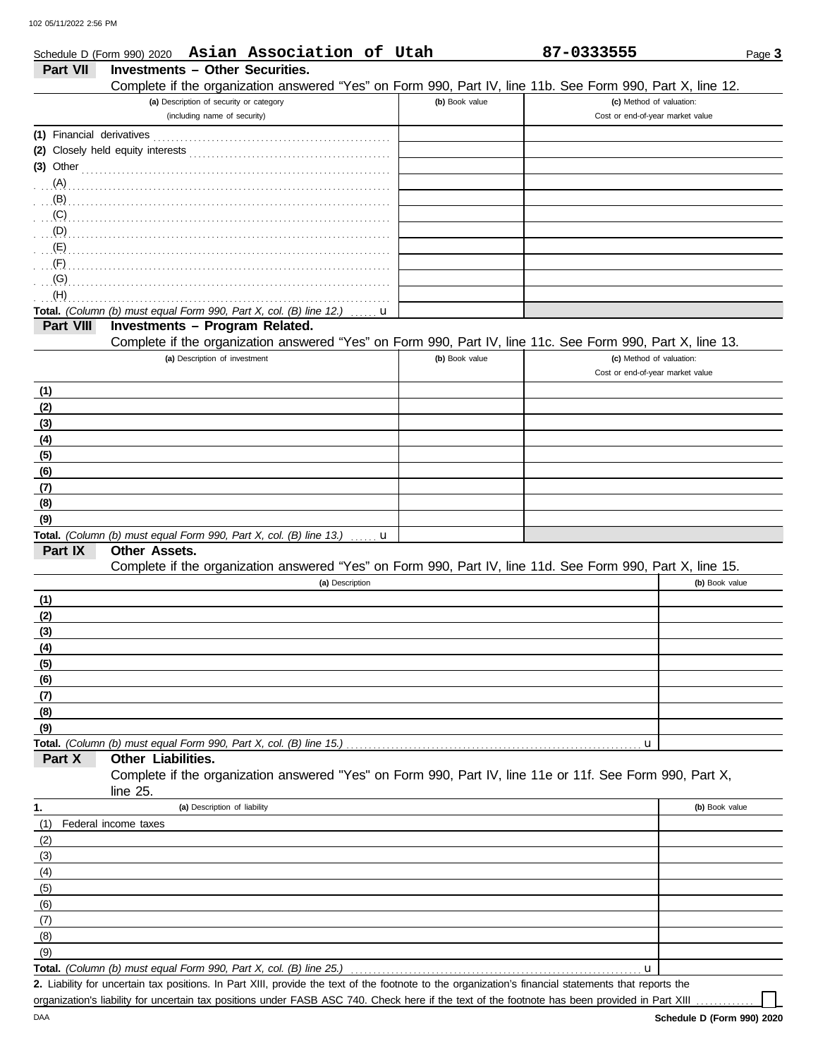Schedule D (Form 990) 2020 **Asian Association of Utah** **87-0333555** Page **3**

## Part VII Investments – Other Securities.

Complete if the organization answered "Yes" on Form 990, Part IV, line 11b. See Form 990, Part X, line 12.

| (a) Description of security or category (including name of security) | (b) Book value | (c) Method of valuation: Cost or end-of-year market value |
|---|---|---|
| (1) Financial derivatives | | |
| (2) Closely held equity interests | | |
| (3) Other | | |
| (A) | | |
| (B) | | |
| (C) | | |
| (D) | | |
| (E) | | |
| (F) | | |
| (G) | | |
| (H) | | |
| **Total.** *(Column (b) must equal Form 990, Part X, col. (B) line 12.)* u | | |

## Part VIII Investments – Program Related.

Complete if the organization answered "Yes" on Form 990, Part IV, line 11c. See Form 990, Part X, line 13.

| (a) Description of investment | (b) Book value | (c) Method of valuation: Cost or end-of-year market value |
|---|---|---|
| (1) | | |
| (2) | | |
| (3) | | |
| (4) | | |
| (5) | | |
| (6) | | |
| (7) | | |
| (8) | | |
| (9) | | |
| **Total.** *(Column (b) must equal Form 990, Part X, col. (B) line 13.)* u | | |

## Part IX Other Assets.

Complete if the organization answered "Yes" on Form 990, Part IV, line 11d. See Form 990, Part X, line 15.

| (a) Description | (b) Book value |
|---|---|
| (1) | |
| (2) | |
| (3) | |
| (4) | |
| (5) | |
| (6) | |
| (7) | |
| (8) | |
| (9) | |
| **Total.** *(Column (b) must equal Form 990, Part X, col. (B) line 15.)* u | |

## Part X Other Liabilities.

Complete if the organization answered "Yes" on Form 990, Part IV, line 11e or 11f. See Form 990, Part X, line 25.

| 1. (a) Description of liability | (b) Book value |
|---|---|
| (1) Federal income taxes | |
| (2) | |
| (3) | |
| (4) | |
| (5) | |
| (6) | |
| (7) | |
| (8) | |
| (9) | |
| **Total.** *(Column (b) must equal Form 990, Part X, col. (B) line 25.)* u | |

**2.** Liability for uncertain tax positions. In Part XIII, provide the text of the footnote to the organization's financial statements that reports the organization's liability for uncertain tax positions under FASB ASC 740. Check here if the text of the footnote has been provided in Part XIII ☐

DAA **Schedule D (Form 990) 2020**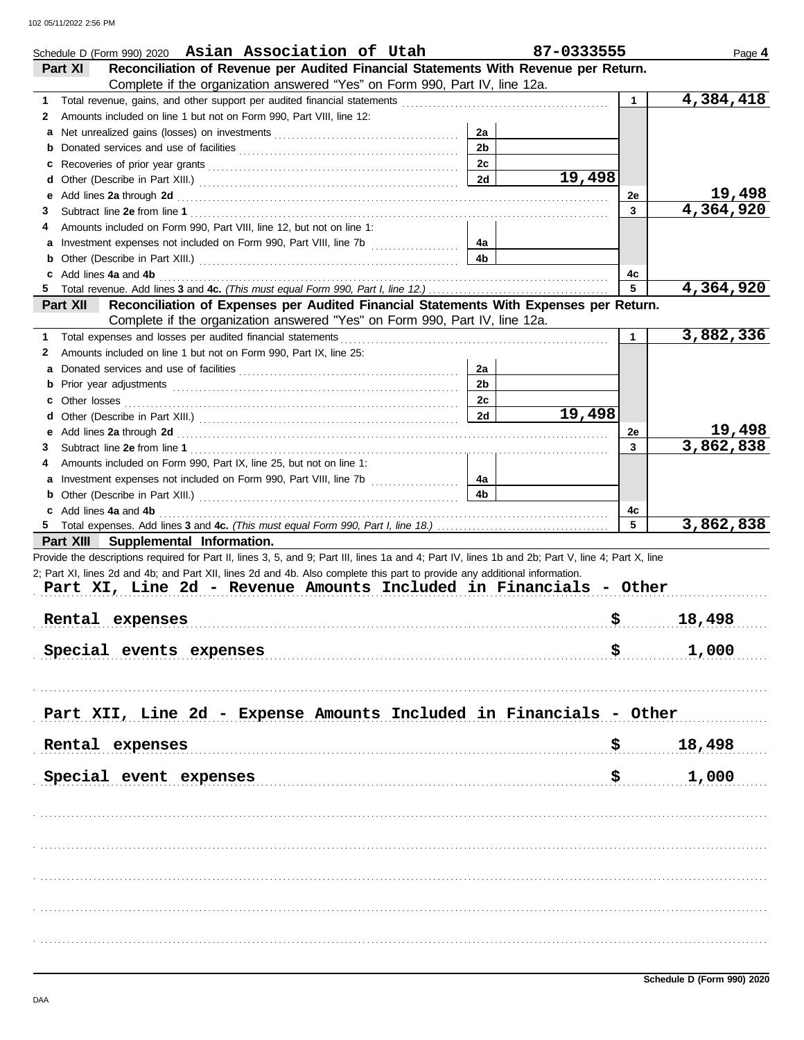Schedule D (Form 990) 2020 **Asian Association of Utah** **87-0333555**

## Part XI Reconciliation of Revenue per Audited Financial Statements With Revenue per Return.

Complete if the organization answered "Yes" on Form 990, Part IV, line 12a.

| | | | | | |
|---|---|---|---|---|---|
| **1** | Total revenue, gains, and other support per audited financial statements | | | 1 | 4,384,418 |
| **2** | Amounts included on line 1 but not on Form 990, Part VIII, line 12: | | | | |
| **a** | Net unrealized gains (losses) on investments | 2a | | | |
| **b** | Donated services and use of facilities | 2b | | | |
| **c** | Recoveries of prior year grants | 2c | | | |
| **d** | Other (Describe in Part XIII.) | 2d | 19,498 | | |
| **e** | Add lines **2a** through **2d** | | | 2e | 19,498 |
| **3** | Subtract line **2e** from line **1** | | | 3 | 4,364,920 |
| **4** | Amounts included on Form 990, Part VIII, line 12, but not on line 1: | | | | |
| **a** | Investment expenses not included on Form 990, Part VIII, line 7b | 4a | | | |
| **b** | Other (Describe in Part XIII.) | 4b | | | |
| **c** | Add lines **4a** and **4b** | | | 4c | |
| **5** | Total revenue. Add lines **3** and **4c.** *(This must equal Form 990, Part I, line 12.)* | | | 5 | 4,364,920 |

## Part XII Reconciliation of Expenses per Audited Financial Statements With Expenses per Return.

Complete if the organization answered "Yes" on Form 990, Part IV, line 12a.

| | | | | | |
|---|---|---|---|---|---|
| **1** | Total expenses and losses per audited financial statements | | | 1 | 3,882,336 |
| **2** | Amounts included on line 1 but not on Form 990, Part IX, line 25: | | | | |
| **a** | Donated services and use of facilities | 2a | | | |
| **b** | Prior year adjustments | 2b | | | |
| **c** | Other losses | 2c | | | |
| **d** | Other (Describe in Part XIII.) | 2d | 19,498 | | |
| **e** | Add lines **2a** through **2d** | | | 2e | 19,498 |
| **3** | Subtract line **2e** from line **1** | | | 3 | 3,862,838 |
| **4** | Amounts included on Form 990, Part IX, line 25, but not on line 1: | | | | |
| **a** | Investment expenses not included on Form 990, Part VIII, line 7b | 4a | | | |
| **b** | Other (Describe in Part XIII.) | 4b | | | |
| **c** | Add lines **4a** and **4b** | | | 4c | |
| **5** | Total expenses. Add lines **3** and **4c.** *(This must equal Form 990, Part I, line 18.)* | | | 5 | 3,862,838 |

## Part XIII Supplemental Information.

Provide the descriptions required for Part II, lines 3, 5, and 9; Part III, lines 1a and 4; Part IV, lines 1b and 2b; Part V, line 4; Part X, line 2; Part XI, lines 2d and 4b; and Part XII, lines 2d and 4b. Also complete this part to provide any additional information.

**Part XI, Line 2d - Revenue Amounts Included in Financials - Other**

| | |
|---|---|
| Rental expenses | $ 18,498 |
| Special events expenses | $ 1,000 |

**Part XII, Line 2d - Expense Amounts Included in Financials - Other**

| | |
|---|---|
| Rental expenses | $ 18,498 |
| Special event expenses | $ 1,000 |

Schedule D (Form 990) 2020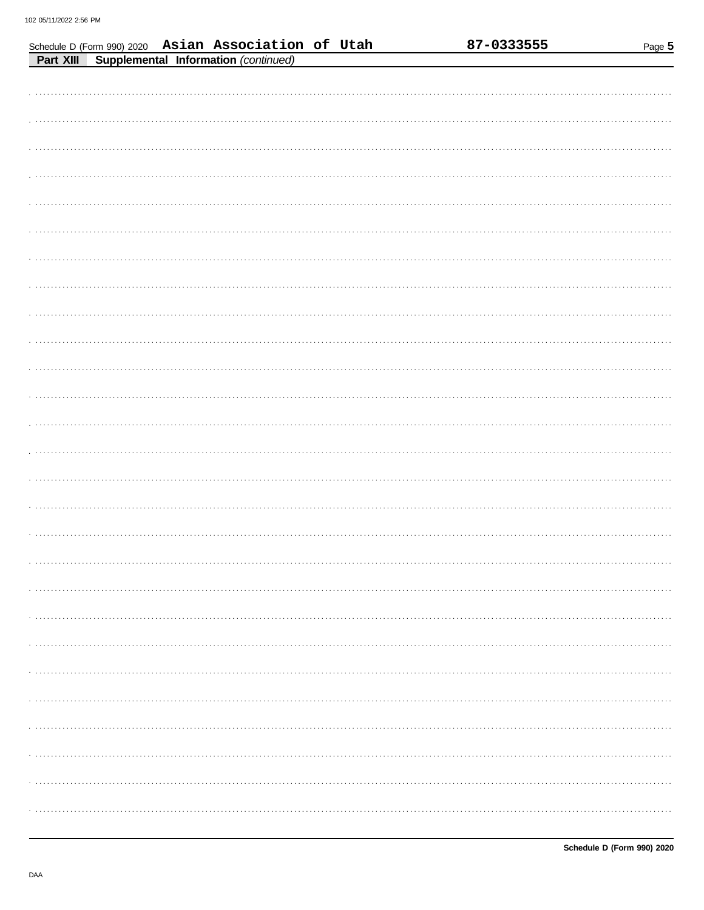Schedule D (Form 990) 2020 Asian Association of Utah 87-0333555

**Part XIII Supplemental Information** *(continued)*

DAA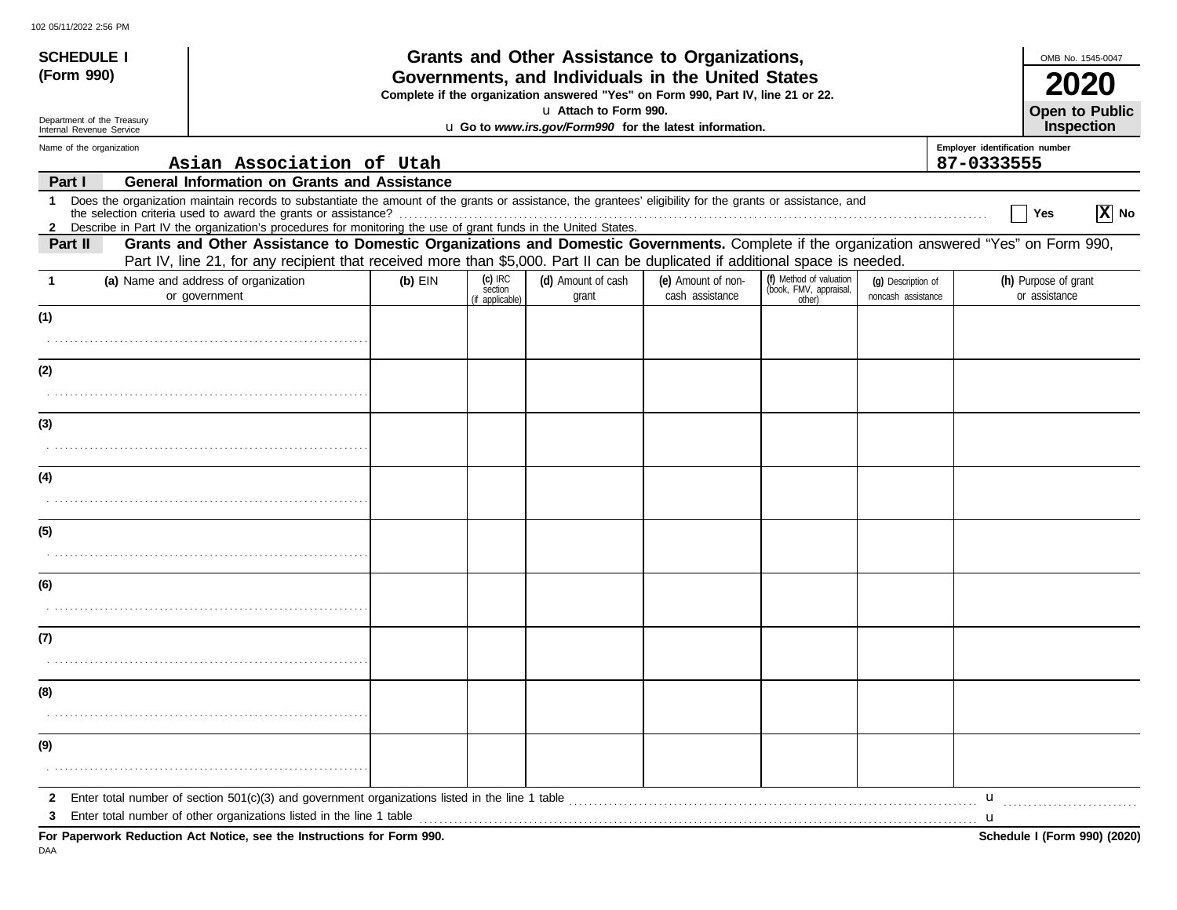**SCHEDULE I (Form 990)**

Department of the Treasury
Internal Revenue Service

# Grants and Other Assistance to Organizations, Governments, and Individuals in the United States

**Complete if the organization answered "Yes" on Form 990, Part IV, line 21 or 22.**

u **Attach to Form 990.**

u **Go to *www.irs.gov/Form990* for the latest information.**

OMB No. 1545-0047

**2020**

**Open to Public Inspection**

Name of the organization: Asian Association of Utah

Employer identification number: 87-0333555

## Part I General Information on Grants and Assistance

1 Does the organization maintain records to substantiate the amount of the grants or assistance, the grantees' eligibility for the grants or assistance, and the selection criteria used to award the grants or assistance? ☐ Yes ☒ No

2 Describe in Part IV the organization's procedures for monitoring the use of grant funds in the United States.

## Part II Grants and Other Assistance to Domestic Organizations and Domestic Governments.

Complete if the organization answered "Yes" on Form 990, Part IV, line 21, for any recipient that received more than $5,000. Part II can be duplicated if additional space is needed.

| 1 | (a) Name and address of organization or government | (b) EIN | (c) IRC section (if applicable) | (d) Amount of cash grant | (e) Amount of non-cash assistance | (f) Method of valuation (book, FMV, appraisal, other) | (g) Description of noncash assistance | (h) Purpose of grant or assistance |
|---|---|---|---|---|---|---|---|---|
| (1) | | | | | | | | |
| (2) | | | | | | | | |
| (3) | | | | | | | | |
| (4) | | | | | | | | |
| (5) | | | | | | | | |
| (6) | | | | | | | | |
| (7) | | | | | | | | |
| (8) | | | | | | | | |
| (9) | | | | | | | | |

2 Enter total number of section 501(c)(3) and government organizations listed in the line 1 table u

3 Enter total number of other organizations listed in the line 1 table u

**For Paperwork Reduction Act Notice, see the Instructions for Form 990.**

**Schedule I (Form 990) (2020)**

DAA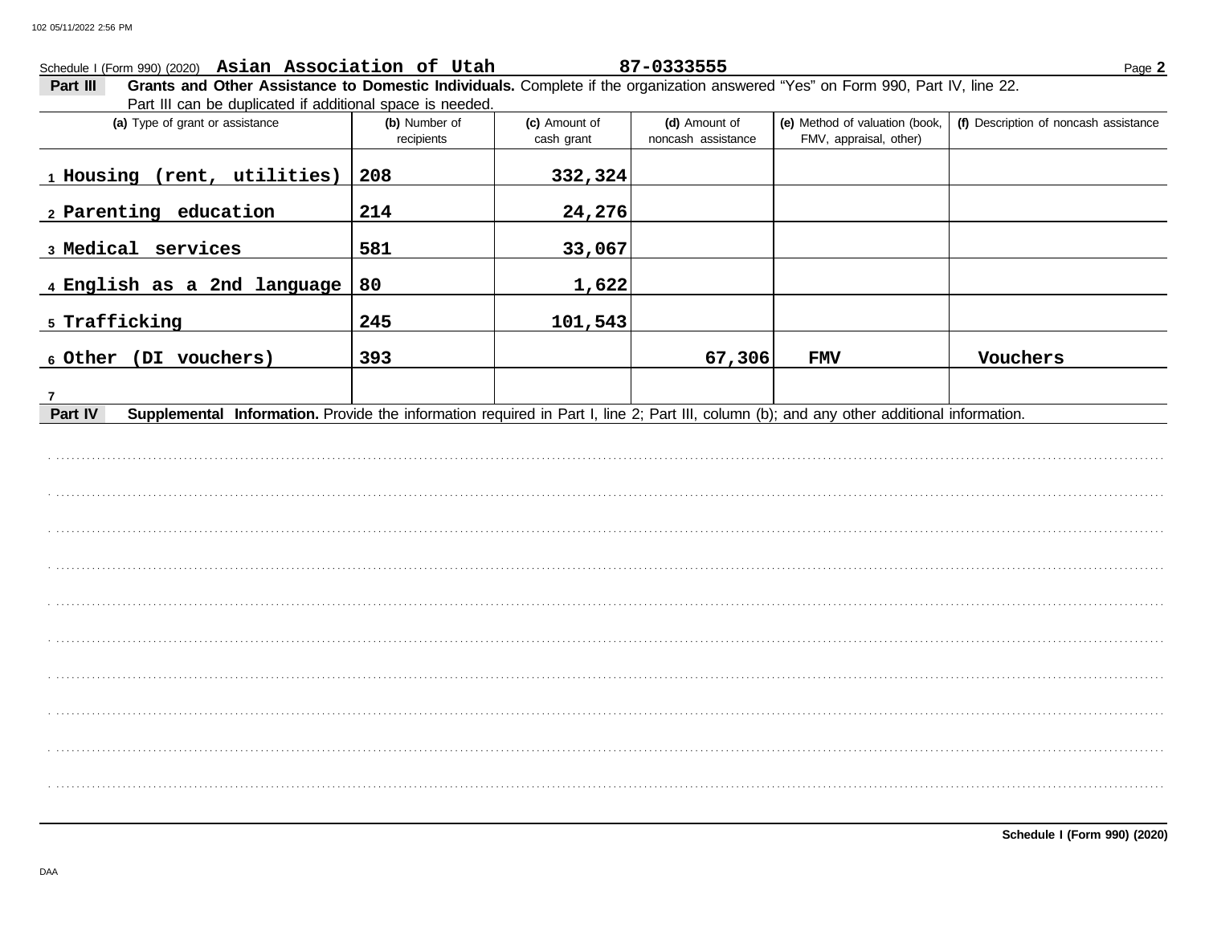Schedule I (Form 990) (2020) **Asian Association of Utah** **87-0333555**

**Part III** **Grants and Other Assistance to Domestic Individuals.** Complete if the organization answered "Yes" on Form 990, Part IV, line 22. Part III can be duplicated if additional space is needed.

| (a) Type of grant or assistance | (b) Number of recipients | (c) Amount of cash grant | (d) Amount of noncash assistance | (e) Method of valuation (book, FMV, appraisal, other) | (f) Description of noncash assistance |
|---|---|---|---|---|---|
| 1 Housing (rent, utilities) | 208 | 332,324 | | | |
| 2 Parenting education | 214 | 24,276 | | | |
| 3 Medical services | 581 | 33,067 | | | |
| 4 English as a 2nd language | 80 | 1,622 | | | |
| 5 Trafficking | 245 | 101,543 | | | |
| 6 Other (DI vouchers) | 393 | | 67,306 | FMV | Vouchers |
| 7 | | | | | |

**Part IV** **Supplemental Information.** Provide the information required in Part I, line 2; Part III, column (b); and any other additional information.

**Schedule I (Form 990) (2020)**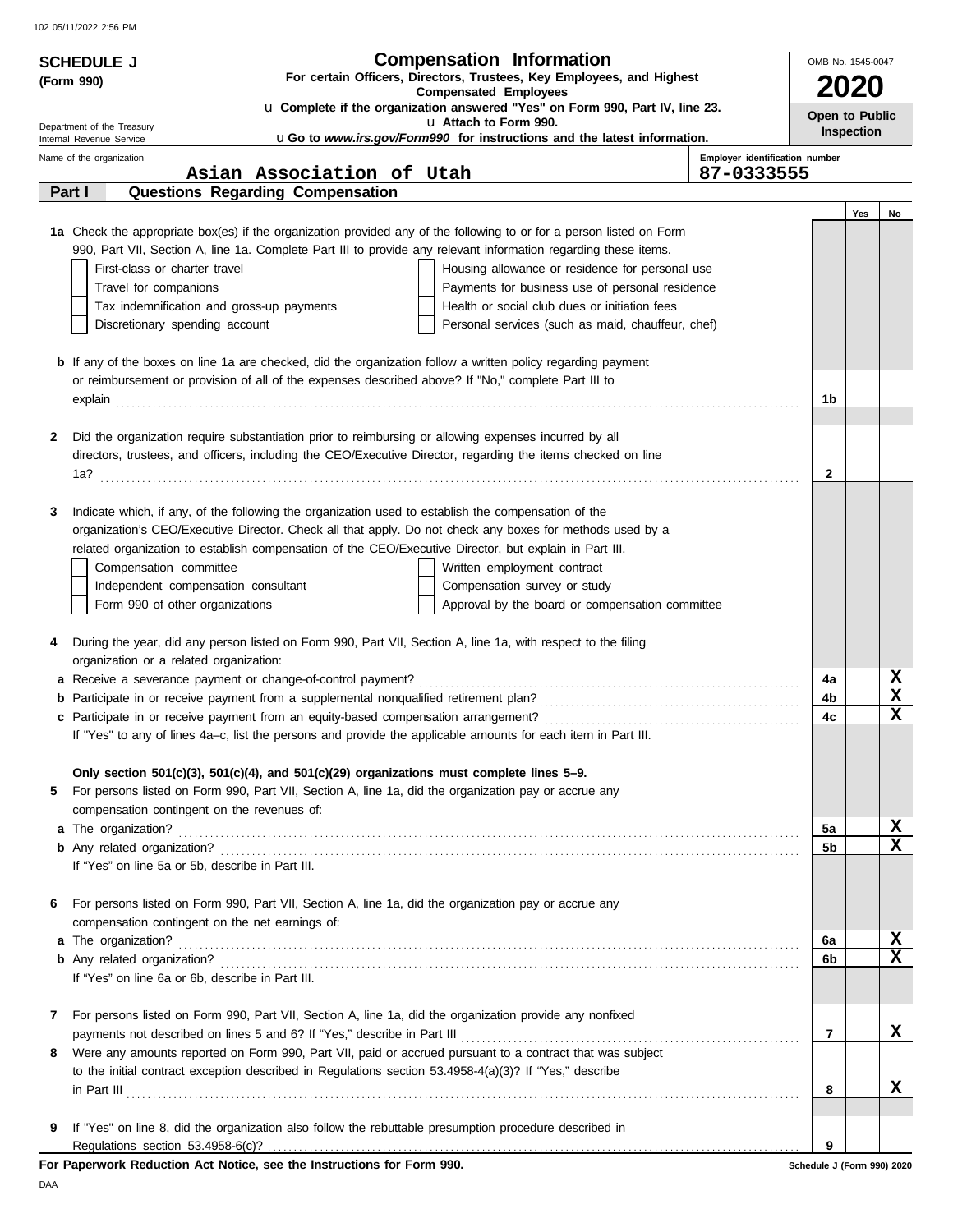**SCHEDULE J (Form 990)**

Department of the Treasury
Internal Revenue Service

# Compensation Information

**For certain Officers, Directors, Trustees, Key Employees, and Highest Compensated Employees**

u **Complete if the organization answered "Yes" on Form 990, Part IV, line 23.**

u **Attach to Form 990.**

u **Go to *www.irs.gov/Form990* for instructions and the latest information.**

OMB No. 1545-0047

**2020**

**Open to Public Inspection**

Name of the organization: Asian Association of Utah

Employer identification number: 87-0333555

## Part I Questions Regarding Compensation

| | | Yes | No |
|---|---|---|---|
| **1a** Check the appropriate box(es) if the organization provided any of the following to or for a person listed on Form 990, Part VII, Section A, line 1a. Complete Part III to provide any relevant information regarding these items.<br>☐ First-class or charter travel ☐ Housing allowance or residence for personal use<br>☐ Travel for companions ☐ Payments for business use of personal residence<br>☐ Tax indemnification and gross-up payments ☐ Health or social club dues or initiation fees<br>☐ Discretionary spending account ☐ Personal services (such as maid, chauffeur, chef) | | | |
| **b** If any of the boxes on line 1a are checked, did the organization follow a written policy regarding payment or reimbursement or provision of all of the expenses described above? If "No," complete Part III to explain | 1b | | |
| **2** Did the organization require substantiation prior to reimbursing or allowing expenses incurred by all directors, trustees, and officers, including the CEO/Executive Director, regarding the items checked on line 1a? | 2 | | |
| **3** Indicate which, if any, of the following the organization used to establish the compensation of the organization's CEO/Executive Director. Check all that apply. Do not check any boxes for methods used by a related organization to establish compensation of the CEO/Executive Director, but explain in Part III.<br>☐ Compensation committee ☐ Written employment contract<br>☐ Independent compensation consultant ☐ Compensation survey or study<br>☐ Form 990 of other organizations ☐ Approval by the board or compensation committee | | | |
| **4** During the year, did any person listed on Form 990, Part VII, Section A, line 1a, with respect to the filing organization or a related organization: | | | |
| **a** Receive a severance payment or change-of-control payment? | 4a | | X |
| **b** Participate in or receive payment from a supplemental nonqualified retirement plan? | 4b | | X |
| **c** Participate in or receive payment from an equity-based compensation arrangement? | 4c | | X |
| If "Yes" to any of lines 4a–c, list the persons and provide the applicable amounts for each item in Part III. | | | |
| **Only section 501(c)(3), 501(c)(4), and 501(c)(29) organizations must complete lines 5–9.** | | | |
| **5** For persons listed on Form 990, Part VII, Section A, line 1a, did the organization pay or accrue any compensation contingent on the revenues of: | | | |
| **a** The organization? | 5a | | X |
| **b** Any related organization? | 5b | | X |
| If "Yes" on line 5a or 5b, describe in Part III. | | | |
| **6** For persons listed on Form 990, Part VII, Section A, line 1a, did the organization pay or accrue any compensation contingent on the net earnings of: | | | |
| **a** The organization? | 6a | | X |
| **b** Any related organization? | 6b | | X |
| If "Yes" on line 6a or 6b, describe in Part III. | | | |
| **7** For persons listed on Form 990, Part VII, Section A, line 1a, did the organization provide any nonfixed payments not described on lines 5 and 6? If "Yes," describe in Part III | 7 | | X |
| **8** Were any amounts reported on Form 990, Part VII, paid or accrued pursuant to a contract that was subject to the initial contract exception described in Regulations section 53.4958-4(a)(3)? If "Yes," describe in Part III | 8 | | X |
| **9** If "Yes" on line 8, did the organization also follow the rebuttable presumption procedure described in Regulations section 53.4958-6(c)? | 9 | | |

**For Paperwork Reduction Act Notice, see the Instructions for Form 990.**

Schedule J (Form 990) 2020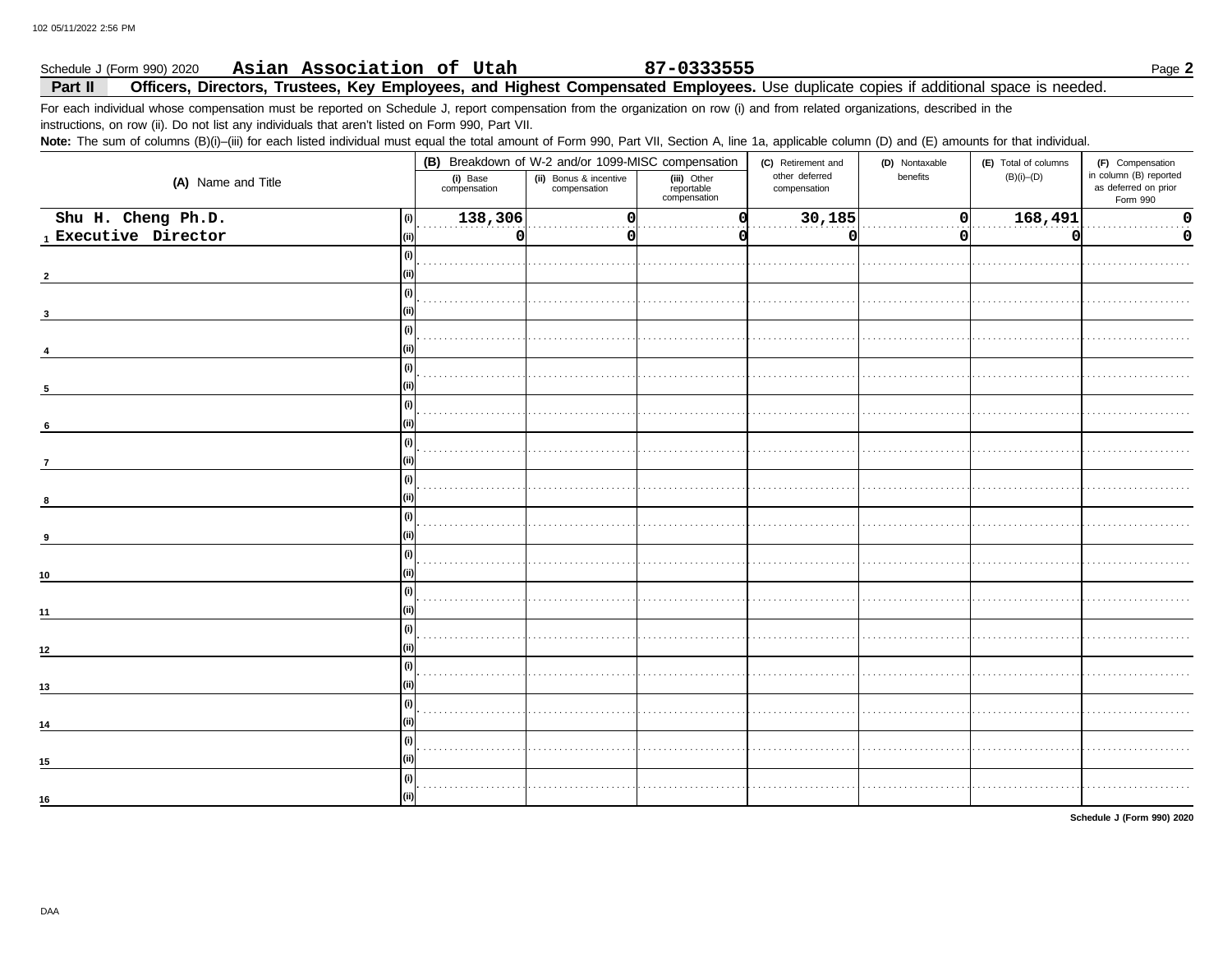Schedule J (Form 990) 2020 **Asian Association of Utah** **87-0333555**

**Part II** **Officers, Directors, Trustees, Key Employees, and Highest Compensated Employees.** Use duplicate copies if additional space is needed.

For each individual whose compensation must be reported on Schedule J, report compensation from the organization on row (i) and from related organizations, described in the instructions, on row (ii). Do not list any individuals that aren't listed on Form 990, Part VII.

**Note:** The sum of columns (B)(i)–(iii) for each listed individual must equal the total amount of Form 990, Part VII, Section A, line 1a, applicable column (D) and (E) amounts for that individual.

| (A) Name and Title | | (B) Breakdown of W-2 and/or 1099-MISC compensation | | | (C) Retirement and other deferred compensation | (D) Nontaxable benefits | (E) Total of columns (B)(i)–(D) | (F) Compensation in column (B) reported as deferred on prior Form 990 |
|---|---|---|---|---|---|---|---|---|
| | | (i) Base compensation | (ii) Bonus & incentive compensation | (iii) Other reportable compensation | | | | |
| 1 Shu H. Cheng Ph.D. Executive Director | (i) | 138,306 | 0 | 0 | 30,185 | 0 | 168,491 | 0 |
| | (ii) | 0 | 0 | 0 | 0 | 0 | 0 | 0 |
| 2 | (i) | | | | | | | |
| | (ii) | | | | | | | |
| 3 | (i) | | | | | | | |
| | (ii) | | | | | | | |
| 4 | (i) | | | | | | | |
| | (ii) | | | | | | | |
| 5 | (i) | | | | | | | |
| | (ii) | | | | | | | |
| 6 | (i) | | | | | | | |
| | (ii) | | | | | | | |
| 7 | (i) | | | | | | | |
| | (ii) | | | | | | | |
| 8 | (i) | | | | | | | |
| | (ii) | | | | | | | |
| 9 | (i) | | | | | | | |
| | (ii) | | | | | | | |
| 10 | (i) | | | | | | | |
| | (ii) | | | | | | | |
| 11 | (i) | | | | | | | |
| | (ii) | | | | | | | |
| 12 | (i) | | | | | | | |
| | (ii) | | | | | | | |
| 13 | (i) | | | | | | | |
| | (ii) | | | | | | | |
| 14 | (i) | | | | | | | |
| | (ii) | | | | | | | |
| 15 | (i) | | | | | | | |
| | (ii) | | | | | | | |
| 16 | (i) | | | | | | | |
| | (ii) | | | | | | | |

Schedule J (Form 990) 2020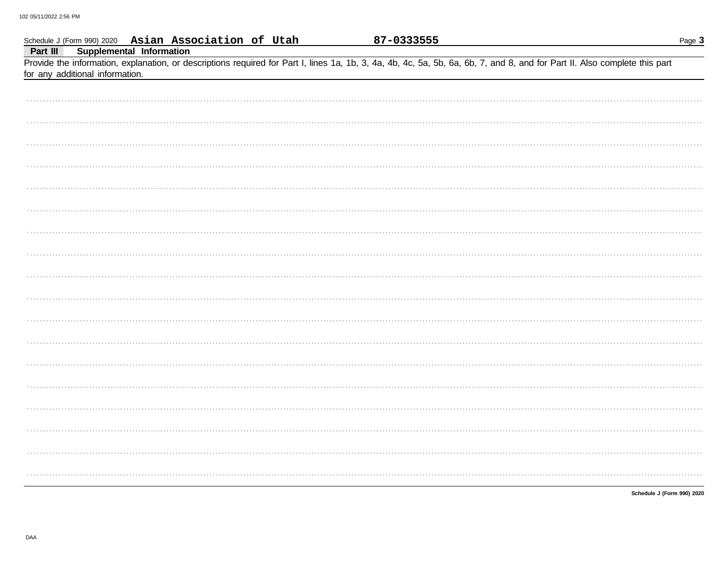Schedule J (Form 990) 2020 **Asian Association of Utah** **87-0333555**

**Part III** **Supplemental Information**

Provide the information, explanation, or descriptions required for Part I, lines 1a, 1b, 3, 4a, 4b, 4c, 5a, 5b, 6a, 6b, 7, and 8, and for Part II. Also complete this part for any additional information.

**Schedule J (Form 990) 2020**

DAA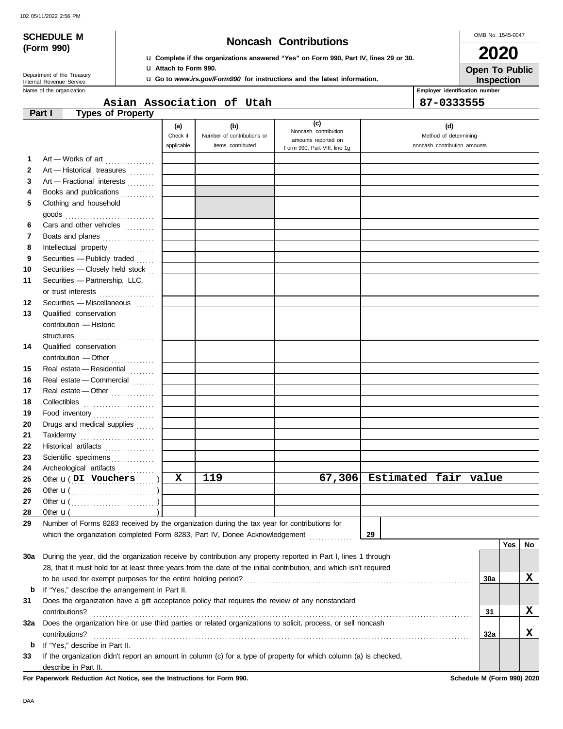**SCHEDULE M (Form 990)**

Department of the Treasury
Internal Revenue Service

# Noncash Contributions

u Complete if the organizations answered "Yes" on Form 990, Part IV, lines 29 or 30.
u Attach to Form 990.
u Go to *www.irs.gov/Form990* for instructions and the latest information.

OMB No. 1545-0047

**2020**

**Open To Public Inspection**

Name of the organization: **Asian Association of Utah**

Employer identification number: **87-0333555**

## Part I Types of Property

| | | (a) Check if applicable | (b) Number of contributions or items contributed | (c) Noncash contribution amounts reported on Form 990, Part VIII, line 1g | (d) Method of determining noncash contribution amounts |
|---|---|---|---|---|---|
| 1 | Art — Works of art | | | | |
| 2 | Art — Historical treasures | | | | |
| 3 | Art — Fractional interests | | | | |
| 4 | Books and publications | | | | |
| 5 | Clothing and household goods | | | | |
| 6 | Cars and other vehicles | | | | |
| 7 | Boats and planes | | | | |
| 8 | Intellectual property | | | | |
| 9 | Securities — Publicly traded | | | | |
| 10 | Securities — Closely held stock | | | | |
| 11 | Securities — Partnership, LLC, or trust interests | | | | |
| 12 | Securities — Miscellaneous | | | | |
| 13 | Qualified conservation contribution — Historic structures | | | | |
| 14 | Qualified conservation contribution — Other | | | | |
| 15 | Real estate — Residential | | | | |
| 16 | Real estate — Commercial | | | | |
| 17 | Real estate — Other | | | | |
| 18 | Collectibles | | | | |
| 19 | Food inventory | | | | |
| 20 | Drugs and medical supplies | | | | |
| 21 | Taxidermy | | | | |
| 22 | Historical artifacts | | | | |
| 23 | Scientific specimens | | | | |
| 24 | Archeological artifacts | | | | |
| 25 | Other u ( DI Vouchers ) | X | 119 | 67,306 | Estimated fair value |
| 26 | Other u ( ) | | | | |
| 27 | Other u ( ) | | | | |
| 28 | Other u ( ) | | | | |

29 Number of Forms 8283 received by the organization during the tax year for contributions for which the organization completed Form 8283, Part IV, Donee Acknowledgement ..... **29**

| | | | Yes | No |
|---|---|---|---|---|
| 30a | During the year, did the organization receive by contribution any property reported in Part I, lines 1 through 28, that it must hold for at least three years from the date of the initial contribution, and which isn't required to be used for exempt purposes for the entire holding period? | 30a | | X |
| b | If "Yes," describe the arrangement in Part II. | | | |
| 31 | Does the organization have a gift acceptance policy that requires the review of any nonstandard contributions? | 31 | | X |
| 32a | Does the organization hire or use third parties or related organizations to solicit, process, or sell noncash contributions? | 32a | | X |
| b | If "Yes," describe in Part II. | | | |
| 33 | If the organization didn't report an amount in column (c) for a type of property for which column (a) is checked, describe in Part II. | | | |

**For Paperwork Reduction Act Notice, see the Instructions for Form 990.** **Schedule M (Form 990) 2020**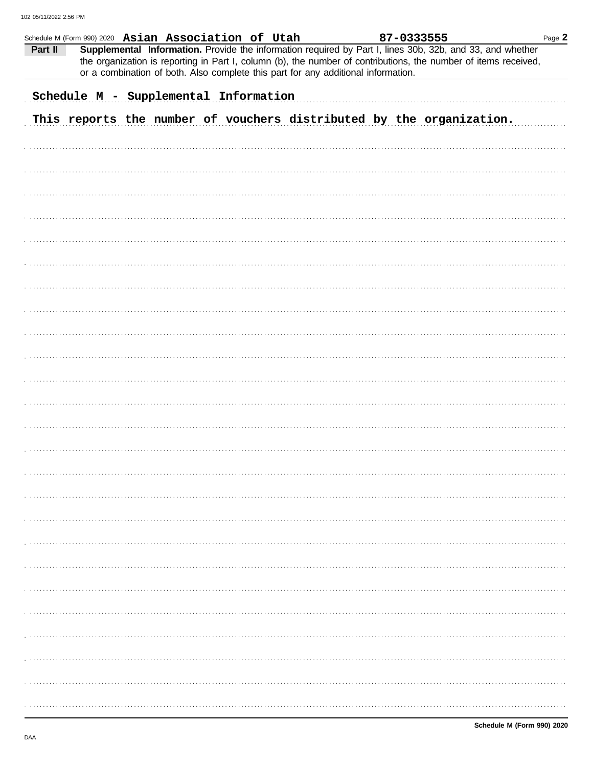Schedule M (Form 990) 2020 **Asian Association of Utah** **87-0333555**

**Part II** **Supplemental Information.** Provide the information required by Part I, lines 30b, 32b, and 33, and whether the organization is reporting in Part I, column (b), the number of contributions, the number of items received, or a combination of both. Also complete this part for any additional information.

Schedule M - Supplemental Information

This reports the number of vouchers distributed by the organization.

**Schedule M (Form 990) 2020**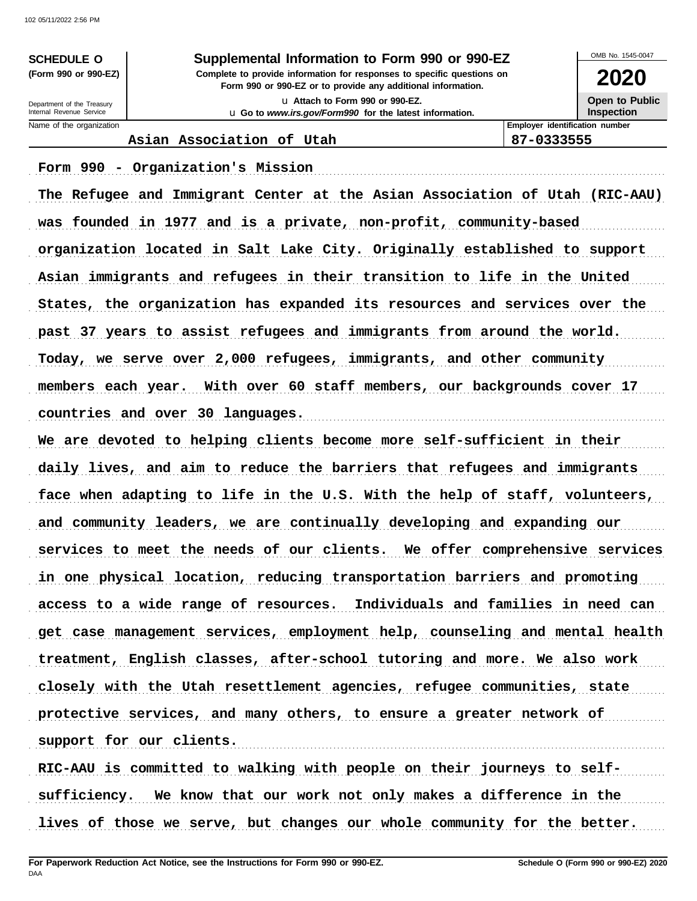**SCHEDULE O** (Form 990 or 990-EZ)

Department of the Treasury
Internal Revenue Service

# Supplemental Information to Form 990 or 990-EZ

**Complete to provide information for responses to specific questions on Form 990 or 990-EZ or to provide any additional information.**

u Attach to Form 990 or 990-EZ.

u Go to *www.irs.gov/Form990* for the latest information.

OMB No. 1545-0047

**2020**

**Open to Public Inspection**

| Name of the organization | Employer identification number |
|---|---|
| Asian Association of Utah | 87-0333555 |

Form 990 - Organization's Mission

The Refugee and Immigrant Center at the Asian Association of Utah (RIC-AAU) was founded in 1977 and is a private, non-profit, community-based organization located in Salt Lake City. Originally established to support Asian immigrants and refugees in their transition to life in the United States, the organization has expanded its resources and services over the past 37 years to assist refugees and immigrants from around the world. Today, we serve over 2,000 refugees, immigrants, and other community members each year. With over 60 staff members, our backgrounds cover 17 countries and over 30 languages.

We are devoted to helping clients become more self-sufficient in their daily lives, and aim to reduce the barriers that refugees and immigrants face when adapting to life in the U.S. With the help of staff, volunteers, and community leaders, we are continually developing and expanding our services to meet the needs of our clients. We offer comprehensive services in one physical location, reducing transportation barriers and promoting access to a wide range of resources. Individuals and families in need can get case management services, employment help, counseling and mental health treatment, English classes, after-school tutoring and more. We also work closely with the Utah resettlement agencies, refugee communities, state protective services, and many others, to ensure a greater network of support for our clients.

RIC-AAU is committed to walking with people on their journeys to self-sufficiency. We know that our work not only makes a difference in the lives of those we serve, but changes our whole community for the better.

**For Paperwork Reduction Act Notice, see the Instructions for Form 990 or 990-EZ.**

DAA

**Schedule O (Form 990 or 990-EZ) 2020**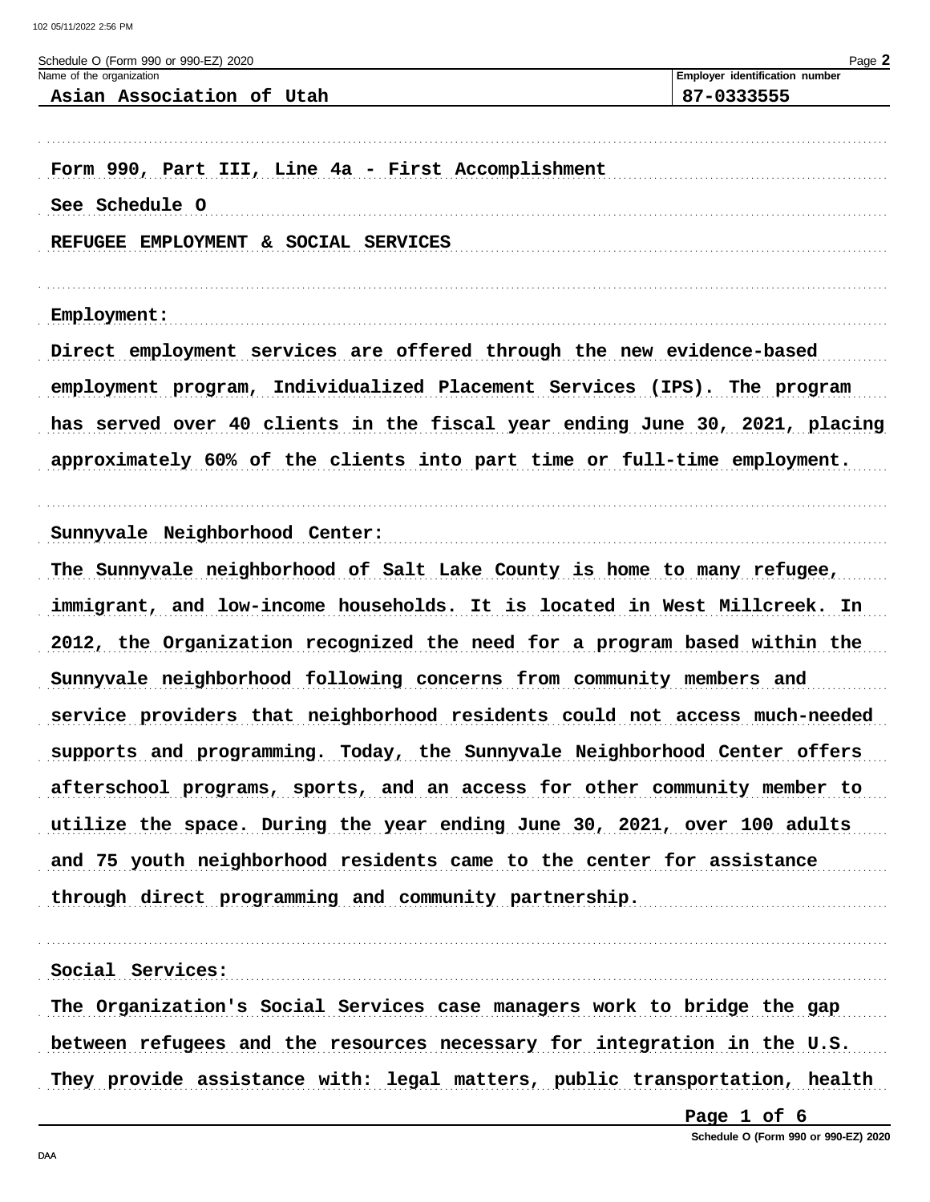Schedule O (Form 990 or 990-EZ) 2020

| Name of the organization | Employer identification number |
| --- | --- |
| Asian Association of Utah | 87-0333555 |

Form 990, Part III, Line 4a - First Accomplishment

See Schedule O

REFUGEE EMPLOYMENT & SOCIAL SERVICES

Employment:

Direct employment services are offered through the new evidence-based employment program, Individualized Placement Services (IPS). The program has served over 40 clients in the fiscal year ending June 30, 2021, placing approximately 60% of the clients into part time or full-time employment.

Sunnyvale Neighborhood Center:

The Sunnyvale neighborhood of Salt Lake County is home to many refugee, immigrant, and low-income households. It is located in West Millcreek. In 2012, the Organization recognized the need for a program based within the Sunnyvale neighborhood following concerns from community members and service providers that neighborhood residents could not access much-needed supports and programming. Today, the Sunnyvale Neighborhood Center offers afterschool programs, sports, and an access for other community member to utilize the space. During the year ending June 30, 2021, over 100 adults and 75 youth neighborhood residents came to the center for assistance through direct programming and community partnership.

Social Services:

The Organization's Social Services case managers work to bridge the gap between refugees and the resources necessary for integration in the U.S. They provide assistance with: legal matters, public transportation, health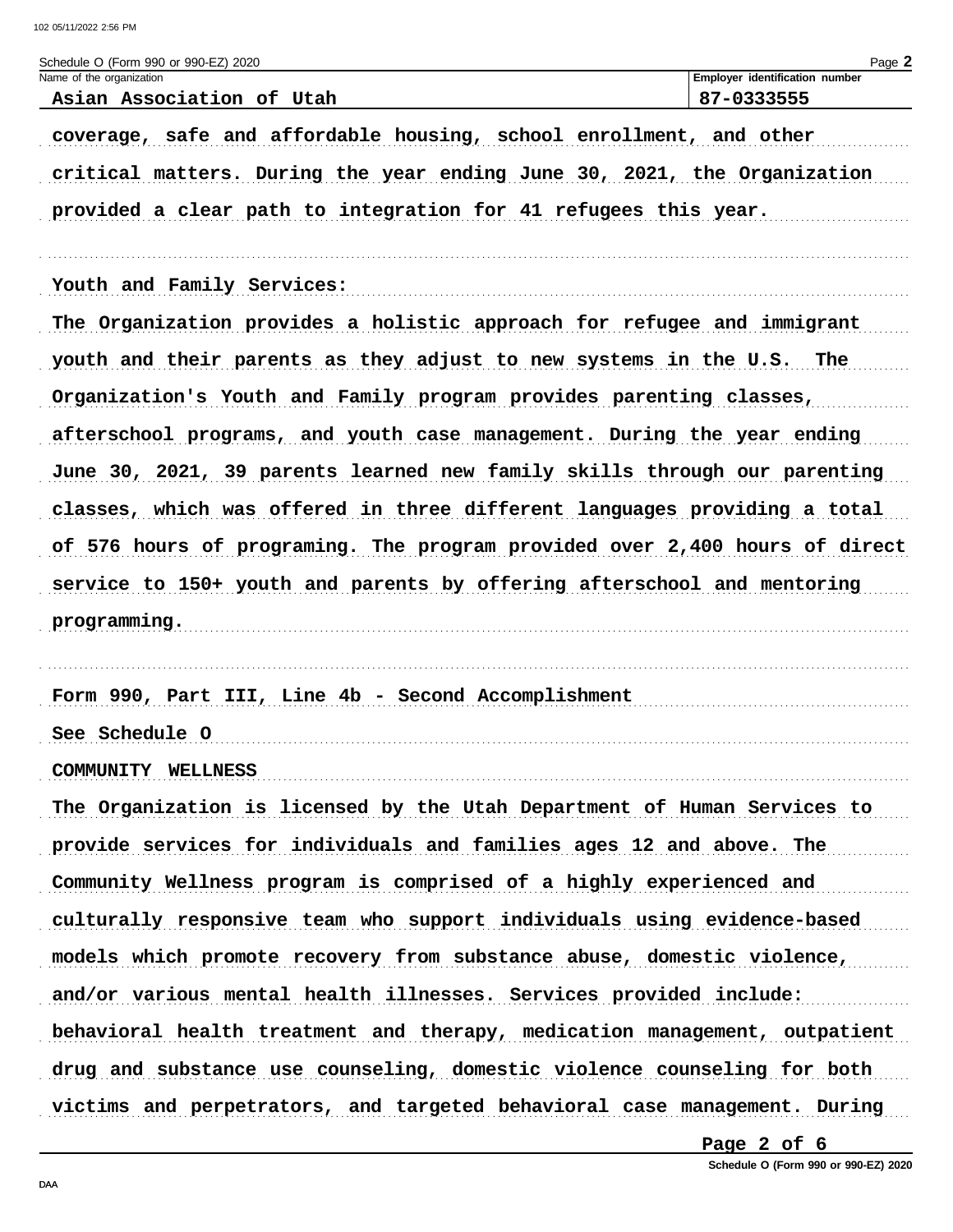Schedule O (Form 990 or 990-EZ) 2020

| Name of the organization | Employer identification number |
|---|---|
| Asian Association of Utah | 87-0333555 |

coverage, safe and affordable housing, school enrollment, and other critical matters. During the year ending June 30, 2021, the Organization provided a clear path to integration for 41 refugees this year.

Youth and Family Services:

The Organization provides a holistic approach for refugee and immigrant youth and their parents as they adjust to new systems in the U.S. The Organization's Youth and Family program provides parenting classes, afterschool programs, and youth case management. During the year ending June 30, 2021, 39 parents learned new family skills through our parenting classes, which was offered in three different languages providing a total of 576 hours of programing. The program provided over 2,400 hours of direct service to 150+ youth and parents by offering afterschool and mentoring programming.

Form 990, Part III, Line 4b - Second Accomplishment

See Schedule O

COMMUNITY WELLNESS

The Organization is licensed by the Utah Department of Human Services to provide services for individuals and families ages 12 and above. The Community Wellness program is comprised of a highly experienced and culturally responsive team who support individuals using evidence-based models which promote recovery from substance abuse, domestic violence, and/or various mental health illnesses. Services provided include: behavioral health treatment and therapy, medication management, outpatient drug and substance use counseling, domestic violence counseling for both victims and perpetrators, and targeted behavioral case management. During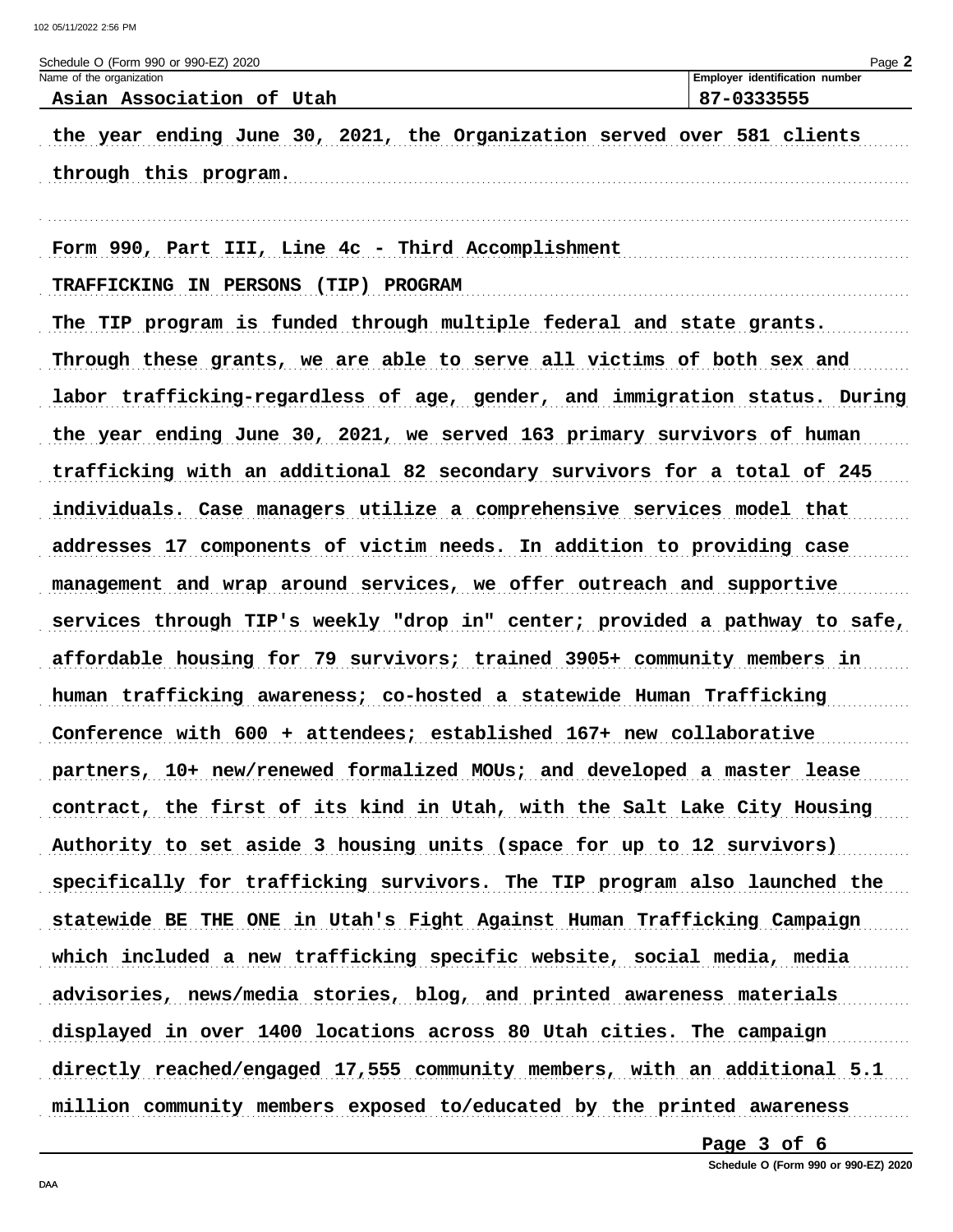Schedule O (Form 990 or 990-EZ) 2020

| Name of the organization | Employer identification number |
| --- | --- |
| Asian Association of Utah | 87-0333555 |

the year ending June 30, 2021, the Organization served over 581 clients through this program.

Form 990, Part III, Line 4c - Third Accomplishment

TRAFFICKING IN PERSONS (TIP) PROGRAM

The TIP program is funded through multiple federal and state grants. Through these grants, we are able to serve all victims of both sex and labor trafficking-regardless of age, gender, and immigration status. During the year ending June 30, 2021, we served 163 primary survivors of human trafficking with an additional 82 secondary survivors for a total of 245 individuals. Case managers utilize a comprehensive services model that addresses 17 components of victim needs. In addition to providing case management and wrap around services, we offer outreach and supportive services through TIP's weekly "drop in" center; provided a pathway to safe, affordable housing for 79 survivors; trained 3905+ community members in human trafficking awareness; co-hosted a statewide Human Trafficking Conference with 600 + attendees; established 167+ new collaborative partners, 10+ new/renewed formalized MOUs; and developed a master lease contract, the first of its kind in Utah, with the Salt Lake City Housing Authority to set aside 3 housing units (space for up to 12 survivors) specifically for trafficking survivors. The TIP program also launched the statewide BE THE ONE in Utah's Fight Against Human Trafficking Campaign which included a new trafficking specific website, social media, media advisories, news/media stories, blog, and printed awareness materials displayed in over 1400 locations across 80 Utah cities. The campaign directly reached/engaged 17,555 community members, with an additional 5.1 million community members exposed to/educated by the printed awareness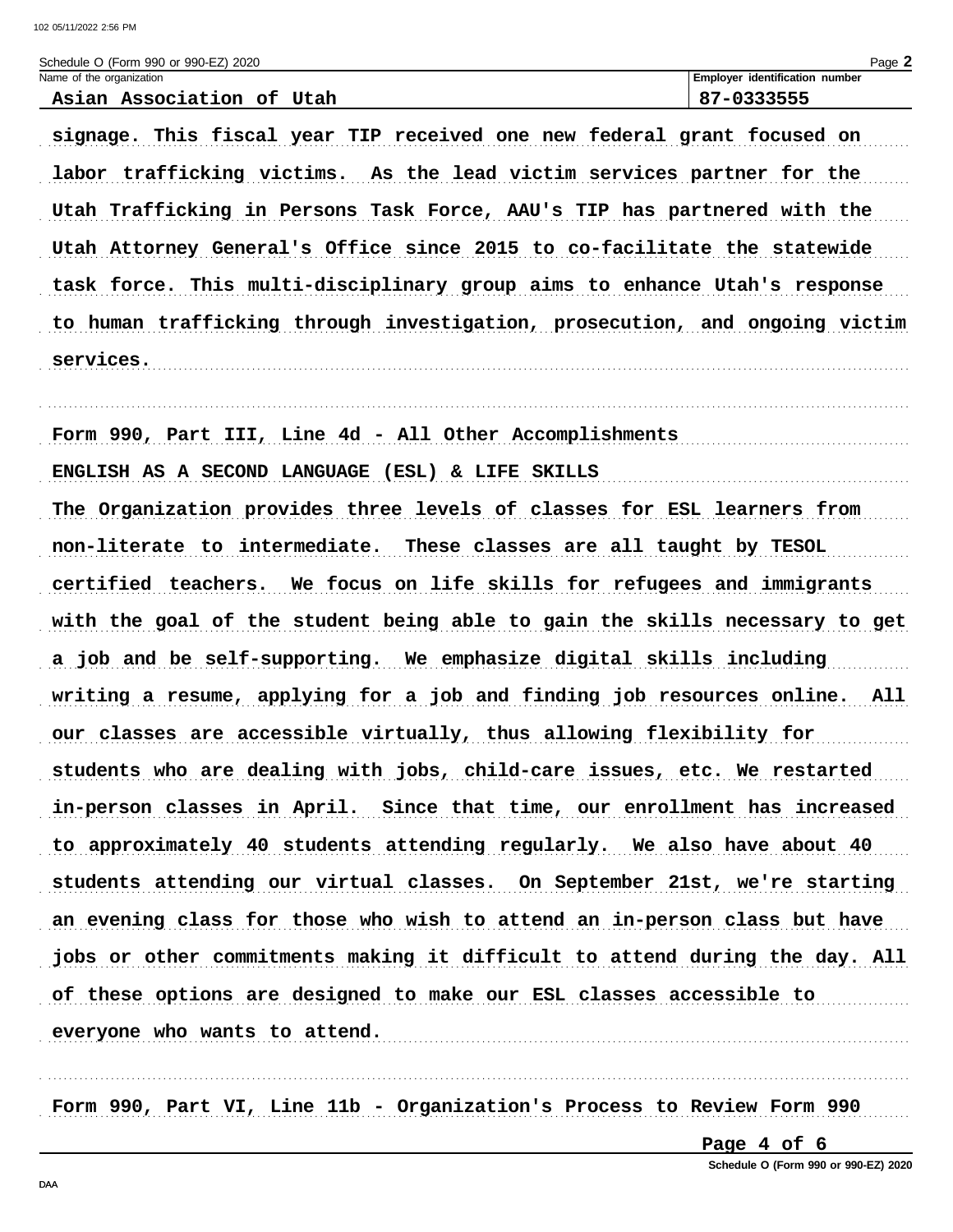Schedule O (Form 990 or 990-EZ) 2020

| Name of the organization | Employer identification number |
| --- | --- |
| Asian Association of Utah | 87-0333555 |

signage. This fiscal year TIP received one new federal grant focused on labor trafficking victims. As the lead victim services partner for the Utah Trafficking in Persons Task Force, AAU's TIP has partnered with the Utah Attorney General's Office since 2015 to co-facilitate the statewide task force. This multi-disciplinary group aims to enhance Utah's response to human trafficking through investigation, prosecution, and ongoing victim services.

Form 990, Part III, Line 4d - All Other Accomplishments

ENGLISH AS A SECOND LANGUAGE (ESL) & LIFE SKILLS

The Organization provides three levels of classes for ESL learners from non-literate to intermediate. These classes are all taught by TESOL certified teachers. We focus on life skills for refugees and immigrants with the goal of the student being able to gain the skills necessary to get a job and be self-supporting. We emphasize digital skills including writing a resume, applying for a job and finding job resources online. All our classes are accessible virtually, thus allowing flexibility for students who are dealing with jobs, child-care issues, etc. We restarted in-person classes in April. Since that time, our enrollment has increased to approximately 40 students attending regularly. We also have about 40 students attending our virtual classes. On September 21st, we're starting an evening class for those who wish to attend an in-person class but have jobs or other commitments making it difficult to attend during the day. All of these options are designed to make our ESL classes accessible to everyone who wants to attend.

Form 990, Part VI, Line 11b - Organization's Process to Review Form 990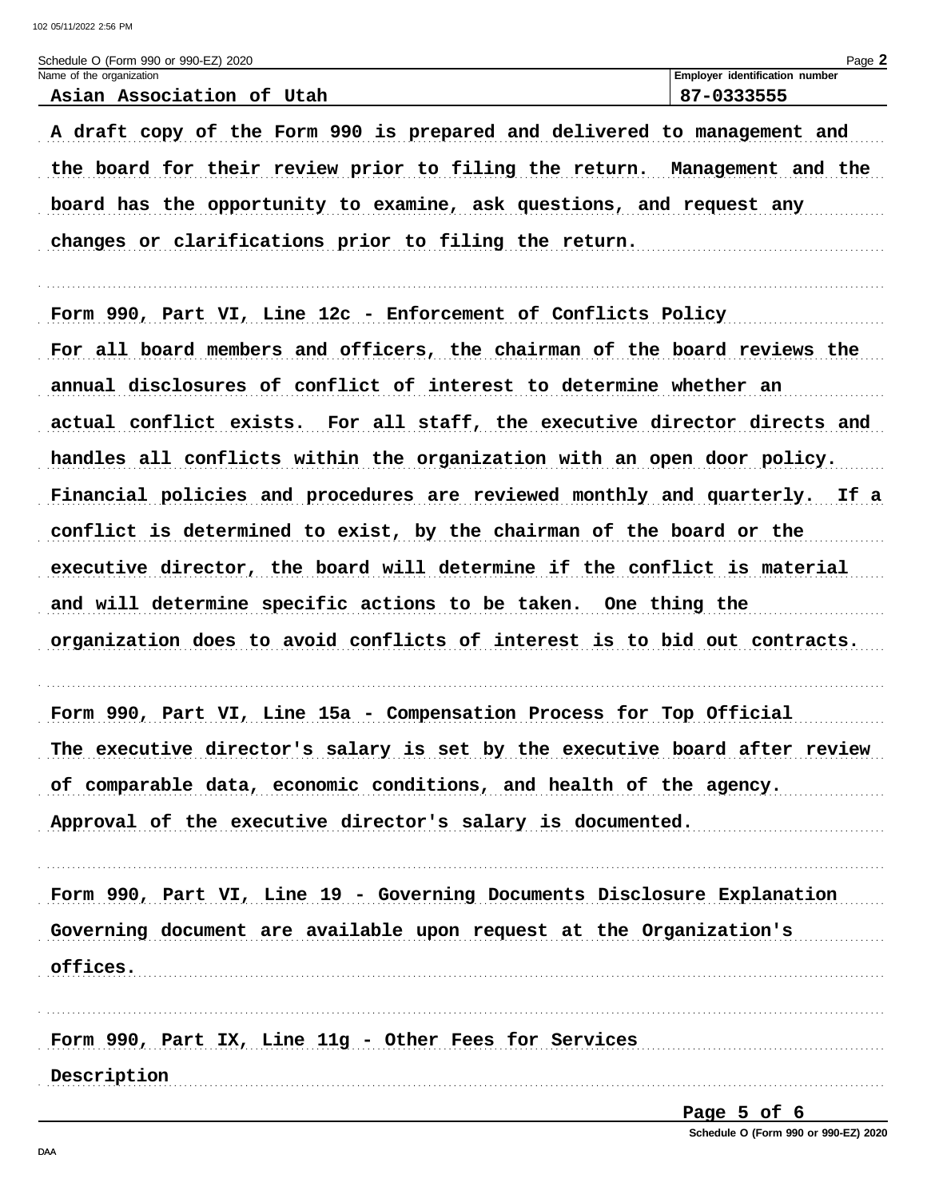Schedule O (Form 990 or 990-EZ) 2020

| Name of the organization | Employer identification number |
| --- | --- |
| Asian Association of Utah | 87-0333555 |

A draft copy of the Form 990 is prepared and delivered to management and the board for their review prior to filing the return. Management and the board has the opportunity to examine, ask questions, and request any changes or clarifications prior to filing the return.

Form 990, Part VI, Line 12c - Enforcement of Conflicts Policy

For all board members and officers, the chairman of the board reviews the annual disclosures of conflict of interest to determine whether an actual conflict exists. For all staff, the executive director directs and handles all conflicts within the organization with an open door policy. Financial policies and procedures are reviewed monthly and quarterly. If a conflict is determined to exist, by the chairman of the board or the executive director, the board will determine if the conflict is material and will determine specific actions to be taken. One thing the organization does to avoid conflicts of interest is to bid out contracts.

Form 990, Part VI, Line 15a - Compensation Process for Top Official

The executive director's salary is set by the executive board after review of comparable data, economic conditions, and health of the agency. Approval of the executive director's salary is documented.

Form 990, Part VI, Line 19 - Governing Documents Disclosure Explanation

Governing document are available upon request at the Organization's offices.

Form 990, Part IX, Line 11g - Other Fees for Services

Description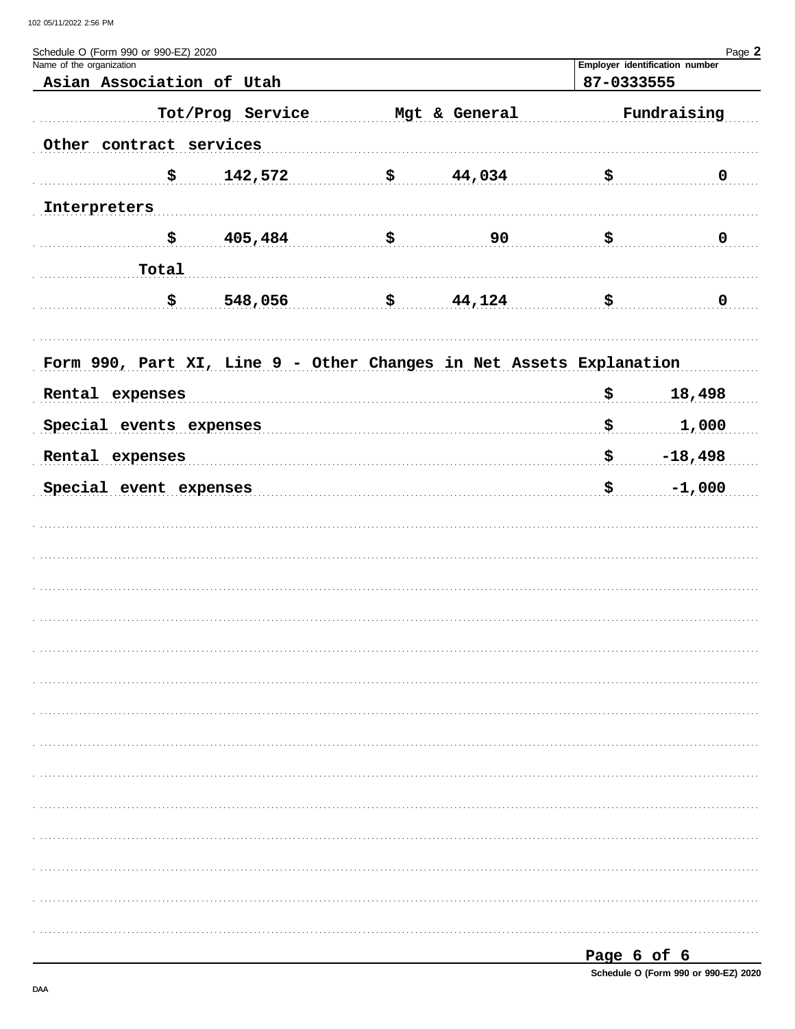Schedule O (Form 990 or 990-EZ) 2020

Name of the organization: Asian Association of Utah

Employer identification number: 87-0333555

| | Tot/Prog Service | Mgt & General | Fundraising |
|---|---|---|---|
| Other contract services | | | |
| | $ 142,572 | $ 44,034 | $ 0 |
| Interpreters | | | |
| | $ 405,484 | $ 90 | $ 0 |
| Total | | | |
| | $ 548,056 | $ 44,124 | $ 0 |

**Form 990, Part XI, Line 9 - Other Changes in Net Assets Explanation**

| | |
|---|---|
| Rental expenses | $ 18,498 |
| Special events expenses | $ 1,000 |
| Rental expenses | $ -18,498 |
| Special event expenses | $ -1,000 |

Schedule O (Form 990 or 990-EZ) 2020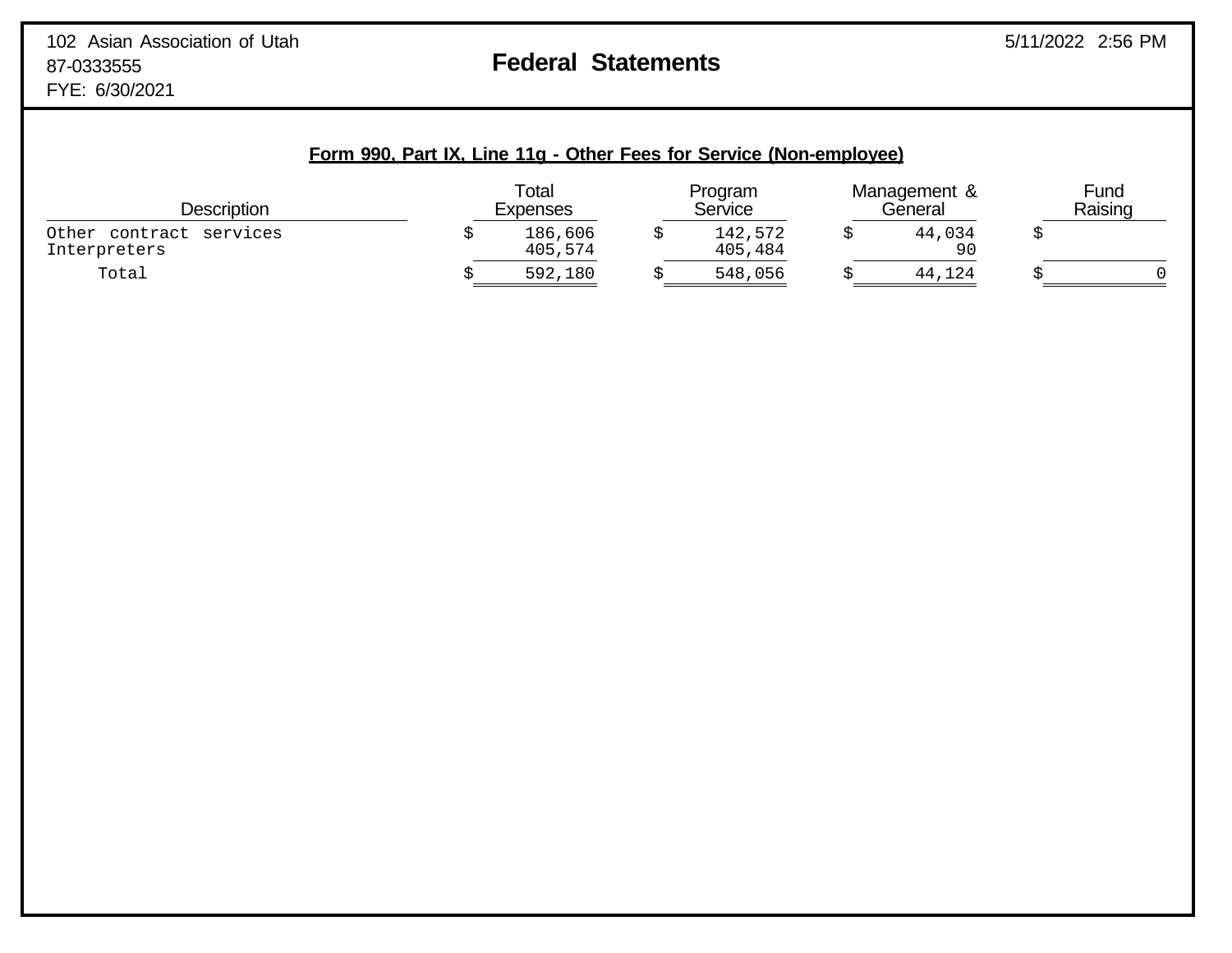102 Asian Association of Utah
87-0333555
FYE: 6/30/2021

# Federal Statements

5/11/2022 2:56 PM

## Form 990, Part IX, Line 11g - Other Fees for Service (Non-employee)

| Description | Total Expenses | Program Service | Management & General | Fund Raising |
|---|---|---|---|---|
| Other contract services | $ 186,606 | $ 142,572 | $ 44,034 | $ |
| Interpreters | 405,574 | 405,484 | 90 | |
| Total | $ 592,180 | $ 548,056 | $ 44,124 | $ 0 |